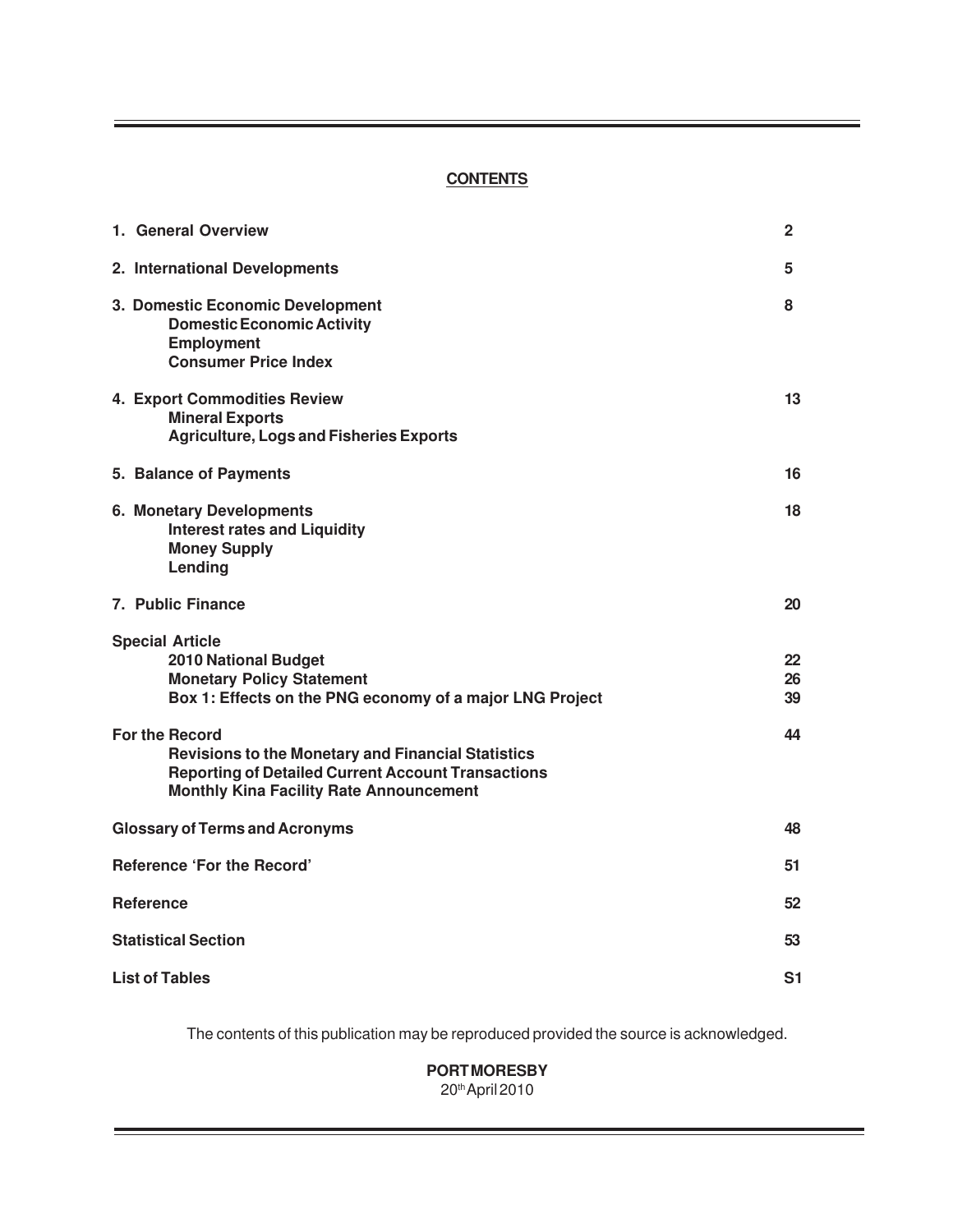# CONTENTS

| | |
|---|---|
| **1. General Overview** | **2** |
| **2. International Developments** | **5** |
| **3. Domestic Economic Development**<br>**Domestic Economic Activity**<br>**Employment**<br>**Consumer Price Index** | **8** |
| **4. Export Commodities Review**<br>**Mineral Exports**<br>**Agriculture, Logs and Fisheries Exports** | **13** |
| **5. Balance of Payments** | **16** |
| **6. Monetary Developments**<br>**Interest rates and Liquidity**<br>**Money Supply**<br>**Lending** | **18** |
| **7. Public Finance** | **20** |
| **Special Article** | |
| **2010 National Budget** | **22** |
| **Monetary Policy Statement** | **26** |
| **Box 1: Effects on the PNG economy of a major LNG Project** | **39** |
| **For the Record**<br>**Revisions to the Monetary and Financial Statistics**<br>**Reporting of Detailed Current Account Transactions**<br>**Monthly Kina Facility Rate Announcement** | **44** |
| **Glossary of Terms and Acronyms** | **48** |
| **Reference 'For the Record'** | **51** |
| **Reference** | **52** |
| **Statistical Section** | **53** |
| **List of Tables** | **S1** |

The contents of this publication may be reproduced provided the source is acknowledged.

**PORT MORESBY**
20th April 2010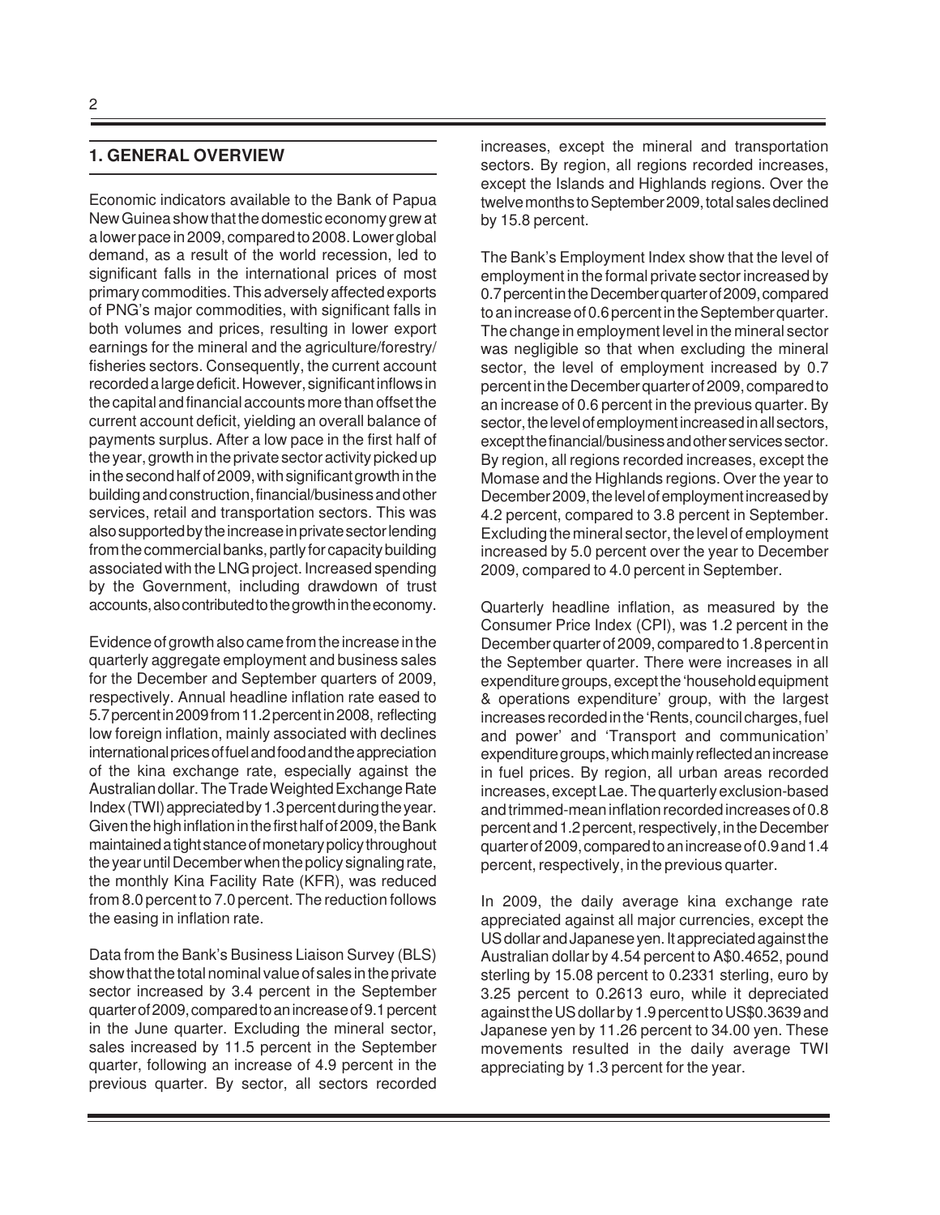## 1. GENERAL OVERVIEW

Economic indicators available to the Bank of Papua New Guinea show that the domestic economy grew at a lower pace in 2009, compared to 2008. Lower global demand, as a result of the world recession, led to significant falls in the international prices of most primary commodities. This adversely affected exports of PNG's major commodities, with significant falls in both volumes and prices, resulting in lower export earnings for the mineral and the agriculture/forestry/fisheries sectors. Consequently, the current account recorded a large deficit. However, significant inflows in the capital and financial accounts more than offset the current account deficit, yielding an overall balance of payments surplus. After a low pace in the first half of the year, growth in the private sector activity picked up in the second half of 2009, with significant growth in the building and construction, financial/business and other services, retail and transportation sectors. This was also supported by the increase in private sector lending from the commercial banks, partly for capacity building associated with the LNG project. Increased spending by the Government, including drawdown of trust accounts, also contributed to the growth in the economy.

Evidence of growth also came from the increase in the quarterly aggregate employment and business sales for the December and September quarters of 2009, respectively. Annual headline inflation rate eased to 5.7 percent in 2009 from 11.2 percent in 2008, reflecting low foreign inflation, mainly associated with declines international prices of fuel and food and the appreciation of the kina exchange rate, especially against the Australian dollar. The Trade Weighted Exchange Rate Index (TWI) appreciated by 1.3 percent during the year. Given the high inflation in the first half of 2009, the Bank maintained a tight stance of monetary policy throughout the year until December when the policy signaling rate, the monthly Kina Facility Rate (KFR), was reduced from 8.0 percent to 7.0 percent. The reduction follows the easing in inflation rate.

Data from the Bank's Business Liaison Survey (BLS) show that the total nominal value of sales in the private sector increased by 3.4 percent in the September quarter of 2009, compared to an increase of 9.1 percent in the June quarter. Excluding the mineral sector, sales increased by 11.5 percent in the September quarter, following an increase of 4.9 percent in the previous quarter. By sector, all sectors recorded increases, except the mineral and transportation sectors. By region, all regions recorded increases, except the Islands and Highlands regions. Over the twelve months to September 2009, total sales declined by 15.8 percent.

The Bank's Employment Index show that the level of employment in the formal private sector increased by 0.7 percent in the December quarter of 2009, compared to an increase of 0.6 percent in the September quarter. The change in employment level in the mineral sector was negligible so that when excluding the mineral sector, the level of employment increased by 0.7 percent in the December quarter of 2009, compared to an increase of 0.6 percent in the previous quarter. By sector, the level of employment increased in all sectors, except the financial/business and other services sector. By region, all regions recorded increases, except the Momase and the Highlands regions. Over the year to December 2009, the level of employment increased by 4.2 percent, compared to 3.8 percent in September. Excluding the mineral sector, the level of employment increased by 5.0 percent over the year to December 2009, compared to 4.0 percent in September.

Quarterly headline inflation, as measured by the Consumer Price Index (CPI), was 1.2 percent in the December quarter of 2009, compared to 1.8 percent in the September quarter. There were increases in all expenditure groups, except the 'household equipment & operations expenditure' group, with the largest increases recorded in the 'Rents, council charges, fuel and power' and 'Transport and communication' expenditure groups, which mainly reflected an increase in fuel prices. By region, all urban areas recorded increases, except Lae. The quarterly exclusion-based and trimmed-mean inflation recorded increases of 0.8 percent and 1.2 percent, respectively, in the December quarter of 2009, compared to an increase of 0.9 and 1.4 percent, respectively, in the previous quarter.

In 2009, the daily average kina exchange rate appreciated against all major currencies, except the US dollar and Japanese yen. It appreciated against the Australian dollar by 4.54 percent to A$0.4652, pound sterling by 15.08 percent to 0.2331 sterling, euro by 3.25 percent to 0.2613 euro, while it depreciated against the US dollar by 1.9 percent to US$0.3639 and Japanese yen by 11.26 percent to 34.00 yen. These movements resulted in the daily average TWI appreciating by 1.3 percent for the year.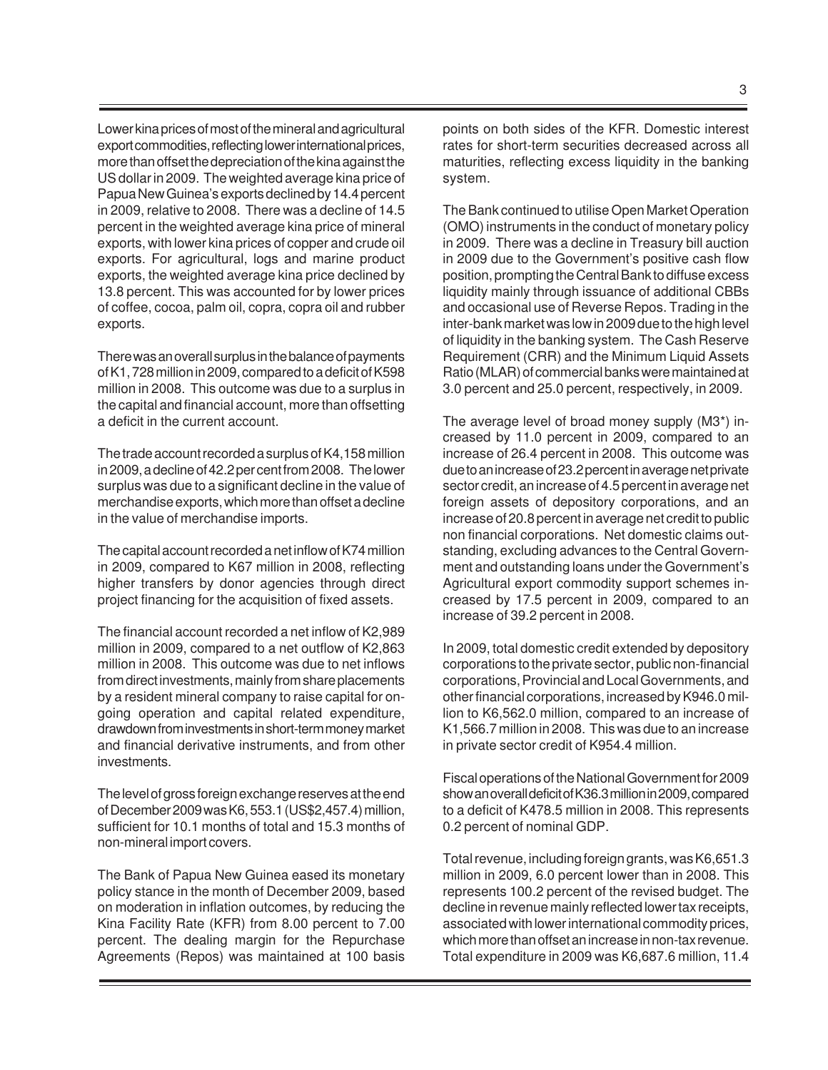Lower kina prices of most of the mineral and agricultural export commodities, reflecting lower international prices, more than offset the depreciation of the kina against the US dollar in 2009. The weighted average kina price of Papua New Guinea's exports declined by 14.4 percent in 2009, relative to 2008. There was a decline of 14.5 percent in the weighted average kina price of mineral exports, with lower kina prices of copper and crude oil exports. For agricultural, logs and marine product exports, the weighted average kina price declined by 13.8 percent. This was accounted for by lower prices of coffee, cocoa, palm oil, copra, copra oil and rubber exports.

There was an overall surplus in the balance of payments of K1,728 million in 2009, compared to a deficit of K598 million in 2008. This outcome was due to a surplus in the capital and financial account, more than offsetting a deficit in the current account.

The trade account recorded a surplus of K4,158 million in 2009, a decline of 42.2 per cent from 2008. The lower surplus was due to a significant decline in the value of merchandise exports, which more than offset a decline in the value of merchandise imports.

The capital account recorded a net inflow of K74 million in 2009, compared to K67 million in 2008, reflecting higher transfers by donor agencies through direct project financing for the acquisition of fixed assets.

The financial account recorded a net inflow of K2,989 million in 2009, compared to a net outflow of K2,863 million in 2008. This outcome was due to net inflows from direct investments, mainly from share placements by a resident mineral company to raise capital for on-going operation and capital related expenditure, drawdown from investments in short-term money market and financial derivative instruments, and from other investments.

The level of gross foreign exchange reserves at the end of December 2009 was K6,553.1 (US$2,457.4) million, sufficient for 10.1 months of total and 15.3 months of non-mineral import covers.

The Bank of Papua New Guinea eased its monetary policy stance in the month of December 2009, based on moderation in inflation outcomes, by reducing the Kina Facility Rate (KFR) from 8.00 percent to 7.00 percent. The dealing margin for the Repurchase Agreements (Repos) was maintained at 100 basis points on both sides of the KFR. Domestic interest rates for short-term securities decreased across all maturities, reflecting excess liquidity in the banking system.

The Bank continued to utilise Open Market Operation (OMO) instruments in the conduct of monetary policy in 2009. There was a decline in Treasury bill auction in 2009 due to the Government's positive cash flow position, prompting the Central Bank to diffuse excess liquidity mainly through issuance of additional CBBs and occasional use of Reverse Repos. Trading in the inter-bank market was low in 2009 due to the high level of liquidity in the banking system. The Cash Reserve Requirement (CRR) and the Minimum Liquid Assets Ratio (MLAR) of commercial banks were maintained at 3.0 percent and 25.0 percent, respectively, in 2009.

The average level of broad money supply (M3*) increased by 11.0 percent in 2009, compared to an increase of 26.4 percent in 2008. This outcome was due to an increase of 23.2 percent in average net private sector credit, an increase of 4.5 percent in average net foreign assets of depository corporations, and an increase of 20.8 percent in average net credit to public non financial corporations. Net domestic claims outstanding, excluding advances to the Central Government and outstanding loans under the Government's Agricultural export commodity support schemes increased by 17.5 percent in 2009, compared to an increase of 39.2 percent in 2008.

In 2009, total domestic credit extended by depository corporations to the private sector, public non-financial corporations, Provincial and Local Governments, and other financial corporations, increased by K946.0 million to K6,562.0 million, compared to an increase of K1,566.7 million in 2008. This was due to an increase in private sector credit of K954.4 million.

Fiscal operations of the National Government for 2009 show an overall deficit of K36.3 million in 2009, compared to a deficit of K478.5 million in 2008. This represents 0.2 percent of nominal GDP.

Total revenue, including foreign grants, was K6,651.3 million in 2009, 6.0 percent lower than in 2008. This represents 100.2 percent of the revised budget. The decline in revenue mainly reflected lower tax receipts, associated with lower international commodity prices, which more than offset an increase in non-tax revenue. Total expenditure in 2009 was K6,687.6 million, 11.4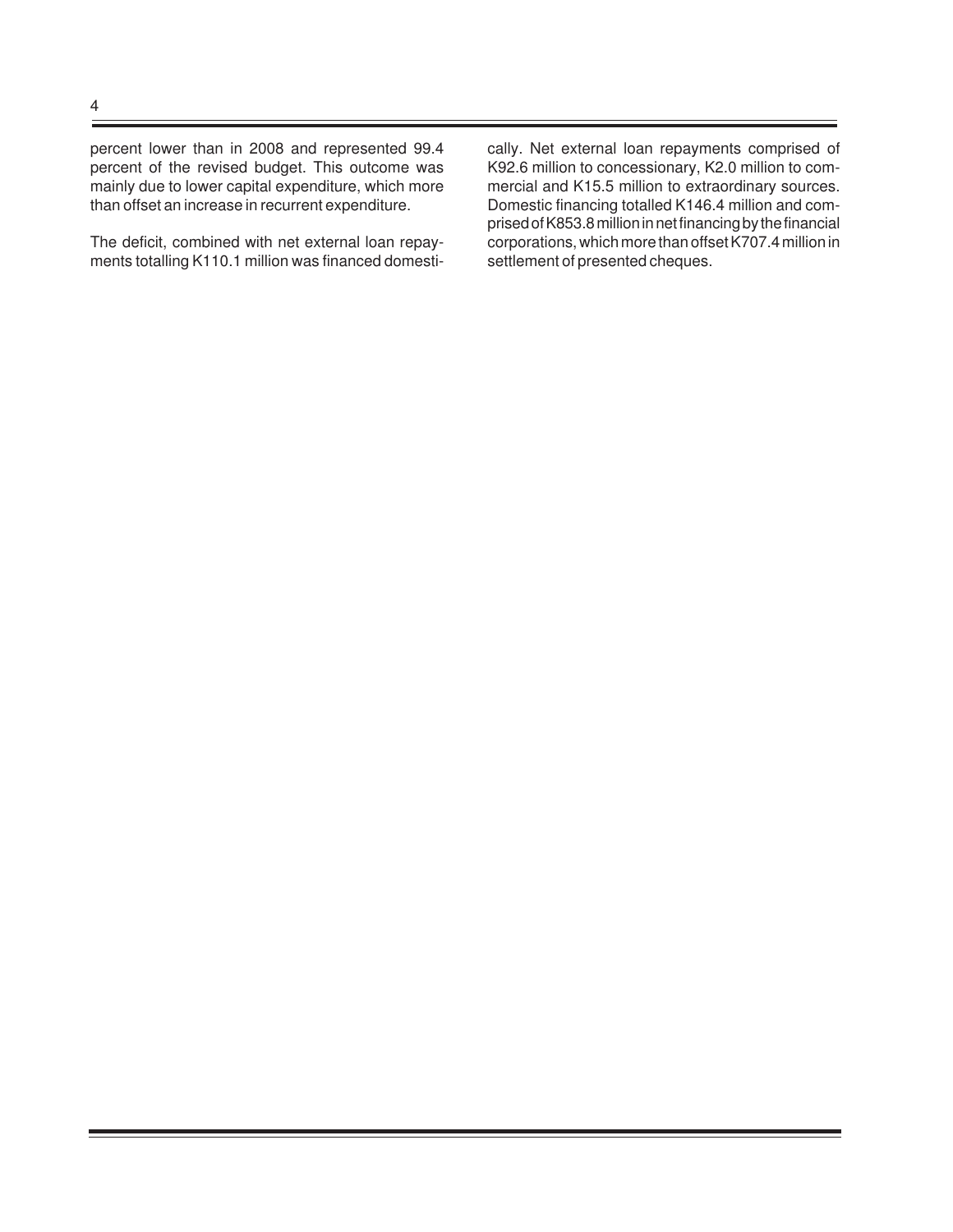percent lower than in 2008 and represented 99.4 percent of the revised budget. This outcome was mainly due to lower capital expenditure, which more than offset an increase in recurrent expenditure.

The deficit, combined with net external loan repayments totalling K110.1 million was financed domestically. Net external loan repayments comprised of K92.6 million to concessionary, K2.0 million to commercial and K15.5 million to extraordinary sources. Domestic financing totalled K146.4 million and comprised of K853.8 million in net financing by the financial corporations, which more than offset K707.4 million in settlement of presented cheques.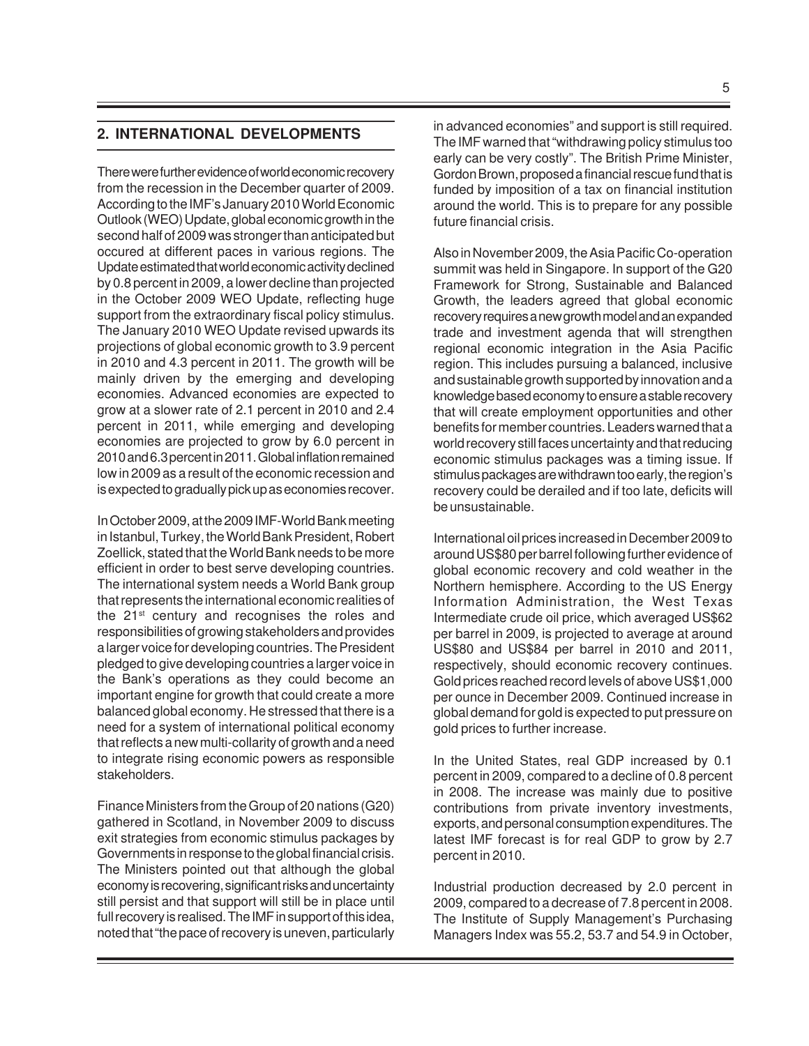## 2. INTERNATIONAL DEVELOPMENTS

There were further evidence of world economic recovery from the recession in the December quarter of 2009. According to the IMF's January 2010 World Economic Outlook (WEO) Update, global economic growth in the second half of 2009 was stronger than anticipated but occured at different paces in various regions. The Update estimated that world economic activity declined by 0.8 percent in 2009, a lower decline than projected in the October 2009 WEO Update, reflecting huge support from the extraordinary fiscal policy stimulus. The January 2010 WEO Update revised upwards its projections of global economic growth to 3.9 percent in 2010 and 4.3 percent in 2011. The growth will be mainly driven by the emerging and developing economies. Advanced economies are expected to grow at a slower rate of 2.1 percent in 2010 and 2.4 percent in 2011, while emerging and developing economies are projected to grow by 6.0 percent in 2010 and 6.3 percent in 2011. Global inflation remained low in 2009 as a result of the economic recession and is expected to gradually pick up as economies recover.

In October 2009, at the 2009 IMF-World Bank meeting in Istanbul, Turkey, the World Bank President, Robert Zoellick, stated that the World Bank needs to be more efficient in order to best serve developing countries. The international system needs a World Bank group that represents the international economic realities of the 21st century and recognises the roles and responsibilities of growing stakeholders and provides a larger voice for developing countries. The President pledged to give developing countries a larger voice in the Bank's operations as they could become an important engine for growth that could create a more balanced global economy. He stressed that there is a need for a system of international political economy that reflects a new multi-collarity of growth and a need to integrate rising economic powers as responsible stakeholders.

Finance Ministers from the Group of 20 nations (G20) gathered in Scotland, in November 2009 to discuss exit strategies from economic stimulus packages by Governments in response to the global financial crisis. The Ministers pointed out that although the global economy is recovering, significant risks and uncertainty still persist and that support will still be in place until full recovery is realised. The IMF in support of this idea, noted that "the pace of recovery is uneven, particularly in advanced economies" and support is still required. The IMF warned that "withdrawing policy stimulus too early can be very costly". The British Prime Minister, Gordon Brown, proposed a financial rescue fund that is funded by imposition of a tax on financial institution around the world. This is to prepare for any possible future financial crisis.

Also in November 2009, the Asia Pacific Co-operation summit was held in Singapore. In support of the G20 Framework for Strong, Sustainable and Balanced Growth, the leaders agreed that global economic recovery requires a new growth model and an expanded trade and investment agenda that will strengthen regional economic integration in the Asia Pacific region. This includes pursuing a balanced, inclusive and sustainable growth supported by innovation and a knowledge based economy to ensure a stable recovery that will create employment opportunities and other benefits for member countries. Leaders warned that a world recovery still faces uncertainty and that reducing economic stimulus packages was a timing issue. If stimulus packages are withdrawn too early, the region's recovery could be derailed and if too late, deficits will be unsustainable.

International oil prices increased in December 2009 to around US$80 per barrel following further evidence of global economic recovery and cold weather in the Northern hemisphere. According to the US Energy Information Administration, the West Texas Intermediate crude oil price, which averaged US$62 per barrel in 2009, is projected to average at around US$80 and US$84 per barrel in 2010 and 2011, respectively, should economic recovery continues. Gold prices reached record levels of above US$1,000 per ounce in December 2009. Continued increase in global demand for gold is expected to put pressure on gold prices to further increase.

In the United States, real GDP increased by 0.1 percent in 2009, compared to a decline of 0.8 percent in 2008. The increase was mainly due to positive contributions from private inventory investments, exports, and personal consumption expenditures. The latest IMF forecast is for real GDP to grow by 2.7 percent in 2010.

Industrial production decreased by 2.0 percent in 2009, compared to a decrease of 7.8 percent in 2008. The Institute of Supply Management's Purchasing Managers Index was 55.2, 53.7 and 54.9 in October,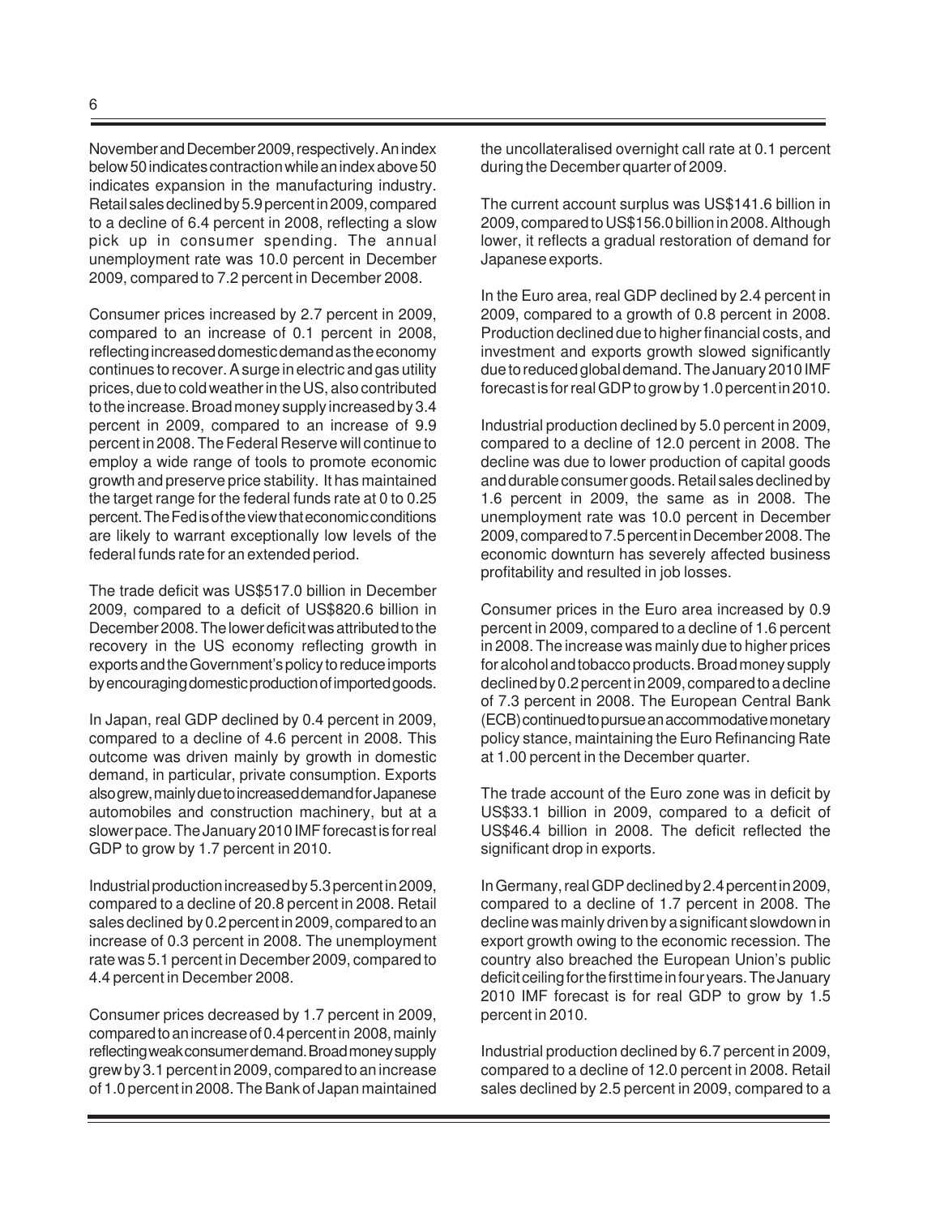November and December 2009, respectively. An index below 50 indicates contraction while an index above 50 indicates expansion in the manufacturing industry. Retail sales declined by 5.9 percent in 2009, compared to a decline of 6.4 percent in 2008, reflecting a slow pick up in consumer spending. The annual unemployment rate was 10.0 percent in December 2009, compared to 7.2 percent in December 2008.

Consumer prices increased by 2.7 percent in 2009, compared to an increase of 0.1 percent in 2008, reflecting increased domestic demand as the economy continues to recover. A surge in electric and gas utility prices, due to cold weather in the US, also contributed to the increase. Broad money supply increased by 3.4 percent in 2009, compared to an increase of 9.9 percent in 2008. The Federal Reserve will continue to employ a wide range of tools to promote economic growth and preserve price stability. It has maintained the target range for the federal funds rate at 0 to 0.25 percent. The Fed is of the view that economic conditions are likely to warrant exceptionally low levels of the federal funds rate for an extended period.

The trade deficit was US$517.0 billion in December 2009, compared to a deficit of US$820.6 billion in December 2008. The lower deficit was attributed to the recovery in the US economy reflecting growth in exports and the Government's policy to reduce imports by encouraging domestic production of imported goods.

In Japan, real GDP declined by 0.4 percent in 2009, compared to a decline of 4.6 percent in 2008. This outcome was driven mainly by growth in domestic demand, in particular, private consumption. Exports also grew, mainly due to increased demand for Japanese automobiles and construction machinery, but at a slower pace. The January 2010 IMF forecast is for real GDP to grow by 1.7 percent in 2010.

Industrial production increased by 5.3 percent in 2009, compared to a decline of 20.8 percent in 2008. Retail sales declined by 0.2 percent in 2009, compared to an increase of 0.3 percent in 2008. The unemployment rate was 5.1 percent in December 2009, compared to 4.4 percent in December 2008.

Consumer prices decreased by 1.7 percent in 2009, compared to an increase of 0.4 percent in 2008, mainly reflecting weak consumer demand. Broad money supply grew by 3.1 percent in 2009, compared to an increase of 1.0 percent in 2008. The Bank of Japan maintained the uncollateralised overnight call rate at 0.1 percent during the December quarter of 2009.

The current account surplus was US$141.6 billion in 2009, compared to US$156.0 billion in 2008. Although lower, it reflects a gradual restoration of demand for Japanese exports.

In the Euro area, real GDP declined by 2.4 percent in 2009, compared to a growth of 0.8 percent in 2008. Production declined due to higher financial costs, and investment and exports growth slowed significantly due to reduced global demand. The January 2010 IMF forecast is for real GDP to grow by 1.0 percent in 2010.

Industrial production declined by 5.0 percent in 2009, compared to a decline of 12.0 percent in 2008. The decline was due to lower production of capital goods and durable consumer goods. Retail sales declined by 1.6 percent in 2009, the same as in 2008. The unemployment rate was 10.0 percent in December 2009, compared to 7.5 percent in December 2008. The economic downturn has severely affected business profitability and resulted in job losses.

Consumer prices in the Euro area increased by 0.9 percent in 2009, compared to a decline of 1.6 percent in 2008. The increase was mainly due to higher prices for alcohol and tobacco products. Broad money supply declined by 0.2 percent in 2009, compared to a decline of 7.3 percent in 2008. The European Central Bank (ECB) continued to pursue an accommodative monetary policy stance, maintaining the Euro Refinancing Rate at 1.00 percent in the December quarter.

The trade account of the Euro zone was in deficit by US$33.1 billion in 2009, compared to a deficit of US$46.4 billion in 2008. The deficit reflected the significant drop in exports.

In Germany, real GDP declined by 2.4 percent in 2009, compared to a decline of 1.7 percent in 2008. The decline was mainly driven by a significant slowdown in export growth owing to the economic recession. The country also breached the European Union's public deficit ceiling for the first time in four years. The January 2010 IMF forecast is for real GDP to grow by 1.5 percent in 2010.

Industrial production declined by 6.7 percent in 2009, compared to a decline of 12.0 percent in 2008. Retail sales declined by 2.5 percent in 2009, compared to a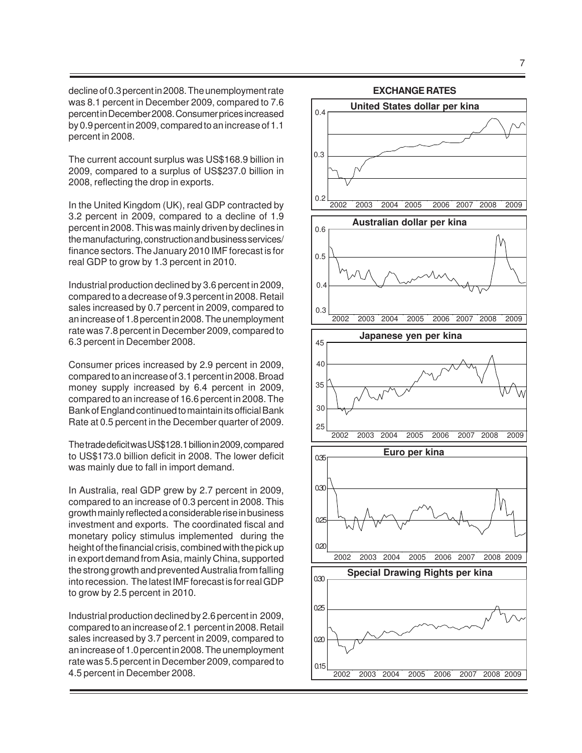decline of 0.3 percent in 2008. The unemployment rate was 8.1 percent in December 2009, compared to 7.6 percent in December 2008. Consumer prices increased by 0.9 percent in 2009, compared to an increase of 1.1 percent in 2008.

The current account surplus was US$168.9 billion in 2009, compared to a surplus of US$237.0 billion in 2008, reflecting the drop in exports.

In the United Kingdom (UK), real GDP contracted by 3.2 percent in 2009, compared to a decline of 1.9 percent in 2008. This was mainly driven by declines in the manufacturing, construction and business services/ finance sectors. The January 2010 IMF forecast is for real GDP to grow by 1.3 percent in 2010.

Industrial production declined by 3.6 percent in 2009, compared to a decrease of 9.3 percent in 2008. Retail sales increased by 0.7 percent in 2009, compared to an increase of 1.8 percent in 2008. The unemployment rate was 7.8 percent in December 2009, compared to 6.3 percent in December 2008.

Consumer prices increased by 2.9 percent in 2009, compared to an increase of 3.1 percent in 2008. Broad money supply increased by 6.4 percent in 2009, compared to an increase of 16.6 percent in 2008. The Bank of England continued to maintain its official Bank Rate at 0.5 percent in the December quarter of 2009.

The trade deficit was US$128.1 billion in 2009, compared to US$173.0 billion deficit in 2008. The lower deficit was mainly due to fall in import demand.

In Australia, real GDP grew by 2.7 percent in 2009, compared to an increase of 0.3 percent in 2008. This growth mainly reflected a considerable rise in business investment and exports. The coordinated fiscal and monetary policy stimulus implemented during the height of the financial crisis, combined with the pick up in export demand from Asia, mainly China, supported the strong growth and prevented Australia from falling into recession. The latest IMF forecast is for real GDP to grow by 2.5 percent in 2010.

Industrial production declined by 2.6 percent in 2009, compared to an increase of 2.1 percent in 2008. Retail sales increased by 3.7 percent in 2009, compared to an increase of 1.0 percent in 2008. The unemployment rate was 5.5 percent in December 2009, compared to 4.5 percent in December 2008.

**EXCHANGE RATES**

United States dollar per kina

Australian dollar per kina

Japanese yen per kina

Euro per kina

Special Drawing Rights per kina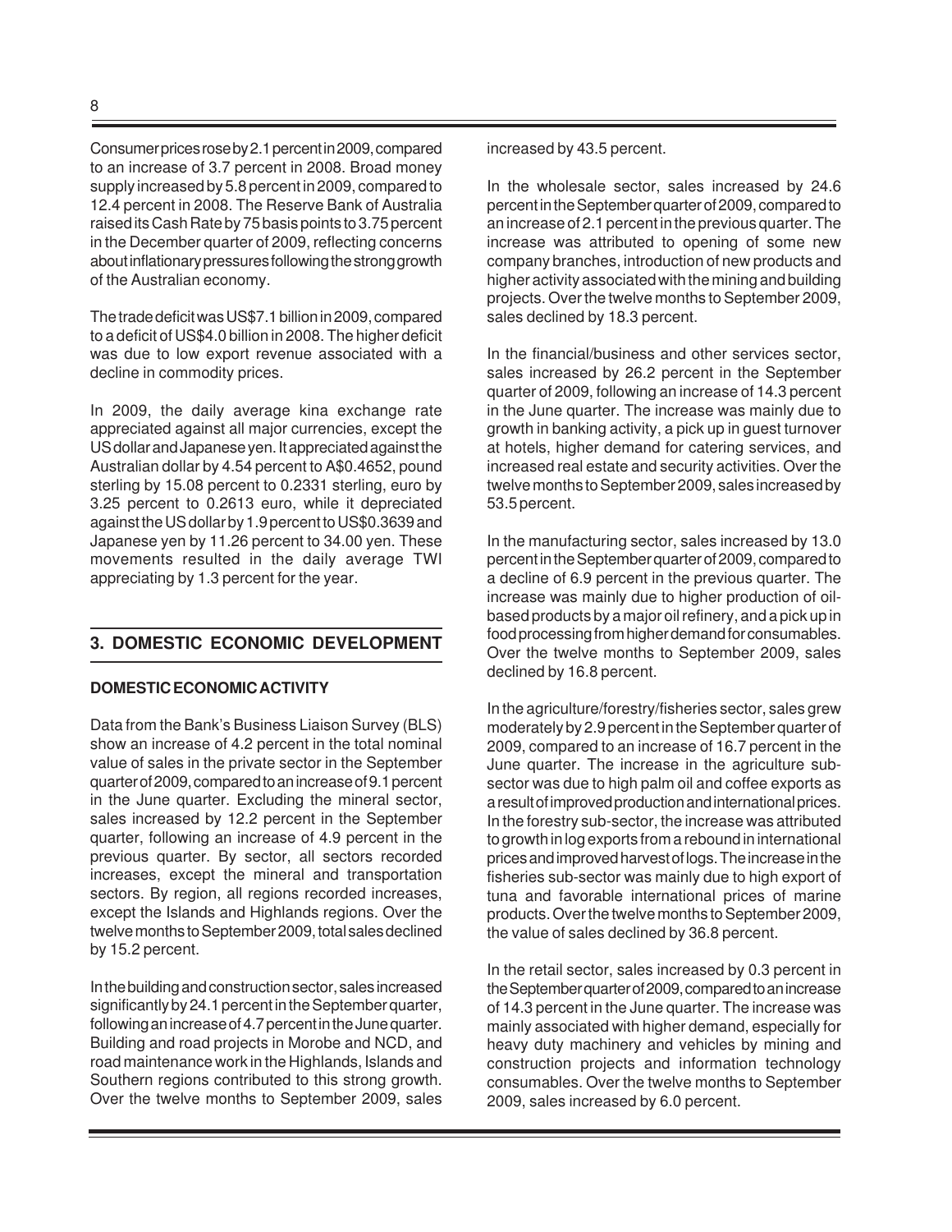Consumer prices rose by 2.1 percent in 2009, compared to an increase of 3.7 percent in 2008. Broad money supply increased by 5.8 percent in 2009, compared to 12.4 percent in 2008. The Reserve Bank of Australia raised its Cash Rate by 75 basis points to 3.75 percent in the December quarter of 2009, reflecting concerns about inflationary pressures following the strong growth of the Australian economy.

The trade deficit was US$7.1 billion in 2009, compared to a deficit of US$4.0 billion in 2008. The higher deficit was due to low export revenue associated with a decline in commodity prices.

In 2009, the daily average kina exchange rate appreciated against all major currencies, except the US dollar and Japanese yen. It appreciated against the Australian dollar by 4.54 percent to A$0.4652, pound sterling by 15.08 percent to 0.2331 sterling, euro by 3.25 percent to 0.2613 euro, while it depreciated against the US dollar by 1.9 percent to US$0.3639 and Japanese yen by 11.26 percent to 34.00 yen. These movements resulted in the daily average TWI appreciating by 1.3 percent for the year.

## 3. DOMESTIC ECONOMIC DEVELOPMENT

### DOMESTIC ECONOMIC ACTIVITY

Data from the Bank's Business Liaison Survey (BLS) show an increase of 4.2 percent in the total nominal value of sales in the private sector in the September quarter of 2009, compared to an increase of 9.1 percent in the June quarter. Excluding the mineral sector, sales increased by 12.2 percent in the September quarter, following an increase of 4.9 percent in the previous quarter. By sector, all sectors recorded increases, except the mineral and transportation sectors. By region, all regions recorded increases, except the Islands and Highlands regions. Over the twelve months to September 2009, total sales declined by 15.2 percent.

In the building and construction sector, sales increased significantly by 24.1 percent in the September quarter, following an increase of 4.7 percent in the June quarter. Building and road projects in Morobe and NCD, and road maintenance work in the Highlands, Islands and Southern regions contributed to this strong growth. Over the twelve months to September 2009, sales increased by 43.5 percent.

In the wholesale sector, sales increased by 24.6 percent in the September quarter of 2009, compared to an increase of 2.1 percent in the previous quarter. The increase was attributed to opening of some new company branches, introduction of new products and higher activity associated with the mining and building projects. Over the twelve months to September 2009, sales declined by 18.3 percent.

In the financial/business and other services sector, sales increased by 26.2 percent in the September quarter of 2009, following an increase of 14.3 percent in the June quarter. The increase was mainly due to growth in banking activity, a pick up in guest turnover at hotels, higher demand for catering services, and increased real estate and security activities. Over the twelve months to September 2009, sales increased by 53.5 percent.

In the manufacturing sector, sales increased by 13.0 percent in the September quarter of 2009, compared to a decline of 6.9 percent in the previous quarter. The increase was mainly due to higher production of oil-based products by a major oil refinery, and a pick up in food processing from higher demand for consumables. Over the twelve months to September 2009, sales declined by 16.8 percent.

In the agriculture/forestry/fisheries sector, sales grew moderately by 2.9 percent in the September quarter of 2009, compared to an increase of 16.7 percent in the June quarter. The increase in the agriculture sub-sector was due to high palm oil and coffee exports as a result of improved production and international prices. In the forestry sub-sector, the increase was attributed to growth in log exports from a rebound in international prices and improved harvest of logs. The increase in the fisheries sub-sector was mainly due to high export of tuna and favorable international prices of marine products. Over the twelve months to September 2009, the value of sales declined by 36.8 percent.

In the retail sector, sales increased by 0.3 percent in the September quarter of 2009, compared to an increase of 14.3 percent in the June quarter. The increase was mainly associated with higher demand, especially for heavy duty machinery and vehicles by mining and construction projects and information technology consumables. Over the twelve months to September 2009, sales increased by 6.0 percent.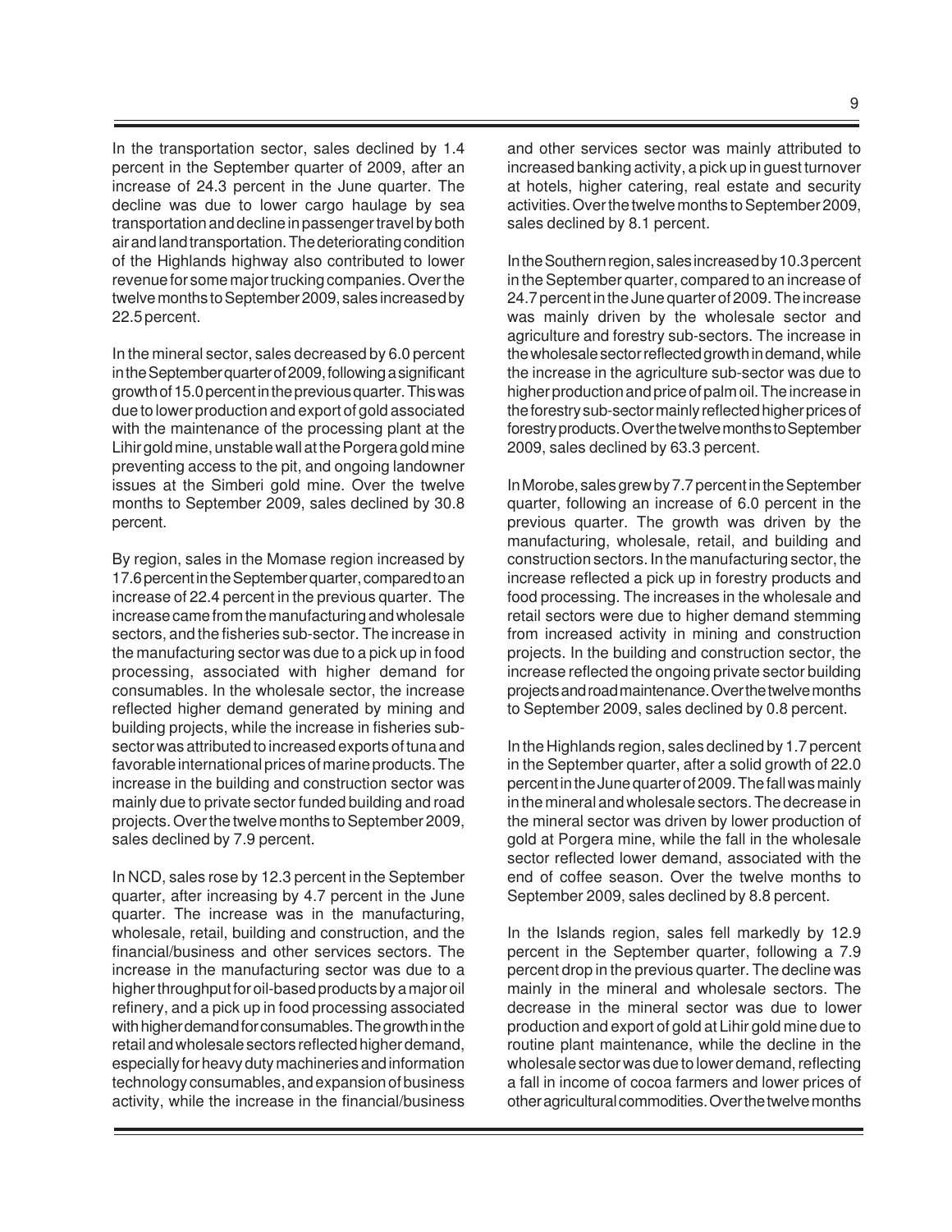In the transportation sector, sales declined by 1.4 percent in the September quarter of 2009, after an increase of 24.3 percent in the June quarter. The decline was due to lower cargo haulage by sea transportation and decline in passenger travel by both air and land transportation. The deteriorating condition of the Highlands highway also contributed to lower revenue for some major trucking companies. Over the twelve months to September 2009, sales increased by 22.5 percent.

In the mineral sector, sales decreased by 6.0 percent in the September quarter of 2009, following a significant growth of 15.0 percent in the previous quarter. This was due to lower production and export of gold associated with the maintenance of the processing plant at the Lihir gold mine, unstable wall at the Porgera gold mine preventing access to the pit, and ongoing landowner issues at the Simberi gold mine. Over the twelve months to September 2009, sales declined by 30.8 percent.

By region, sales in the Momase region increased by 17.6 percent in the September quarter, compared to an increase of 22.4 percent in the previous quarter. The increase came from the manufacturing and wholesale sectors, and the fisheries sub-sector. The increase in the manufacturing sector was due to a pick up in food processing, associated with higher demand for consumables. In the wholesale sector, the increase reflected higher demand generated by mining and building projects, while the increase in fisheries sub-sector was attributed to increased exports of tuna and favorable international prices of marine products. The increase in the building and construction sector was mainly due to private sector funded building and road projects. Over the twelve months to September 2009, sales declined by 7.9 percent.

In NCD, sales rose by 12.3 percent in the September quarter, after increasing by 4.7 percent in the June quarter. The increase was in the manufacturing, wholesale, retail, building and construction, and the financial/business and other services sectors. The increase in the manufacturing sector was due to a higher throughput for oil-based products by a major oil refinery, and a pick up in food processing associated with higher demand for consumables. The growth in the retail and wholesale sectors reflected higher demand, especially for heavy duty machineries and information technology consumables, and expansion of business activity, while the increase in the financial/business and other services sector was mainly attributed to increased banking activity, a pick up in guest turnover at hotels, higher catering, real estate and security activities. Over the twelve months to September 2009, sales declined by 8.1 percent.

In the Southern region, sales increased by 10.3 percent in the September quarter, compared to an increase of 24.7 percent in the June quarter of 2009. The increase was mainly driven by the wholesale sector and agriculture and forestry sub-sectors. The increase in the wholesale sector reflected growth in demand, while the increase in the agriculture sub-sector was due to higher production and price of palm oil. The increase in the forestry sub-sector mainly reflected higher prices of forestry products. Over the twelve months to September 2009, sales declined by 63.3 percent.

In Morobe, sales grew by 7.7 percent in the September quarter, following an increase of 6.0 percent in the previous quarter. The growth was driven by the manufacturing, wholesale, retail, and building and construction sectors. In the manufacturing sector, the increase reflected a pick up in forestry products and food processing. The increases in the wholesale and retail sectors were due to higher demand stemming from increased activity in mining and construction projects. In the building and construction sector, the increase reflected the ongoing private sector building projects and road maintenance. Over the twelve months to September 2009, sales declined by 0.8 percent.

In the Highlands region, sales declined by 1.7 percent in the September quarter, after a solid growth of 22.0 percent in the June quarter of 2009. The fall was mainly in the mineral and wholesale sectors. The decrease in the mineral sector was driven by lower production of gold at Porgera mine, while the fall in the wholesale sector reflected lower demand, associated with the end of coffee season. Over the twelve months to September 2009, sales declined by 8.8 percent.

In the Islands region, sales fell markedly by 12.9 percent in the September quarter, following a 7.9 percent drop in the previous quarter. The decline was mainly in the mineral and wholesale sectors. The decrease in the mineral sector was due to lower production and export of gold at Lihir gold mine due to routine plant maintenance, while the decline in the wholesale sector was due to lower demand, reflecting a fall in income of cocoa farmers and lower prices of other agricultural commodities. Over the twelve months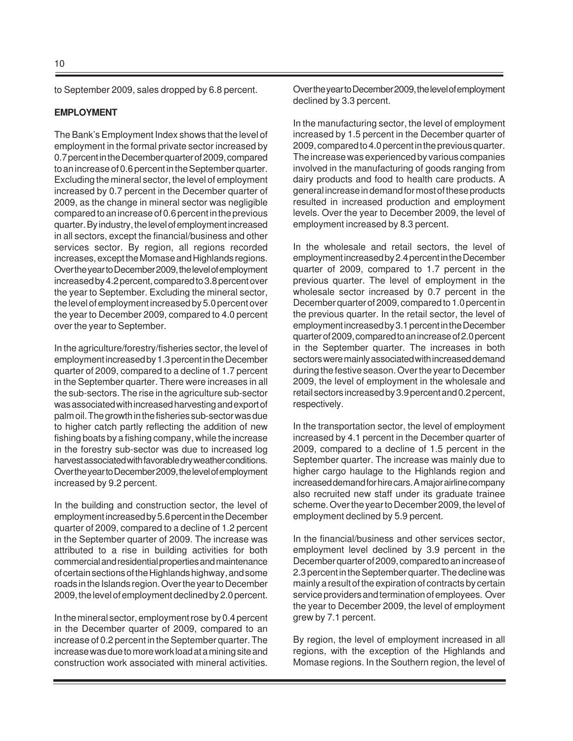to September 2009, sales dropped by 6.8 percent.

**EMPLOYMENT**

The Bank's Employment Index shows that the level of employment in the formal private sector increased by 0.7 percent in the December quarter of 2009, compared to an increase of 0.6 percent in the September quarter. Excluding the mineral sector, the level of employment increased by 0.7 percent in the December quarter of 2009, as the change in mineral sector was negligible compared to an increase of 0.6 percent in the previous quarter. By industry, the level of employment increased in all sectors, except the financial/business and other services sector. By region, all regions recorded increases, except the Momase and Highlands regions. Over the year to December 2009, the level of employment increased by 4.2 percent, compared to 3.8 percent over the year to September. Excluding the mineral sector, the level of employment increased by 5.0 percent over the year to December 2009, compared to 4.0 percent over the year to September.

In the agriculture/forestry/fisheries sector, the level of employment increased by 1.3 percent in the December quarter of 2009, compared to a decline of 1.7 percent in the September quarter. There were increases in all the sub-sectors. The rise in the agriculture sub-sector was associated with increased harvesting and export of palm oil. The growth in the fisheries sub-sector was due to higher catch partly reflecting the addition of new fishing boats by a fishing company, while the increase in the forestry sub-sector was due to increased log harvest associated with favorable dry weather conditions. Over the year to December 2009, the level of employment increased by 9.2 percent.

In the building and construction sector, the level of employment increased by 5.6 percent in the December quarter of 2009, compared to a decline of 1.2 percent in the September quarter of 2009. The increase was attributed to a rise in building activities for both commercial and residential properties and maintenance of certain sections of the Highlands highway, and some roads in the Islands region. Over the year to December 2009, the level of employment declined by 2.0 percent.

In the mineral sector, employment rose by 0.4 percent in the December quarter of 2009, compared to an increase of 0.2 percent in the September quarter. The increase was due to more work load at a mining site and construction work associated with mineral activities. Over the year to December 2009, the level of employment declined by 3.3 percent.

In the manufacturing sector, the level of employment increased by 1.5 percent in the December quarter of 2009, compared to 4.0 percent in the previous quarter. The increase was experienced by various companies involved in the manufacturing of goods ranging from dairy products and food to health care products. A general increase in demand for most of these products resulted in increased production and employment levels. Over the year to December 2009, the level of employment increased by 8.3 percent.

In the wholesale and retail sectors, the level of employment increased by 2.4 percent in the December quarter of 2009, compared to 1.7 percent in the previous quarter. The level of employment in the wholesale sector increased by 0.7 percent in the December quarter of 2009, compared to 1.0 percent in the previous quarter. In the retail sector, the level of employment increased by 3.1 percent in the December quarter of 2009, compared to an increase of 2.0 percent in the September quarter. The increases in both sectors were mainly associated with increased demand during the festive season. Over the year to December 2009, the level of employment in the wholesale and retail sectors increased by 3.9 percent and 0.2 percent, respectively.

In the transportation sector, the level of employment increased by 4.1 percent in the December quarter of 2009, compared to a decline of 1.5 percent in the September quarter. The increase was mainly due to higher cargo haulage to the Highlands region and increased demand for hire cars. A major airline company also recruited new staff under its graduate trainee scheme. Over the year to December 2009, the level of employment declined by 5.9 percent.

In the financial/business and other services sector, employment level declined by 3.9 percent in the December quarter of 2009, compared to an increase of 2.3 percent in the September quarter. The decline was mainly a result of the expiration of contracts by certain service providers and termination of employees. Over the year to December 2009, the level of employment grew by 7.1 percent.

By region, the level of employment increased in all regions, with the exception of the Highlands and Momase regions. In the Southern region, the level of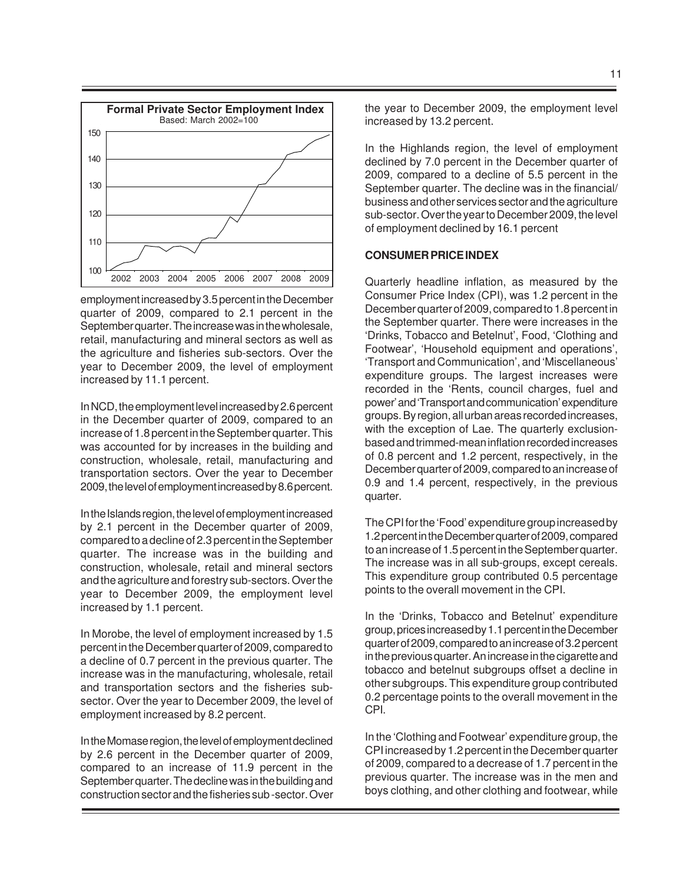**Formal Private Sector Employment Index**
Based: March 2002=100

employment increased by 3.5 percent in the December quarter of 2009, compared to 2.1 percent in the September quarter. The increase was in the wholesale, retail, manufacturing and mineral sectors as well as the agriculture and fisheries sub-sectors. Over the year to December 2009, the level of employment increased by 11.1 percent.

In NCD, the employment level increased by 2.6 percent in the December quarter of 2009, compared to an increase of 1.8 percent in the September quarter. This was accounted for by increases in the building and construction, wholesale, retail, manufacturing and transportation sectors. Over the year to December 2009, the level of employment increased by 8.6 percent.

In the Islands region, the level of employment increased by 2.1 percent in the December quarter of 2009, compared to a decline of 2.3 percent in the September quarter. The increase was in the building and construction, wholesale, retail and mineral sectors and the agriculture and forestry sub-sectors. Over the year to December 2009, the employment level increased by 1.1 percent.

In Morobe, the level of employment increased by 1.5 percent in the December quarter of 2009, compared to a decline of 0.7 percent in the previous quarter. The increase was in the manufacturing, wholesale, retail and transportation sectors and the fisheries sub-sector. Over the year to December 2009, the level of employment increased by 8.2 percent.

In the Momase region, the level of employment declined by 2.6 percent in the December quarter of 2009, compared to an increase of 11.9 percent in the September quarter. The decline was in the building and construction sector and the fisheries sub-sector. Over the year to December 2009, the employment level increased by 13.2 percent.

In the Highlands region, the level of employment declined by 7.0 percent in the December quarter of 2009, compared to a decline of 5.5 percent in the September quarter. The decline was in the financial/business and other services sector and the agriculture sub-sector. Over the year to December 2009, the level of employment declined by 16.1 percent

## CONSUMER PRICE INDEX

Quarterly headline inflation, as measured by the Consumer Price Index (CPI), was 1.2 percent in the December quarter of 2009, compared to 1.8 percent in the September quarter. There were increases in the 'Drinks, Tobacco and Betelnut', Food, 'Clothing and Footwear', 'Household equipment and operations', 'Transport and Communication', and 'Miscellaneous' expenditure groups. The largest increases were recorded in the 'Rents, council charges, fuel and power' and 'Transport and communication' expenditure groups. By region, all urban areas recorded increases, with the exception of Lae. The quarterly exclusion-based and trimmed-mean inflation recorded increases of 0.8 percent and 1.2 percent, respectively, in the December quarter of 2009, compared to an increase of 0.9 and 1.4 percent, respectively, in the previous quarter.

The CPI for the 'Food' expenditure group increased by 1.2 percent in the December quarter of 2009, compared to an increase of 1.5 percent in the September quarter. The increase was in all sub-groups, except cereals. This expenditure group contributed 0.5 percentage points to the overall movement in the CPI.

In the 'Drinks, Tobacco and Betelnut' expenditure group, prices increased by 1.1 percent in the December quarter of 2009, compared to an increase of 3.2 percent in the previous quarter. An increase in the cigarette and tobacco and betelnut subgroups offset a decline in other subgroups. This expenditure group contributed 0.2 percentage points to the overall movement in the CPI.

In the 'Clothing and Footwear' expenditure group, the CPI increased by 1.2 percent in the December quarter of 2009, compared to a decrease of 1.7 percent in the previous quarter. The increase was in the men and boys clothing, and other clothing and footwear, while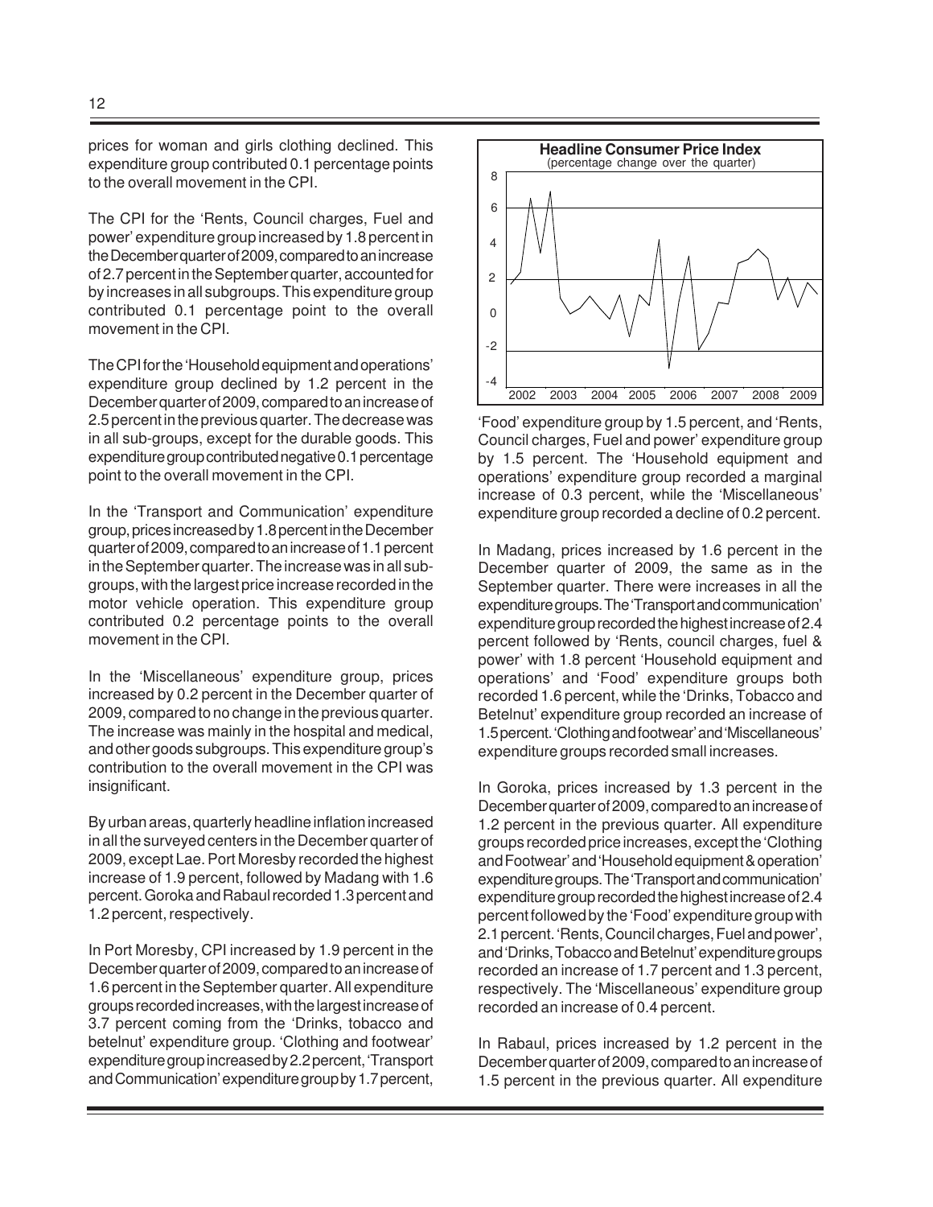prices for woman and girls clothing declined. This expenditure group contributed 0.1 percentage points to the overall movement in the CPI.

The CPI for the 'Rents, Council charges, Fuel and power' expenditure group increased by 1.8 percent in the December quarter of 2009, compared to an increase of 2.7 percent in the September quarter, accounted for by increases in all subgroups. This expenditure group contributed 0.1 percentage point to the overall movement in the CPI.

The CPI for the 'Household equipment and operations' expenditure group declined by 1.2 percent in the December quarter of 2009, compared to an increase of 2.5 percent in the previous quarter. The decrease was in all sub-groups, except for the durable goods. This expenditure group contributed negative 0.1 percentage point to the overall movement in the CPI.

In the 'Transport and Communication' expenditure group, prices increased by 1.8 percent in the December quarter of 2009, compared to an increase of 1.1 percent in the September quarter. The increase was in all sub-groups, with the largest price increase recorded in the motor vehicle operation. This expenditure group contributed 0.2 percentage points to the overall movement in the CPI.

In the 'Miscellaneous' expenditure group, prices increased by 0.2 percent in the December quarter of 2009, compared to no change in the previous quarter. The increase was mainly in the hospital and medical, and other goods subgroups. This expenditure group's contribution to the overall movement in the CPI was insignificant.

By urban areas, quarterly headline inflation increased in all the surveyed centers in the December quarter of 2009, except Lae. Port Moresby recorded the highest increase of 1.9 percent, followed by Madang with 1.6 percent. Goroka and Rabaul recorded 1.3 percent and 1.2 percent, respectively.

In Port Moresby, CPI increased by 1.9 percent in the December quarter of 2009, compared to an increase of 1.6 percent in the September quarter. All expenditure groups recorded increases, with the largest increase of 3.7 percent coming from the 'Drinks, tobacco and betelnut' expenditure group. 'Clothing and footwear' expenditure group increased by 2.2 percent, 'Transport and Communication' expenditure group by 1.7 percent, 'Food' expenditure group by 1.5 percent, and 'Rents, Council charges, Fuel and power' expenditure group by 1.5 percent. The 'Household equipment and operations' expenditure group recorded a marginal increase of 0.3 percent, while the 'Miscellaneous' expenditure group recorded a decline of 0.2 percent.

**Headline Consumer Price Index**
(percentage change over the quarter)

In Madang, prices increased by 1.6 percent in the December quarter of 2009, the same as in the September quarter. There were increases in all the expenditure groups. The 'Transport and communication' expenditure group recorded the highest increase of 2.4 percent followed by 'Rents, council charges, fuel & power' with 1.8 percent 'Household equipment and operations' and 'Food' expenditure groups both recorded 1.6 percent, while the 'Drinks, Tobacco and Betelnut' expenditure group recorded an increase of 1.5 percent. 'Clothing and footwear' and 'Miscellaneous' expenditure groups recorded small increases.

In Goroka, prices increased by 1.3 percent in the December quarter of 2009, compared to an increase of 1.2 percent in the previous quarter. All expenditure groups recorded price increases, except the 'Clothing and Footwear' and 'Household equipment & operation' expenditure groups. The 'Transport and communication' expenditure group recorded the highest increase of 2.4 percent followed by the 'Food' expenditure group with 2.1 percent. 'Rents, Council charges, Fuel and power', and 'Drinks, Tobacco and Betelnut' expenditure groups recorded an increase of 1.7 percent and 1.3 percent, respectively. The 'Miscellaneous' expenditure group recorded an increase of 0.4 percent.

In Rabaul, prices increased by 1.2 percent in the December quarter of 2009, compared to an increase of 1.5 percent in the previous quarter. All expenditure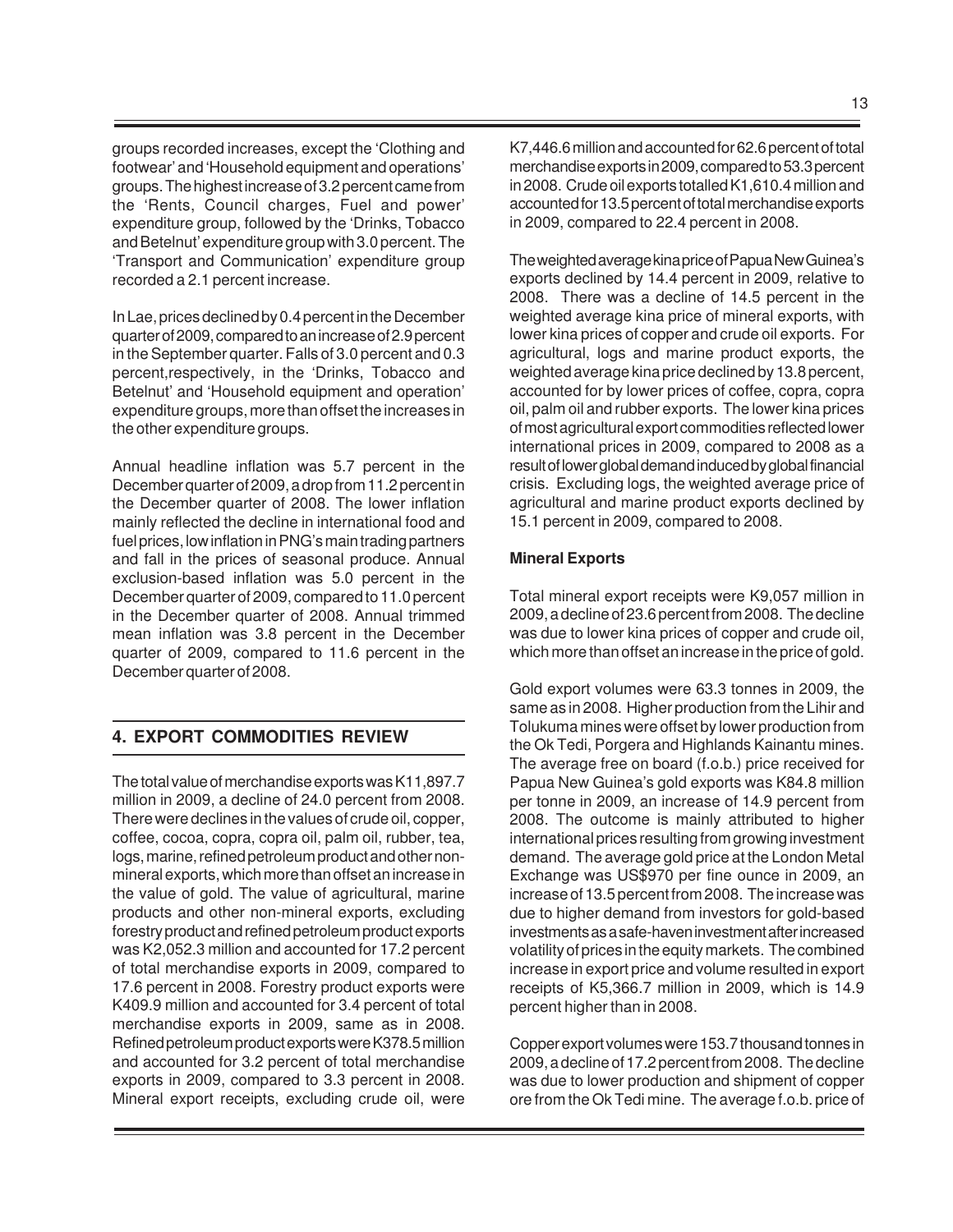groups recorded increases, except the 'Clothing and footwear' and 'Household equipment and operations' groups. The highest increase of 3.2 percent came from the 'Rents, Council charges, Fuel and power' expenditure group, followed by the 'Drinks, Tobacco and Betelnut' expenditure group with 3.0 percent. The 'Transport and Communication' expenditure group recorded a 2.1 percent increase.

In Lae, prices declined by 0.4 percent in the December quarter of 2009, compared to an increase of 2.9 percent in the September quarter. Falls of 3.0 percent and 0.3 percent,respectively, in the 'Drinks, Tobacco and Betelnut' and 'Household equipment and operation' expenditure groups, more than offset the increases in the other expenditure groups.

Annual headline inflation was 5.7 percent in the December quarter of 2009, a drop from 11.2 percent in the December quarter of 2008. The lower inflation mainly reflected the decline in international food and fuel prices, low inflation in PNG's main trading partners and fall in the prices of seasonal produce. Annual exclusion-based inflation was 5.0 percent in the December quarter of 2009, compared to 11.0 percent in the December quarter of 2008. Annual trimmed mean inflation was 3.8 percent in the December quarter of 2009, compared to 11.6 percent in the December quarter of 2008.

## 4. EXPORT COMMODITIES REVIEW

The total value of merchandise exports was K11,897.7 million in 2009, a decline of 24.0 percent from 2008. There were declines in the values of crude oil, copper, coffee, cocoa, copra, copra oil, palm oil, rubber, tea, logs, marine, refined petroleum product and other non-mineral exports, which more than offset an increase in the value of gold. The value of agricultural, marine products and other non-mineral exports, excluding forestry product and refined petroleum product exports was K2,052.3 million and accounted for 17.2 percent of total merchandise exports in 2009, compared to 17.6 percent in 2008. Forestry product exports were K409.9 million and accounted for 3.4 percent of total merchandise exports in 2009, same as in 2008. Refined petroleum product exports were K378.5 million and accounted for 3.2 percent of total merchandise exports in 2009, compared to 3.3 percent in 2008. Mineral export receipts, excluding crude oil, were K7,446.6 million and accounted for 62.6 percent of total merchandise exports in 2009, compared to 53.3 percent in 2008. Crude oil exports totalled K1,610.4 million and accounted for 13.5 percent of total merchandise exports in 2009, compared to 22.4 percent in 2008.

The weighted average kina price of Papua New Guinea's exports declined by 14.4 percent in 2009, relative to 2008. There was a decline of 14.5 percent in the weighted average kina price of mineral exports, with lower kina prices of copper and crude oil exports. For agricultural, logs and marine product exports, the weighted average kina price declined by 13.8 percent, accounted for by lower prices of coffee, copra, copra oil, palm oil and rubber exports. The lower kina prices of most agricultural export commodities reflected lower international prices in 2009, compared to 2008 as a result of lower global demand induced by global financial crisis. Excluding logs, the weighted average price of agricultural and marine product exports declined by 15.1 percent in 2009, compared to 2008.

**Mineral Exports**

Total mineral export receipts were K9,057 million in 2009, a decline of 23.6 percent from 2008. The decline was due to lower kina prices of copper and crude oil, which more than offset an increase in the price of gold.

Gold export volumes were 63.3 tonnes in 2009, the same as in 2008. Higher production from the Lihir and Tolukuma mines were offset by lower production from the Ok Tedi, Porgera and Highlands Kainantu mines. The average free on board (f.o.b.) price received for Papua New Guinea's gold exports was K84.8 million per tonne in 2009, an increase of 14.9 percent from 2008. The outcome is mainly attributed to higher international prices resulting from growing investment demand. The average gold price at the London Metal Exchange was US$970 per fine ounce in 2009, an increase of 13.5 percent from 2008. The increase was due to higher demand from investors for gold-based investments as a safe-haven investment after increased volatility of prices in the equity markets. The combined increase in export price and volume resulted in export receipts of K5,366.7 million in 2009, which is 14.9 percent higher than in 2008.

Copper export volumes were 153.7 thousand tonnes in 2009, a decline of 17.2 percent from 2008. The decline was due to lower production and shipment of copper ore from the Ok Tedi mine. The average f.o.b. price of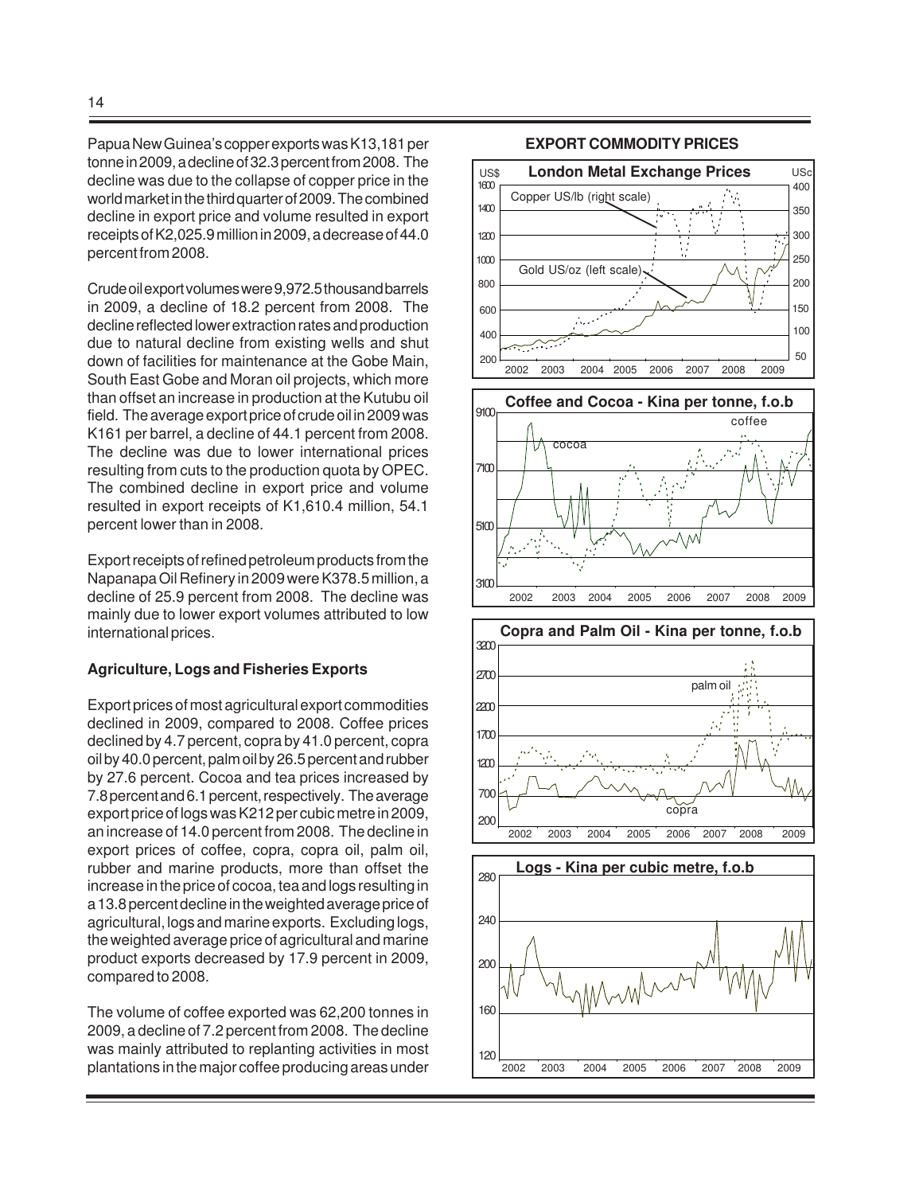Papua New Guinea's copper exports was K13,181 per tonne in 2009, a decline of 32.3 percent from 2008. The decline was due to the collapse of copper price in the world market in the third quarter of 2009. The combined decline in export price and volume resulted in export receipts of K2,025.9 million in 2009, a decrease of 44.0 percent from 2008.

Crude oil export volumes were 9,972.5 thousand barrels in 2009, a decline of 18.2 percent from 2008. The decline reflected lower extraction rates and production due to natural decline from existing wells and shut down of facilities for maintenance at the Gobe Main, South East Gobe and Moran oil projects, which more than offset an increase in production at the Kutubu oil field. The average export price of crude oil in 2009 was K161 per barrel, a decline of 44.1 percent from 2008. The decline was due to lower international prices resulting from cuts to the production quota by OPEC. The combined decline in export price and volume resulted in export receipts of K1,610.4 million, 54.1 percent lower than in 2008.

Export receipts of refined petroleum products from the Napanapa Oil Refinery in 2009 were K378.5 million, a decline of 25.9 percent from 2008. The decline was mainly due to lower export volumes attributed to low international prices.

### Agriculture, Logs and Fisheries Exports

Export prices of most agricultural export commodities declined in 2009, compared to 2008. Coffee prices declined by 4.7 percent, copra by 41.0 percent, copra oil by 40.0 percent, palm oil by 26.5 percent and rubber by 27.6 percent. Cocoa and tea prices increased by 7.8 percent and 6.1 percent, respectively. The average export price of logs was K212 per cubic metre in 2009, an increase of 14.0 percent from 2008. The decline in export prices of coffee, copra, copra oil, palm oil, rubber and marine products, more than offset the increase in the price of cocoa, tea and logs resulting in a 13.8 percent decline in the weighted average price of agricultural, logs and marine exports. Excluding logs, the weighted average price of agricultural and marine product exports decreased by 17.9 percent in 2009, compared to 2008.

The volume of coffee exported was 62,200 tonnes in 2009, a decline of 7.2 percent from 2008. The decline was mainly attributed to replanting activities in most plantations in the major coffee producing areas under

**EXPORT COMMODITY PRICES**

**London Metal Exchange Prices**

**Coffee and Cocoa - Kina per tonne, f.o.b**

**Copra and Palm Oil - Kina per tonne, f.o.b**

**Logs - Kina per cubic metre, f.o.b**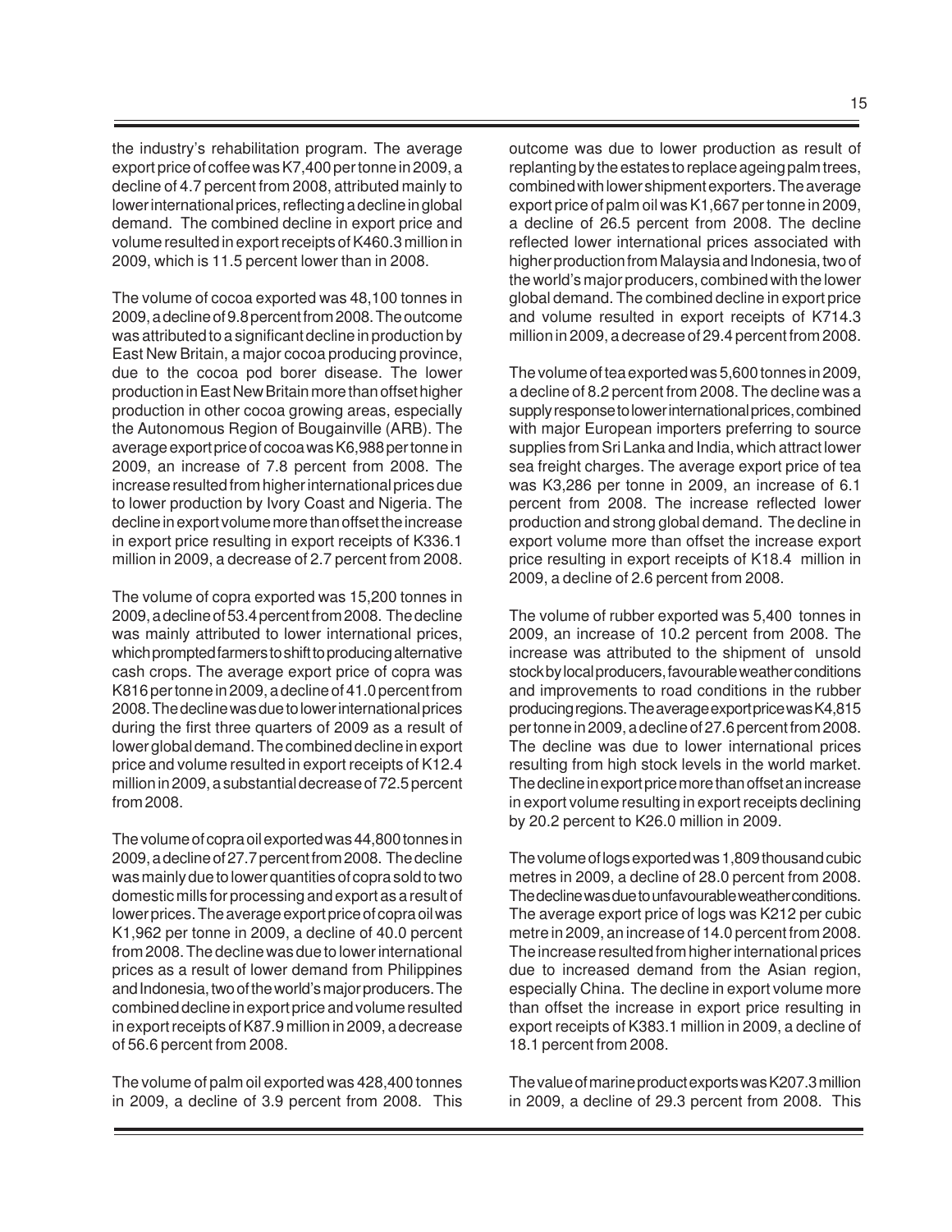the industry's rehabilitation program. The average export price of coffee was K7,400 per tonne in 2009, a decline of 4.7 percent from 2008, attributed mainly to lower international prices, reflecting a decline in global demand. The combined decline in export price and volume resulted in export receipts of K460.3 million in 2009, which is 11.5 percent lower than in 2008.

The volume of cocoa exported was 48,100 tonnes in 2009, a decline of 9.8 percent from 2008. The outcome was attributed to a significant decline in production by East New Britain, a major cocoa producing province, due to the cocoa pod borer disease. The lower production in East New Britain more than offset higher production in other cocoa growing areas, especially the Autonomous Region of Bougainville (ARB). The average export price of cocoa was K6,988 per tonne in 2009, an increase of 7.8 percent from 2008. The increase resulted from higher international prices due to lower production by Ivory Coast and Nigeria. The decline in export volume more than offset the increase in export price resulting in export receipts of K336.1 million in 2009, a decrease of 2.7 percent from 2008.

The volume of copra exported was 15,200 tonnes in 2009, a decline of 53.4 percent from 2008. The decline was mainly attributed to lower international prices, which prompted farmers to shift to producing alternative cash crops. The average export price of copra was K816 per tonne in 2009, a decline of 41.0 percent from 2008. The decline was due to lower international prices during the first three quarters of 2009 as a result of lower global demand. The combined decline in export price and volume resulted in export receipts of K12.4 million in 2009, a substantial decrease of 72.5 percent from 2008.

The volume of copra oil exported was 44,800 tonnes in 2009, a decline of 27.7 percent from 2008. The decline was mainly due to lower quantities of copra sold to two domestic mills for processing and export as a result of lower prices. The average export price of copra oil was K1,962 per tonne in 2009, a decline of 40.0 percent from 2008. The decline was due to lower international prices as a result of lower demand from Philippines and Indonesia, two of the world's major producers. The combined decline in export price and volume resulted in export receipts of K87.9 million in 2009, a decrease of 56.6 percent from 2008.

The volume of palm oil exported was 428,400 tonnes in 2009, a decline of 3.9 percent from 2008. This outcome was due to lower production as result of replanting by the estates to replace ageing palm trees, combined with lower shipment exporters. The average export price of palm oil was K1,667 per tonne in 2009, a decline of 26.5 percent from 2008. The decline reflected lower international prices associated with higher production from Malaysia and Indonesia, two of the world's major producers, combined with the lower global demand. The combined decline in export price and volume resulted in export receipts of K714.3 million in 2009, a decrease of 29.4 percent from 2008.

The volume of tea exported was 5,600 tonnes in 2009, a decline of 8.2 percent from 2008. The decline was a supply response to lower international prices, combined with major European importers preferring to source supplies from Sri Lanka and India, which attract lower sea freight charges. The average export price of tea was K3,286 per tonne in 2009, an increase of 6.1 percent from 2008. The increase reflected lower production and strong global demand. The decline in export volume more than offset the increase export price resulting in export receipts of K18.4 million in 2009, a decline of 2.6 percent from 2008.

The volume of rubber exported was 5,400 tonnes in 2009, an increase of 10.2 percent from 2008. The increase was attributed to the shipment of unsold stock by local producers, favourable weather conditions and improvements to road conditions in the rubber producing regions. The average export price was K4,815 per tonne in 2009, a decline of 27.6 percent from 2008. The decline was due to lower international prices resulting from high stock levels in the world market. The decline in export price more than offset an increase in export volume resulting in export receipts declining by 20.2 percent to K26.0 million in 2009.

The volume of logs exported was 1,809 thousand cubic metres in 2009, a decline of 28.0 percent from 2008. The decline was due to unfavourable weather conditions. The average export price of logs was K212 per cubic metre in 2009, an increase of 14.0 percent from 2008. The increase resulted from higher international prices due to increased demand from the Asian region, especially China. The decline in export volume more than offset the increase in export price resulting in export receipts of K383.1 million in 2009, a decline of 18.1 percent from 2008.

The value of marine product exports was K207.3 million in 2009, a decline of 29.3 percent from 2008. This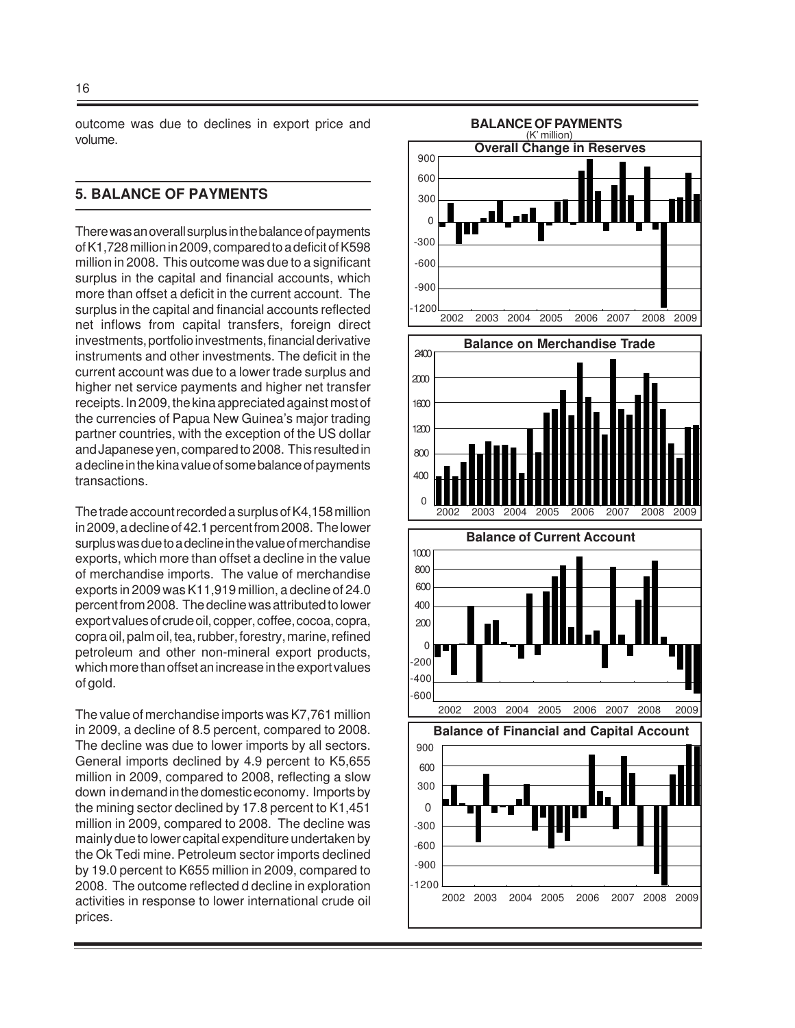outcome was due to declines in export price and volume.

## 5. BALANCE OF PAYMENTS

There was an overall surplus in the balance of payments of K1,728 million in 2009, compared to a deficit of K598 million in 2008. This outcome was due to a significant surplus in the capital and financial accounts, which more than offset a deficit in the current account. The surplus in the capital and financial accounts reflected net inflows from capital transfers, foreign direct investments, portfolio investments, financial derivative instruments and other investments. The deficit in the current account was due to a lower trade surplus and higher net service payments and higher net transfer receipts. In 2009, the kina appreciated against most of the currencies of Papua New Guinea's major trading partner countries, with the exception of the US dollar and Japanese yen, compared to 2008. This resulted in a decline in the kina value of some balance of payments transactions.

The trade account recorded a surplus of K4,158 million in 2009, a decline of 42.1 percent from 2008. The lower surplus was due to a decline in the value of merchandise exports, which more than offset a decline in the value of merchandise imports. The value of merchandise exports in 2009 was K11,919 million, a decline of 24.0 percent from 2008. The decline was attributed to lower export values of crude oil, copper, coffee, cocoa, copra, copra oil, palm oil, tea, rubber, forestry, marine, refined petroleum and other non-mineral export products, which more than offset an increase in the export values of gold.

The value of merchandise imports was K7,761 million in 2009, a decline of 8.5 percent, compared to 2008. The decline was due to lower imports by all sectors. General imports declined by 4.9 percent to K5,655 million in 2009, compared to 2008, reflecting a slow down in demand in the domestic economy. Imports by the mining sector declined by 17.8 percent to K1,451 million in 2009, compared to 2008. The decline was mainly due to lower capital expenditure undertaken by the Ok Tedi mine. Petroleum sector imports declined by 19.0 percent to K655 million in 2009, compared to 2008. The outcome reflected d decline in exploration activities in response to lower international crude oil prices.

**BALANCE OF PAYMENTS**
(K' million)

**Overall Change in Reserves**

**Balance on Merchandise Trade**

**Balance of Current Account**

**Balance of Financial and Capital Account**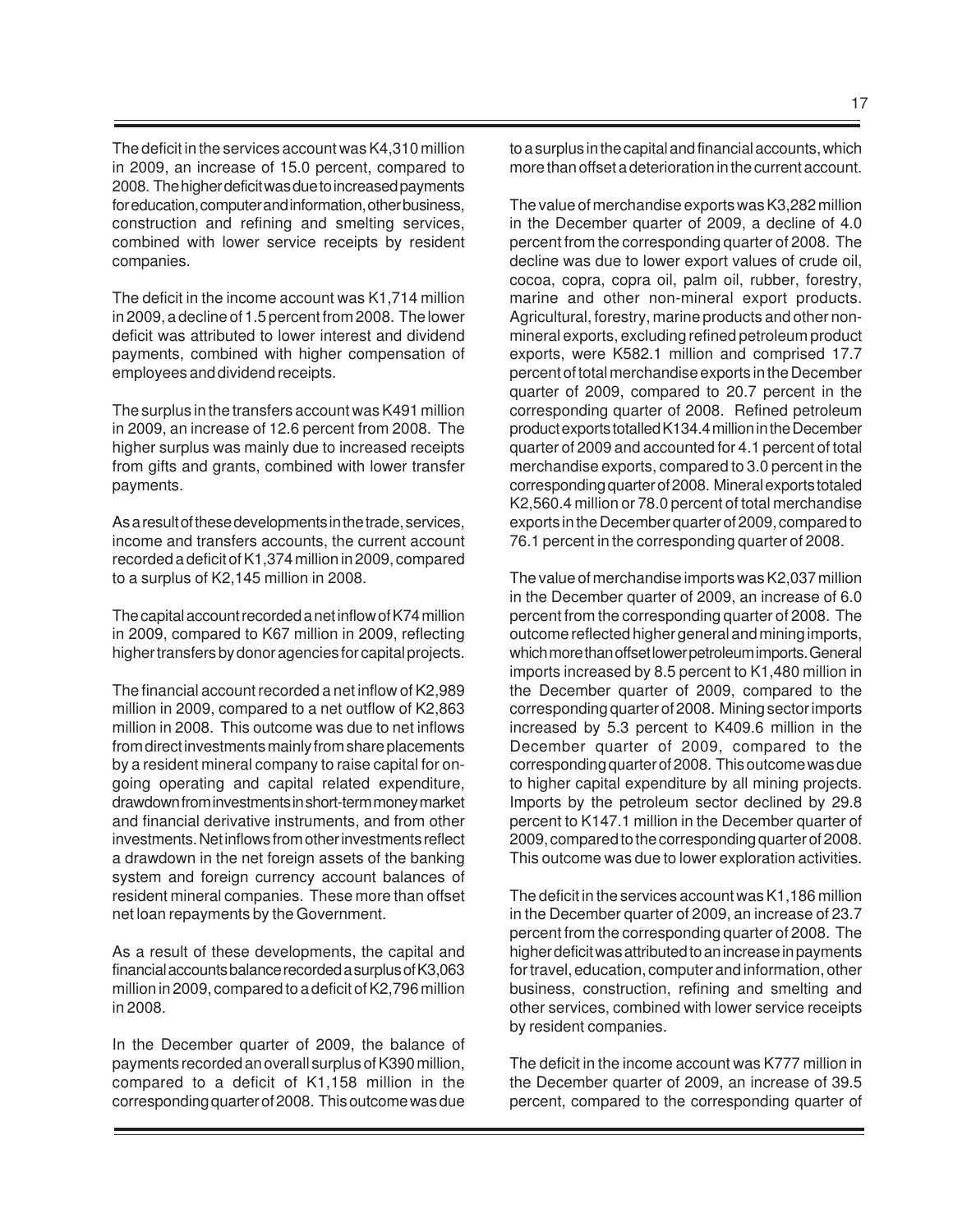The deficit in the services account was K4,310 million in 2009, an increase of 15.0 percent, compared to 2008. The higher deficit was due to increased payments for education, computer and information, other business, construction and refining and smelting services, combined with lower service receipts by resident companies.

The deficit in the income account was K1,714 million in 2009, a decline of 1.5 percent from 2008. The lower deficit was attributed to lower interest and dividend payments, combined with higher compensation of employees and dividend receipts.

The surplus in the transfers account was K491 million in 2009, an increase of 12.6 percent from 2008. The higher surplus was mainly due to increased receipts from gifts and grants, combined with lower transfer payments.

As a result of these developments in the trade, services, income and transfers accounts, the current account recorded a deficit of K1,374 million in 2009, compared to a surplus of K2,145 million in 2008.

The capital account recorded a net inflow of K74 million in 2009, compared to K67 million in 2009, reflecting higher transfers by donor agencies for capital projects.

The financial account recorded a net inflow of K2,989 million in 2009, compared to a net outflow of K2,863 million in 2008. This outcome was due to net inflows from direct investments mainly from share placements by a resident mineral company to raise capital for on-going operating and capital related expenditure, drawdown from investments in short-term money market and financial derivative instruments, and from other investments. Net inflows from other investments reflect a drawdown in the net foreign assets of the banking system and foreign currency account balances of resident mineral companies. These more than offset net loan repayments by the Government.

As a result of these developments, the capital and financial accounts balance recorded a surplus of K3,063 million in 2009, compared to a deficit of K2,796 million in 2008.

In the December quarter of 2009, the balance of payments recorded an overall surplus of K390 million, compared to a deficit of K1,158 million in the corresponding quarter of 2008. This outcome was due to a surplus in the capital and financial accounts, which more than offset a deterioration in the current account.

The value of merchandise exports was K3,282 million in the December quarter of 2009, a decline of 4.0 percent from the corresponding quarter of 2008. The decline was due to lower export values of crude oil, cocoa, copra, copra oil, palm oil, rubber, forestry, marine and other non-mineral export products. Agricultural, forestry, marine products and other non-mineral exports, excluding refined petroleum product exports, were K582.1 million and comprised 17.7 percent of total merchandise exports in the December quarter of 2009, compared to 20.7 percent in the corresponding quarter of 2008. Refined petroleum product exports totalled K134.4 million in the December quarter of 2009 and accounted for 4.1 percent of total merchandise exports, compared to 3.0 percent in the corresponding quarter of 2008. Mineral exports totaled K2,560.4 million or 78.0 percent of total merchandise exports in the December quarter of 2009, compared to 76.1 percent in the corresponding quarter of 2008.

The value of merchandise imports was K2,037 million in the December quarter of 2009, an increase of 6.0 percent from the corresponding quarter of 2008. The outcome reflected higher general and mining imports, which more than offset lower petroleum imports. General imports increased by 8.5 percent to K1,480 million in the December quarter of 2009, compared to the corresponding quarter of 2008. Mining sector imports increased by 5.3 percent to K409.6 million in the December quarter of 2009, compared to the corresponding quarter of 2008. This outcome was due to higher capital expenditure by all mining projects. Imports by the petroleum sector declined by 29.8 percent to K147.1 million in the December quarter of 2009, compared to the corresponding quarter of 2008. This outcome was due to lower exploration activities.

The deficit in the services account was K1,186 million in the December quarter of 2009, an increase of 23.7 percent from the corresponding quarter of 2008. The higher deficit was attributed to an increase in payments for travel, education, computer and information, other business, construction, refining and smelting and other services, combined with lower service receipts by resident companies.

The deficit in the income account was K777 million in the December quarter of 2009, an increase of 39.5 percent, compared to the corresponding quarter of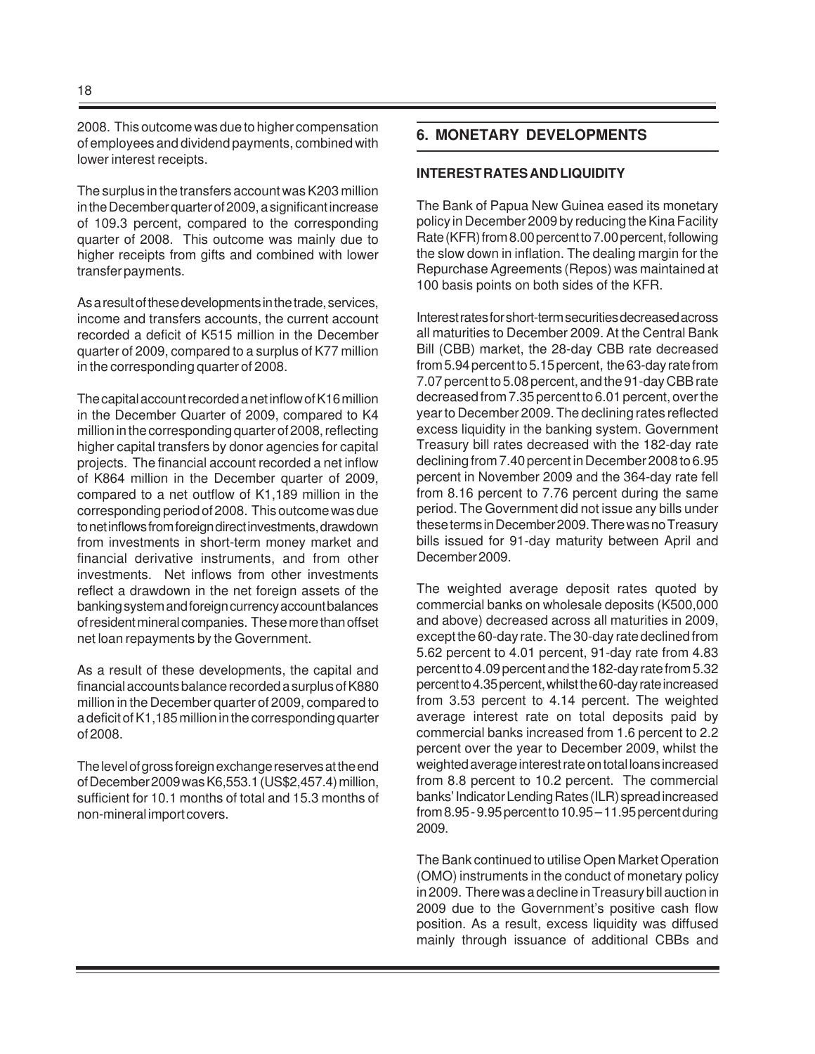2008. This outcome was due to higher compensation of employees and dividend payments, combined with lower interest receipts.

The surplus in the transfers account was K203 million in the December quarter of 2009, a significant increase of 109.3 percent, compared to the corresponding quarter of 2008. This outcome was mainly due to higher receipts from gifts and combined with lower transfer payments.

As a result of these developments in the trade, services, income and transfers accounts, the current account recorded a deficit of K515 million in the December quarter of 2009, compared to a surplus of K77 million in the corresponding quarter of 2008.

The capital account recorded a net inflow of K16 million in the December Quarter of 2009, compared to K4 million in the corresponding quarter of 2008, reflecting higher capital transfers by donor agencies for capital projects. The financial account recorded a net inflow of K864 million in the December quarter of 2009, compared to a net outflow of K1,189 million in the corresponding period of 2008. This outcome was due to net inflows from foreign direct investments, drawdown from investments in short-term money market and financial derivative instruments, and from other investments. Net inflows from other investments reflect a drawdown in the net foreign assets of the banking system and foreign currency account balances of resident mineral companies. These more than offset net loan repayments by the Government.

As a result of these developments, the capital and financial accounts balance recorded a surplus of K880 million in the December quarter of 2009, compared to a deficit of K1,185 million in the corresponding quarter of 2008.

The level of gross foreign exchange reserves at the end of December 2009 was K6,553.1 (US$2,457.4) million, sufficient for 10.1 months of total and 15.3 months of non-mineral import covers.

## 6. MONETARY DEVELOPMENTS

### INTEREST RATES AND LIQUIDITY

The Bank of Papua New Guinea eased its monetary policy in December 2009 by reducing the Kina Facility Rate (KFR) from 8.00 percent to 7.00 percent, following the slow down in inflation. The dealing margin for the Repurchase Agreements (Repos) was maintained at 100 basis points on both sides of the KFR.

Interest rates for short-term securities decreased across all maturities to December 2009. At the Central Bank Bill (CBB) market, the 28-day CBB rate decreased from 5.94 percent to 5.15 percent, the 63-day rate from 7.07 percent to 5.08 percent, and the 91-day CBB rate decreased from 7.35 percent to 6.01 percent, over the year to December 2009. The declining rates reflected excess liquidity in the banking system. Government Treasury bill rates decreased with the 182-day rate declining from 7.40 percent in December 2008 to 6.95 percent in November 2009 and the 364-day rate fell from 8.16 percent to 7.76 percent during the same period. The Government did not issue any bills under these terms in December 2009. There was no Treasury bills issued for 91-day maturity between April and December 2009.

The weighted average deposit rates quoted by commercial banks on wholesale deposits (K500,000 and above) decreased across all maturities in 2009, except the 60-day rate. The 30-day rate declined from 5.62 percent to 4.01 percent, 91-day rate from 4.83 percent to 4.09 percent and the 182-day rate from 5.32 percent to 4.35 percent, whilst the 60-day rate increased from 3.53 percent to 4.14 percent. The weighted average interest rate on total deposits paid by commercial banks increased from 1.6 percent to 2.2 percent over the year to December 2009, whilst the weighted average interest rate on total loans increased from 8.8 percent to 10.2 percent. The commercial banks' Indicator Lending Rates (ILR) spread increased from 8.95 - 9.95 percent to 10.95 – 11.95 percent during 2009.

The Bank continued to utilise Open Market Operation (OMO) instruments in the conduct of monetary policy in 2009. There was a decline in Treasury bill auction in 2009 due to the Government's positive cash flow position. As a result, excess liquidity was diffused mainly through issuance of additional CBBs and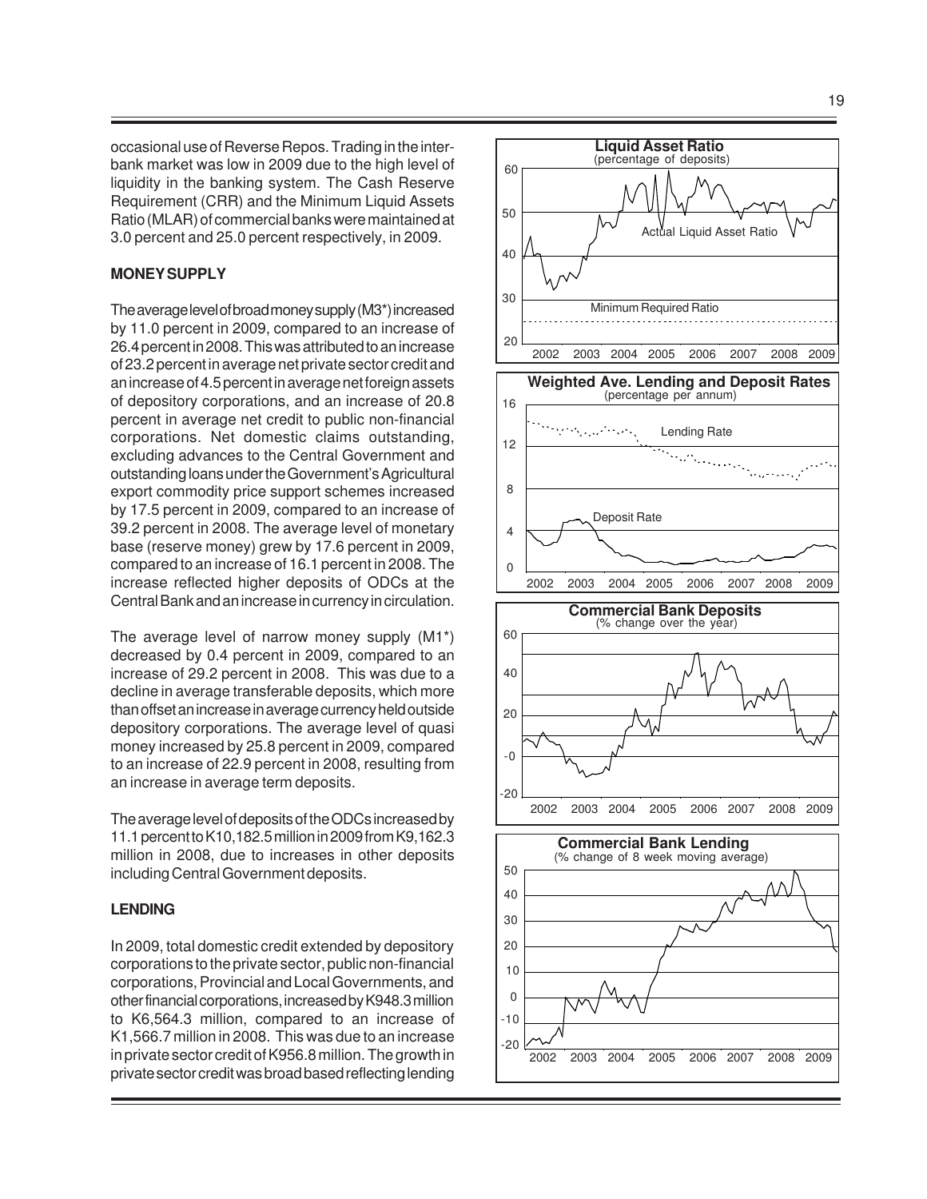occasional use of Reverse Repos. Trading in the inter-bank market was low in 2009 due to the high level of liquidity in the banking system. The Cash Reserve Requirement (CRR) and the Minimum Liquid Assets Ratio (MLAR) of commercial banks were maintained at 3.0 percent and 25.0 percent respectively, in 2009.

**MONEY SUPPLY**

The average level of broad money supply (M3*) increased by 11.0 percent in 2009, compared to an increase of 26.4 percent in 2008. This was attributed to an increase of 23.2 percent in average net private sector credit and an increase of 4.5 percent in average net foreign assets of depository corporations, and an increase of 20.8 percent in average net credit to public non-financial corporations. Net domestic claims outstanding, excluding advances to the Central Government and outstanding loans under the Government's Agricultural export commodity price support schemes increased by 17.5 percent in 2009, compared to an increase of 39.2 percent in 2008. The average level of monetary base (reserve money) grew by 17.6 percent in 2009, compared to an increase of 16.1 percent in 2008. The increase reflected higher deposits of ODCs at the Central Bank and an increase in currency in circulation.

The average level of narrow money supply (M1*) decreased by 0.4 percent in 2009, compared to an increase of 29.2 percent in 2008. This was due to a decline in average transferable deposits, which more than offset an increase in average currency held outside depository corporations. The average level of quasi money increased by 25.8 percent in 2009, compared to an increase of 22.9 percent in 2008, resulting from an increase in average term deposits.

The average level of deposits of the ODCs increased by 11.1 percent to K10,182.5 million in 2009 from K9,162.3 million in 2008, due to increases in other deposits including Central Government deposits.

**LENDING**

In 2009, total domestic credit extended by depository corporations to the private sector, public non-financial corporations, Provincial and Local Governments, and other financial corporations, increased by K948.3 million to K6,564.3 million, compared to an increase of K1,566.7 million in 2008. This was due to an increase in private sector credit of K956.8 million. The growth in private sector credit was broad based reflecting lending

**Liquid Asset Ratio**
(percentage of deposits)

**Weighted Ave. Lending and Deposit Rates**
(percentage per annum)

**Commercial Bank Deposits**
(% change over the year)

**Commercial Bank Lending**
(% change of 8 week moving average)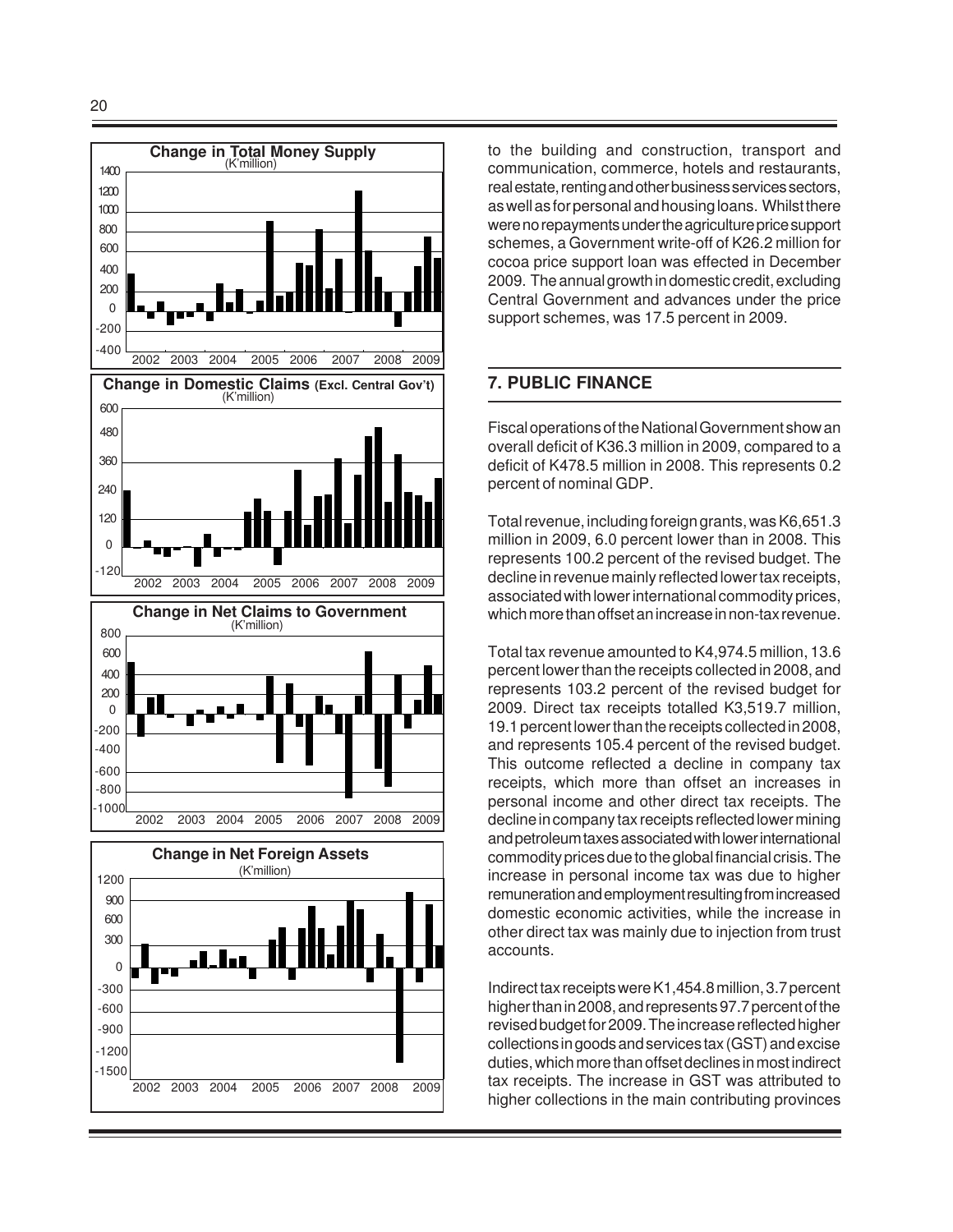**Change in Total Money Supply**
(K'million)

**Change in Domestic Claims (Excl. Central Gov't)**
(K'million)

**Change in Net Claims to Government**
(K'million)

**Change in Net Foreign Assets**
(K'million)

to the building and construction, transport and communication, commerce, hotels and restaurants, real estate, renting and other business services sectors, as well as for personal and housing loans. Whilst there were no repayments under the agriculture price support schemes, a Government write-off of K26.2 million for cocoa price support loan was effected in December 2009. The annual growth in domestic credit, excluding Central Government and advances under the price support schemes, was 17.5 percent in 2009.

## 7. PUBLIC FINANCE

Fiscal operations of the National Government show an overall deficit of K36.3 million in 2009, compared to a deficit of K478.5 million in 2008. This represents 0.2 percent of nominal GDP.

Total revenue, including foreign grants, was K6,651.3 million in 2009, 6.0 percent lower than in 2008. This represents 100.2 percent of the revised budget. The decline in revenue mainly reflected lower tax receipts, associated with lower international commodity prices, which more than offset an increase in non-tax revenue.

Total tax revenue amounted to K4,974.5 million, 13.6 percent lower than the receipts collected in 2008, and represents 103.2 percent of the revised budget for 2009. Direct tax receipts totalled K3,519.7 million, 19.1 percent lower than the receipts collected in 2008, and represents 105.4 percent of the revised budget. This outcome reflected a decline in company tax receipts, which more than offset an increases in personal income and other direct tax receipts. The decline in company tax receipts reflected lower mining and petroleum taxes associated with lower international commodity prices due to the global financial crisis. The increase in personal income tax was due to higher remuneration and employment resulting from increased domestic economic activities, while the increase in other direct tax was mainly due to injection from trust accounts.

Indirect tax receipts were K1,454.8 million, 3.7 percent higher than in 2008, and represents 97.7 percent of the revised budget for 2009. The increase reflected higher collections in goods and services tax (GST) and excise duties, which more than offset declines in most indirect tax receipts. The increase in GST was attributed to higher collections in the main contributing provinces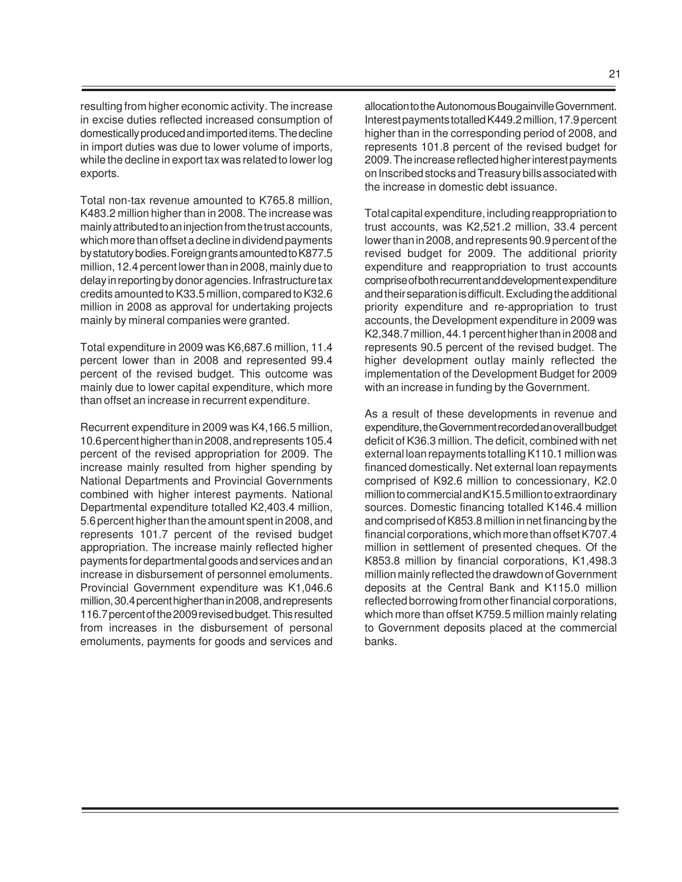resulting from higher economic activity. The increase in excise duties reflected increased consumption of domestically produced and imported items. The decline in import duties was due to lower volume of imports, while the decline in export tax was related to lower log exports.

Total non-tax revenue amounted to K765.8 million, K483.2 million higher than in 2008. The increase was mainly attributed to an injection from the trust accounts, which more than offset a decline in dividend payments by statutory bodies. Foreign grants amounted to K877.5 million, 12.4 percent lower than in 2008, mainly due to delay in reporting by donor agencies. Infrastructure tax credits amounted to K33.5 million, compared to K32.6 million in 2008 as approval for undertaking projects mainly by mineral companies were granted.

Total expenditure in 2009 was K6,687.6 million, 11.4 percent lower than in 2008 and represented 99.4 percent of the revised budget. This outcome was mainly due to lower capital expenditure, which more than offset an increase in recurrent expenditure.

Recurrent expenditure in 2009 was K4,166.5 million, 10.6 percent higher than in 2008, and represents 105.4 percent of the revised appropriation for 2009. The increase mainly resulted from higher spending by National Departments and Provincial Governments combined with higher interest payments. National Departmental expenditure totalled K2,403.4 million, 5.6 percent higher than the amount spent in 2008, and represents 101.7 percent of the revised budget appropriation. The increase mainly reflected higher payments for departmental goods and services and an increase in disbursement of personnel emoluments. Provincial Government expenditure was K1,046.6 million, 30.4 percent higher than in 2008, and represents 116.7 percent of the 2009 revised budget. This resulted from increases in the disbursement of personal emoluments, payments for goods and services and allocation to the Autonomous Bougainville Government. Interest payments totalled K449.2 million, 17.9 percent higher than in the corresponding period of 2008, and represents 101.8 percent of the revised budget for 2009. The increase reflected higher interest payments on Inscribed stocks and Treasury bills associated with the increase in domestic debt issuance.

Total capital expenditure, including reappropriation to trust accounts, was K2,521.2 million, 33.4 percent lower than in 2008, and represents 90.9 percent of the revised budget for 2009. The additional priority expenditure and reappropriation to trust accounts comprise of both recurrent and development expenditure and their separation is difficult. Excluding the additional priority expenditure and re-appropriation to trust accounts, the Development expenditure in 2009 was K2,348.7 million, 44.1 percent higher than in 2008 and represents 90.5 percent of the revised budget. The higher development outlay mainly reflected the implementation of the Development Budget for 2009 with an increase in funding by the Government.

As a result of these developments in revenue and expenditure, the Government recorded an overall budget deficit of K36.3 million. The deficit, combined with net external loan repayments totalling K110.1 million was financed domestically. Net external loan repayments comprised of K92.6 million to concessionary, K2.0 million to commercial and K15.5 million to extraordinary sources. Domestic financing totalled K146.4 million and comprised of K853.8 million in net financing by the financial corporations, which more than offset K707.4 million in settlement of presented cheques. Of the K853.8 million by financial corporations, K1,498.3 million mainly reflected the drawdown of Government deposits at the Central Bank and K115.0 million reflected borrowing from other financial corporations, which more than offset K759.5 million mainly relating to Government deposits placed at the commercial banks.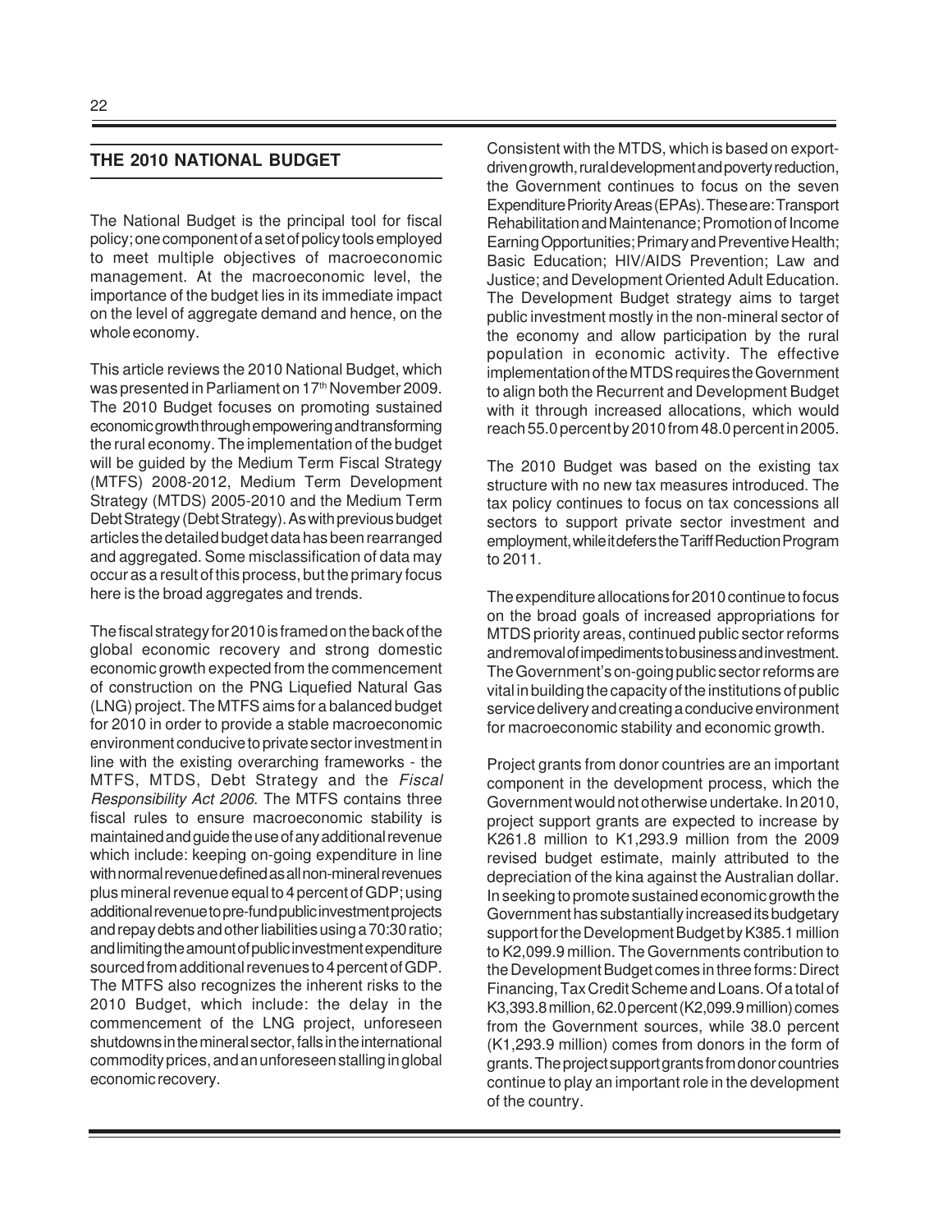## THE 2010 NATIONAL BUDGET

The National Budget is the principal tool for fiscal policy; one component of a set of policy tools employed to meet multiple objectives of macroeconomic management. At the macroeconomic level, the importance of the budget lies in its immediate impact on the level of aggregate demand and hence, on the whole economy.

This article reviews the 2010 National Budget, which was presented in Parliament on 17th November 2009. The 2010 Budget focuses on promoting sustained economic growth through empowering and transforming the rural economy. The implementation of the budget will be guided by the Medium Term Fiscal Strategy (MTFS) 2008-2012, Medium Term Development Strategy (MTDS) 2005-2010 and the Medium Term Debt Strategy (Debt Strategy). As with previous budget articles the detailed budget data has been rearranged and aggregated. Some misclassification of data may occur as a result of this process, but the primary focus here is the broad aggregates and trends.

The fiscal strategy for 2010 is framed on the back of the global economic recovery and strong domestic economic growth expected from the commencement of construction on the PNG Liquefied Natural Gas (LNG) project. The MTFS aims for a balanced budget for 2010 in order to provide a stable macroeconomic environment conducive to private sector investment in line with the existing overarching frameworks - the MTFS, MTDS, Debt Strategy and the *Fiscal Responsibility Act 2006*. The MTFS contains three fiscal rules to ensure macroeconomic stability is maintained and guide the use of any additional revenue which include: keeping on-going expenditure in line with normal revenue defined as all non-mineral revenues plus mineral revenue equal to 4 percent of GDP; using additional revenue to pre-fund public investment projects and repay debts and other liabilities using a 70:30 ratio; and limiting the amount of public investment expenditure sourced from additional revenues to 4 percent of GDP. The MTFS also recognizes the inherent risks to the 2010 Budget, which include: the delay in the commencement of the LNG project, unforeseen shutdowns in the mineral sector, falls in the international commodity prices, and an unforeseen stalling in global economic recovery.

Consistent with the MTDS, which is based on export-driven growth, rural development and poverty reduction, the Government continues to focus on the seven Expenditure Priority Areas (EPAs). These are: Transport Rehabilitation and Maintenance; Promotion of Income Earning Opportunities; Primary and Preventive Health; Basic Education; HIV/AIDS Prevention; Law and Justice; and Development Oriented Adult Education. The Development Budget strategy aims to target public investment mostly in the non-mineral sector of the economy and allow participation by the rural population in economic activity. The effective implementation of the MTDS requires the Government to align both the Recurrent and Development Budget with it through increased allocations, which would reach 55.0 percent by 2010 from 48.0 percent in 2005.

The 2010 Budget was based on the existing tax structure with no new tax measures introduced. The tax policy continues to focus on tax concessions all sectors to support private sector investment and employment, while it defers the Tariff Reduction Program to 2011.

The expenditure allocations for 2010 continue to focus on the broad goals of increased appropriations for MTDS priority areas, continued public sector reforms and removal of impediments to business and investment. The Government's on-going public sector reforms are vital in building the capacity of the institutions of public service delivery and creating a conducive environment for macroeconomic stability and economic growth.

Project grants from donor countries are an important component in the development process, which the Government would not otherwise undertake. In 2010, project support grants are expected to increase by K261.8 million to K1,293.9 million from the 2009 revised budget estimate, mainly attributed to the depreciation of the kina against the Australian dollar. In seeking to promote sustained economic growth the Government has substantially increased its budgetary support for the Development Budget by K385.1 million to K2,099.9 million. The Governments contribution to the Development Budget comes in three forms: Direct Financing, Tax Credit Scheme and Loans. Of a total of K3,393.8 million, 62.0 percent (K2,099.9 million) comes from the Government sources, while 38.0 percent (K1,293.9 million) comes from donors in the form of grants. The project support grants from donor countries continue to play an important role in the development of the country.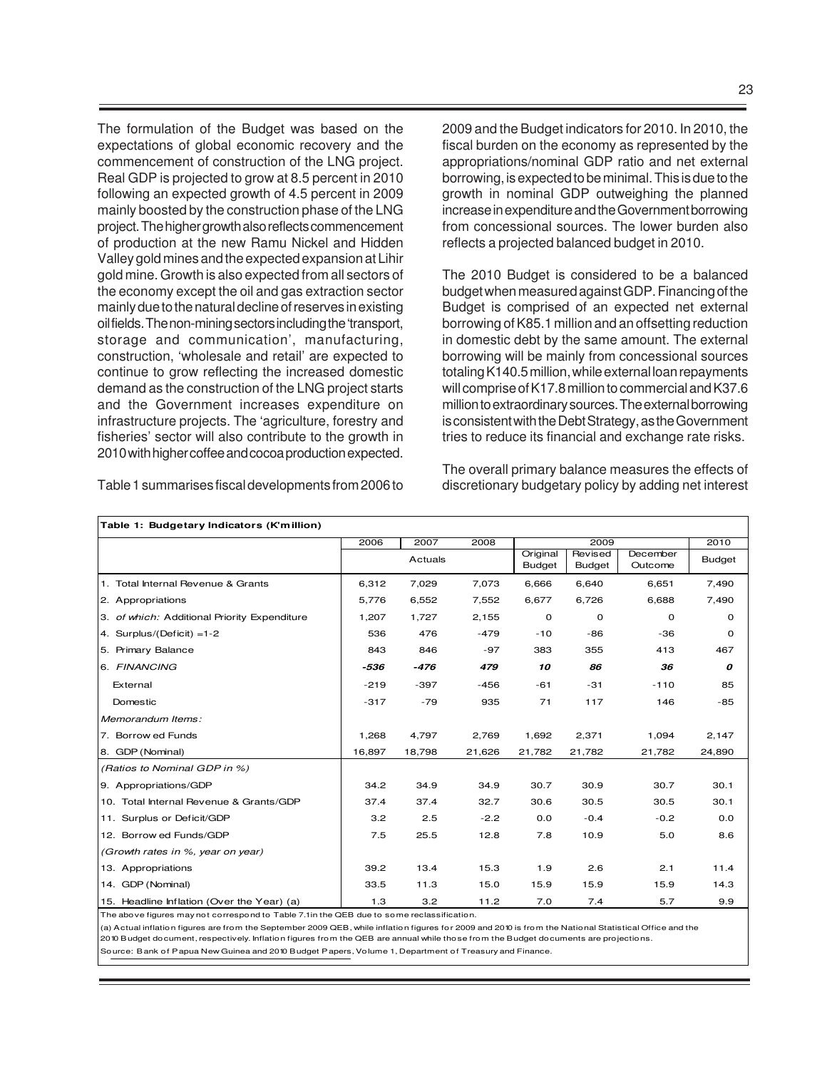The formulation of the Budget was based on the expectations of global economic recovery and the commencement of construction of the LNG project. Real GDP is projected to grow at 8.5 percent in 2010 following an expected growth of 4.5 percent in 2009 mainly boosted by the construction phase of the LNG project. The higher growth also reflects commencement of production at the new Ramu Nickel and Hidden Valley gold mines and the expected expansion at Lihir gold mine. Growth is also expected from all sectors of the economy except the oil and gas extraction sector mainly due to the natural decline of reserves in existing oil fields. The non-mining sectors including the 'transport, storage and communication', manufacturing, construction, 'wholesale and retail' are expected to continue to grow reflecting the increased domestic demand as the construction of the LNG project starts and the Government increases expenditure on infrastructure projects. The 'agriculture, forestry and fisheries' sector will also contribute to the growth in 2010 with higher coffee and cocoa production expected.

Table 1 summarises fiscal developments from 2006 to 2009 and the Budget indicators for 2010. In 2010, the fiscal burden on the economy as represented by the appropriations/nominal GDP ratio and net external borrowing, is expected to be minimal. This is due to the growth in nominal GDP outweighing the planned increase in expenditure and the Government borrowing from concessional sources. The lower burden also reflects a projected balanced budget in 2010.

The 2010 Budget is considered to be a balanced budget when measured against GDP. Financing of the Budget is comprised of an expected net external borrowing of K85.1 million and an offsetting reduction in domestic debt by the same amount. The external borrowing will be mainly from concessional sources totaling K140.5 million, while external loan repayments will comprise of K17.8 million to commercial and K37.6 million to extraordinary sources. The external borrowing is consistent with the Debt Strategy, as the Government tries to reduce its financial and exchange rate risks.

The overall primary balance measures the effects of discretionary budgetary policy by adding net interest

**Table 1: Budgetary Indicators (K'million)**

| | 2006 | 2007 | 2008 | 2009 | | | 2010 |
|---|---|---|---|---|---|---|---|
| | Actuals | | | Original Budget | Revised Budget | December Outcome | Budget |
| 1. Total Internal Revenue & Grants | 6,312 | 7,029 | 7,073 | 6,666 | 6,640 | 6,651 | 7,490 |
| 2. Appropriations | 5,776 | 6,552 | 7,552 | 6,677 | 6,726 | 6,688 | 7,490 |
| 3. *of which:* Additional Priority Expenditure | 1,207 | 1,727 | 2,155 | 0 | 0 | 0 | 0 |
| 4. Surplus/(Deficit) =1-2 | 536 | 476 | -479 | -10 | -86 | -36 | 0 |
| 5. Primary Balance | 843 | 846 | -97 | 383 | 355 | 413 | 467 |
| 6. *FINANCING* | ***-536*** | ***-476*** | ***479*** | ***10*** | ***86*** | ***36*** | ***0*** |
| External | -219 | -397 | -456 | -61 | -31 | -110 | 85 |
| Domestic | -317 | -79 | 935 | 71 | 117 | 146 | -85 |
| *Memorandum Items:* | | | | | | | |
| 7. Borrowed Funds | 1,268 | 4,797 | 2,769 | 1,692 | 2,371 | 1,094 | 2,147 |
| 8. GDP (Nominal) | 16,897 | 18,798 | 21,626 | 21,782 | 21,782 | 21,782 | 24,890 |
| *(Ratios to Nominal GDP in %)* | | | | | | | |
| 9. Appropriations/GDP | 34.2 | 34.9 | 34.9 | 30.7 | 30.9 | 30.7 | 30.1 |
| 10. Total Internal Revenue & Grants/GDP | 37.4 | 37.4 | 32.7 | 30.6 | 30.5 | 30.5 | 30.1 |
| 11. Surplus or Deficit/GDP | 3.2 | 2.5 | -2.2 | 0.0 | -0.4 | -0.2 | 0.0 |
| 12. Borrowed Funds/GDP | 7.5 | 25.5 | 12.8 | 7.8 | 10.9 | 5.0 | 8.6 |
| *(Growth rates in %, year on year)* | | | | | | | |
| 13. Appropriations | 39.2 | 13.4 | 15.3 | 1.9 | 2.6 | 2.1 | 11.4 |
| 14. GDP (Nominal) | 33.5 | 11.3 | 15.0 | 15.9 | 15.9 | 15.9 | 14.3 |
| 15. Headline Inflation (Over the Year) (a) | 1.3 | 3.2 | 11.2 | 7.0 | 7.4 | 5.7 | 9.9 |

The above figures may not correspond to Table 7.1in the QEB due to some reclassification.

(a) Actual inflation figures are from the September 2009 QEB, while inflation figures for 2009 and 2010 is from the National Statistical Office and the 2010 Budget document, respectively. Inflation figures from the QEB are annual while those from the Budget documents are projections.

Source: Bank of Papua New Guinea and 2010 Budget Papers, Volume 1, Department of Treasury and Finance.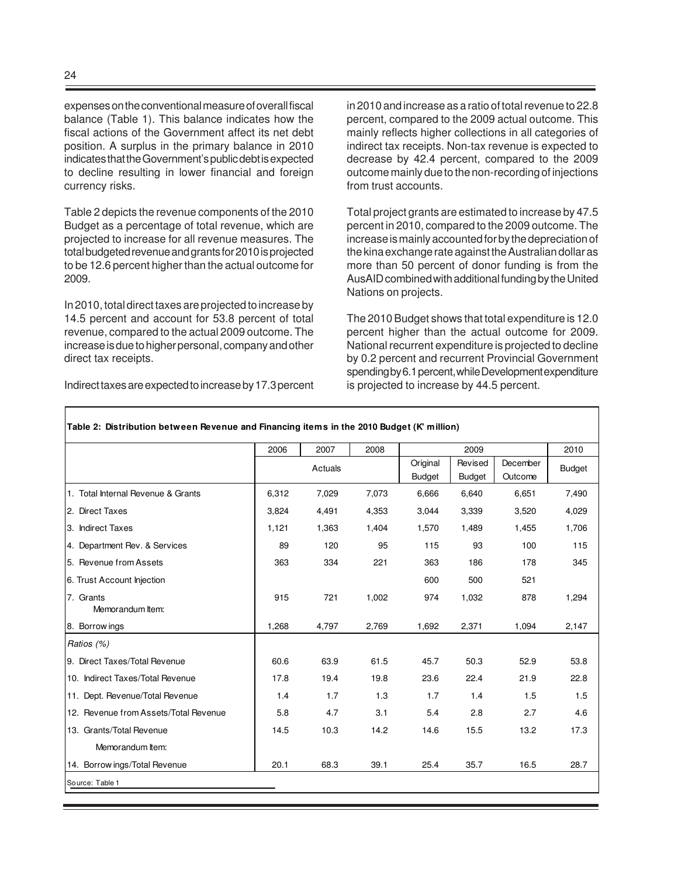expenses on the conventional measure of overall fiscal balance (Table 1). This balance indicates how the fiscal actions of the Government affect its net debt position. A surplus in the primary balance in 2010 indicates that the Government's public debt is expected to decline resulting in lower financial and foreign currency risks.

Table 2 depicts the revenue components of the 2010 Budget as a percentage of total revenue, which are projected to increase for all revenue measures. The total budgeted revenue and grants for 2010 is projected to be 12.6 percent higher than the actual outcome for 2009.

In 2010, total direct taxes are projected to increase by 14.5 percent and account for 53.8 percent of total revenue, compared to the actual 2009 outcome. The increase is due to higher personal, company and other direct tax receipts.

Indirect taxes are expected to increase by 17.3 percent in 2010 and increase as a ratio of total revenue to 22.8 percent, compared to the 2009 actual outcome. This mainly reflects higher collections in all categories of indirect tax receipts. Non-tax revenue is expected to decrease by 42.4 percent, compared to the 2009 outcome mainly due to the non-recording of injections from trust accounts.

Total project grants are estimated to increase by 47.5 percent in 2010, compared to the 2009 outcome. The increase is mainly accounted for by the depreciation of the kina exchange rate against the Australian dollar as more than 50 percent of donor funding is from the AusAID combined with additional funding by the United Nations on projects.

The 2010 Budget shows that total expenditure is 12.0 percent higher than the actual outcome for 2009. National recurrent expenditure is projected to decline by 0.2 percent and recurrent Provincial Government spending by 6.1 percent, while Development expenditure is projected to increase by 44.5 percent.

**Table 2: Distribution between Revenue and Financing items in the 2010 Budget (K' million)**

| | 2006 | 2007 | 2008 | 2009 | | | 2010 |
|---|---|---|---|---|---|---|---|
| | Actuals | | | Original Budget | Revised Budget | December Outcome | Budget |
| 1. Total Internal Revenue & Grants | 6,312 | 7,029 | 7,073 | 6,666 | 6,640 | 6,651 | 7,490 |
| 2. Direct Taxes | 3,824 | 4,491 | 4,353 | 3,044 | 3,339 | 3,520 | 4,029 |
| 3. Indirect Taxes | 1,121 | 1,363 | 1,404 | 1,570 | 1,489 | 1,455 | 1,706 |
| 4. Department Rev. & Services | 89 | 120 | 95 | 115 | 93 | 100 | 115 |
| 5. Revenue from Assets | 363 | 334 | 221 | 363 | 186 | 178 | 345 |
| 6. Trust Account Injection | | | | 600 | 500 | 521 | |
| 7. Grants | 915 | 721 | 1,002 | 974 | 1,032 | 878 | 1,294 |
| Memorandum Item: | | | | | | | |
| 8. Borrowings | 1,268 | 4,797 | 2,769 | 1,692 | 2,371 | 1,094 | 2,147 |
| *Ratios (%)* | | | | | | | |
| 9. Direct Taxes/Total Revenue | 60.6 | 63.9 | 61.5 | 45.7 | 50.3 | 52.9 | 53.8 |
| 10. Indirect Taxes/Total Revenue | 17.8 | 19.4 | 19.8 | 23.6 | 22.4 | 21.9 | 22.8 |
| 11. Dept. Revenue/Total Revenue | 1.4 | 1.7 | 1.3 | 1.7 | 1.4 | 1.5 | 1.5 |
| 12. Revenue from Assets/Total Revenue | 5.8 | 4.7 | 3.1 | 5.4 | 2.8 | 2.7 | 4.6 |
| 13. Grants/Total Revenue | 14.5 | 10.3 | 14.2 | 14.6 | 15.5 | 13.2 | 17.3 |
| Memorandum Item: | | | | | | | |
| 14. Borrowings/Total Revenue | 20.1 | 68.3 | 39.1 | 25.4 | 35.7 | 16.5 | 28.7 |

Source: Table 1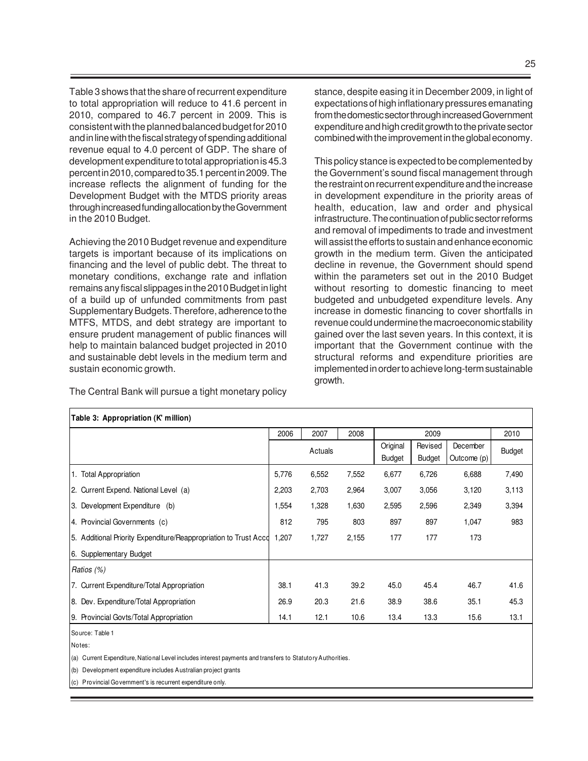Table 3 shows that the share of recurrent expenditure to total appropriation will reduce to 41.6 percent in 2010, compared to 46.7 percent in 2009. This is consistent with the planned balanced budget for 2010 and in line with the fiscal strategy of spending additional revenue equal to 4.0 percent of GDP. The share of development expenditure to total appropriation is 45.3 percent in 2010, compared to 35.1 percent in 2009. The increase reflects the alignment of funding for the Development Budget with the MTDS priority areas through increased funding allocation by the Government in the 2010 Budget.

Achieving the 2010 Budget revenue and expenditure targets is important because of its implications on financing and the level of public debt. The threat to monetary conditions, exchange rate and inflation remains any fiscal slippages in the 2010 Budget in light of a build up of unfunded commitments from past Supplementary Budgets. Therefore, adherence to the MTFS, MTDS, and debt strategy are important to ensure prudent management of public finances will help to maintain balanced budget projected in 2010 and sustainable debt levels in the medium term and sustain economic growth.

The Central Bank will pursue a tight monetary policy stance, despite easing it in December 2009, in light of expectations of high inflationary pressures emanating from the domestic sector through increased Government expenditure and high credit growth to the private sector combined with the improvement in the global economy.

This policy stance is expected to be complemented by the Government's sound fiscal management through the restraint on recurrent expenditure and the increase in development expenditure in the priority areas of health, education, law and order and physical infrastructure. The continuation of public sector reforms and removal of impediments to trade and investment will assist the efforts to sustain and enhance economic growth in the medium term. Given the anticipated decline in revenue, the Government should spend within the parameters set out in the 2010 Budget without resorting to domestic financing to meet budgeted and unbudgeted expenditure levels. Any increase in domestic financing to cover shortfalls in revenue could undermine the macroeconomic stability gained over the last seven years. In this context, it is important that the Government continue with the structural reforms and expenditure priorities are implemented in order to achieve long-term sustainable growth.

**Table 3: Appropriation (K' million)**

| | 2006 | 2007 | 2008 | 2009 | | | 2010 |
|---|---|---|---|---|---|---|---|
| | Actuals | | | Original Budget | Revised Budget | December Outcome (p) | Budget |
| 1. Total Appropriation | 5,776 | 6,552 | 7,552 | 6,677 | 6,726 | 6,688 | 7,490 |
| 2. Current Expend. National Level (a) | 2,203 | 2,703 | 2,964 | 3,007 | 3,056 | 3,120 | 3,113 |
| 3. Development Expenditure (b) | 1,554 | 1,328 | 1,630 | 2,595 | 2,596 | 2,349 | 3,394 |
| 4. Provincial Governments (c) | 812 | 795 | 803 | 897 | 897 | 1,047 | 983 |
| 5. Additional Priority Expenditure/Reappropriation to Trust Acco | 1,207 | 1,727 | 2,155 | 177 | 177 | 173 | |
| 6. Supplementary Budget | | | | | | | |
| *Ratios (%)* | | | | | | | |
| 7. Current Expenditure/Total Appropriation | 38.1 | 41.3 | 39.2 | 45.0 | 45.4 | 46.7 | 41.6 |
| 8. Dev. Expenditure/Total Appropriation | 26.9 | 20.3 | 21.6 | 38.9 | 38.6 | 35.1 | 45.3 |
| 9. Provincial Govts/Total Appropriation | 14.1 | 12.1 | 10.6 | 13.4 | 13.3 | 15.6 | 13.1 |

Source: Table 1

Notes:

(a) Current Expenditure, National Level includes interest payments and transfers to Statutory Authorities.

(b) Development expenditure includes Australian project grants

(c) Provincial Government's is recurrent expenditure only.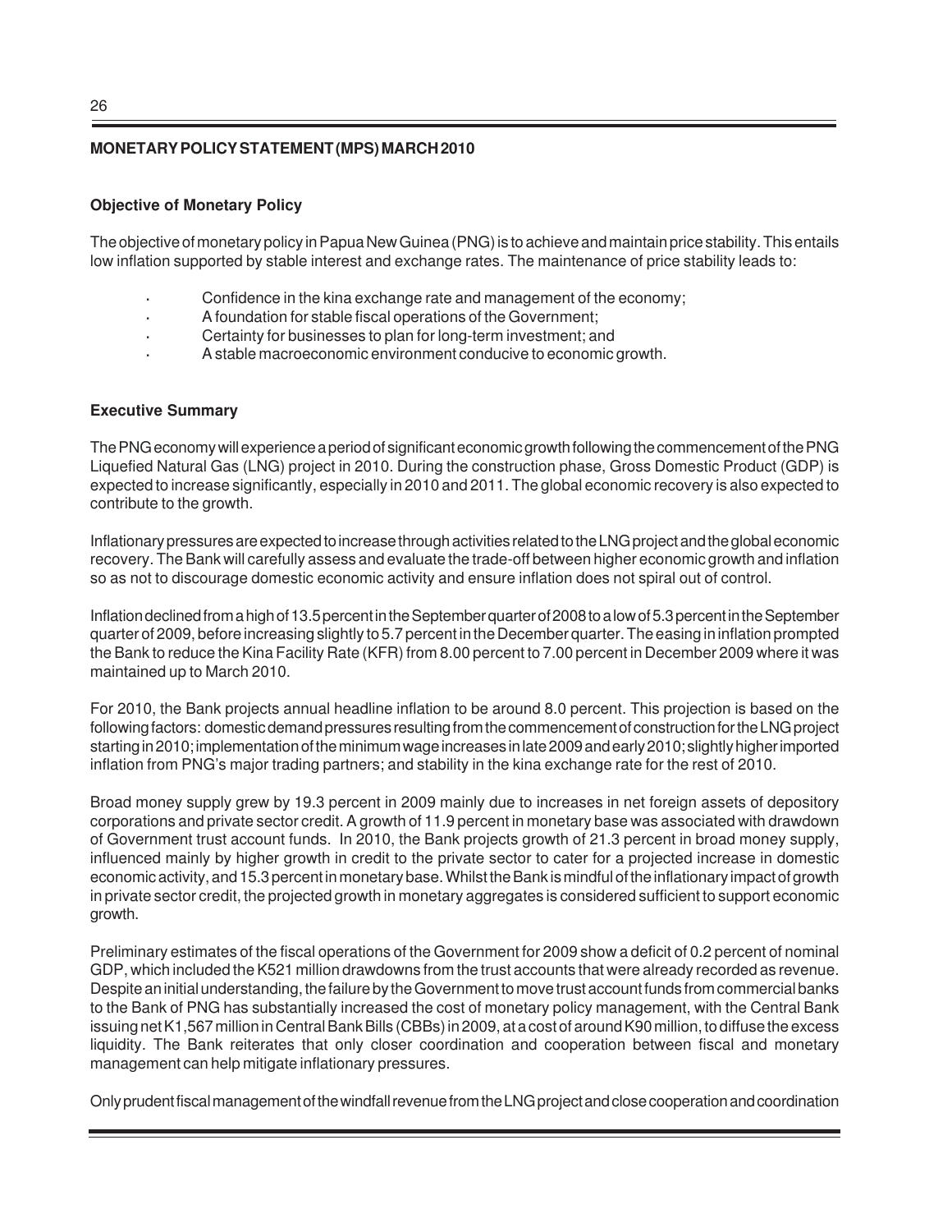# MONETARY POLICY STATEMENT (MPS) MARCH 2010

## Objective of Monetary Policy

The objective of monetary policy in Papua New Guinea (PNG) is to achieve and maintain price stability. This entails low inflation supported by stable interest and exchange rates. The maintenance of price stability leads to:

- Confidence in the kina exchange rate and management of the economy;
- A foundation for stable fiscal operations of the Government;
- Certainty for businesses to plan for long-term investment; and
- A stable macroeconomic environment conducive to economic growth.

## Executive Summary

The PNG economy will experience a period of significant economic growth following the commencement of the PNG Liquefied Natural Gas (LNG) project in 2010. During the construction phase, Gross Domestic Product (GDP) is expected to increase significantly, especially in 2010 and 2011. The global economic recovery is also expected to contribute to the growth.

Inflationary pressures are expected to increase through activities related to the LNG project and the global economic recovery. The Bank will carefully assess and evaluate the trade-off between higher economic growth and inflation so as not to discourage domestic economic activity and ensure inflation does not spiral out of control.

Inflation declined from a high of 13.5 percent in the September quarter of 2008 to a low of 5.3 percent in the September quarter of 2009, before increasing slightly to 5.7 percent in the December quarter. The easing in inflation prompted the Bank to reduce the Kina Facility Rate (KFR) from 8.00 percent to 7.00 percent in December 2009 where it was maintained up to March 2010.

For 2010, the Bank projects annual headline inflation to be around 8.0 percent. This projection is based on the following factors: domestic demand pressures resulting from the commencement of construction for the LNG project starting in 2010; implementation of the minimum wage increases in late 2009 and early 2010; slightly higher imported inflation from PNG's major trading partners; and stability in the kina exchange rate for the rest of 2010.

Broad money supply grew by 19.3 percent in 2009 mainly due to increases in net foreign assets of depository corporations and private sector credit. A growth of 11.9 percent in monetary base was associated with drawdown of Government trust account funds. In 2010, the Bank projects growth of 21.3 percent in broad money supply, influenced mainly by higher growth in credit to the private sector to cater for a projected increase in domestic economic activity, and 15.3 percent in monetary base. Whilst the Bank is mindful of the inflationary impact of growth in private sector credit, the projected growth in monetary aggregates is considered sufficient to support economic growth.

Preliminary estimates of the fiscal operations of the Government for 2009 show a deficit of 0.2 percent of nominal GDP, which included the K521 million drawdowns from the trust accounts that were already recorded as revenue. Despite an initial understanding, the failure by the Government to move trust account funds from commercial banks to the Bank of PNG has substantially increased the cost of monetary policy management, with the Central Bank issuing net K1,567 million in Central Bank Bills (CBBs) in 2009, at a cost of around K90 million, to diffuse the excess liquidity. The Bank reiterates that only closer coordination and cooperation between fiscal and monetary management can help mitigate inflationary pressures.

Only prudent fiscal management of the windfall revenue from the LNG project and close cooperation and coordination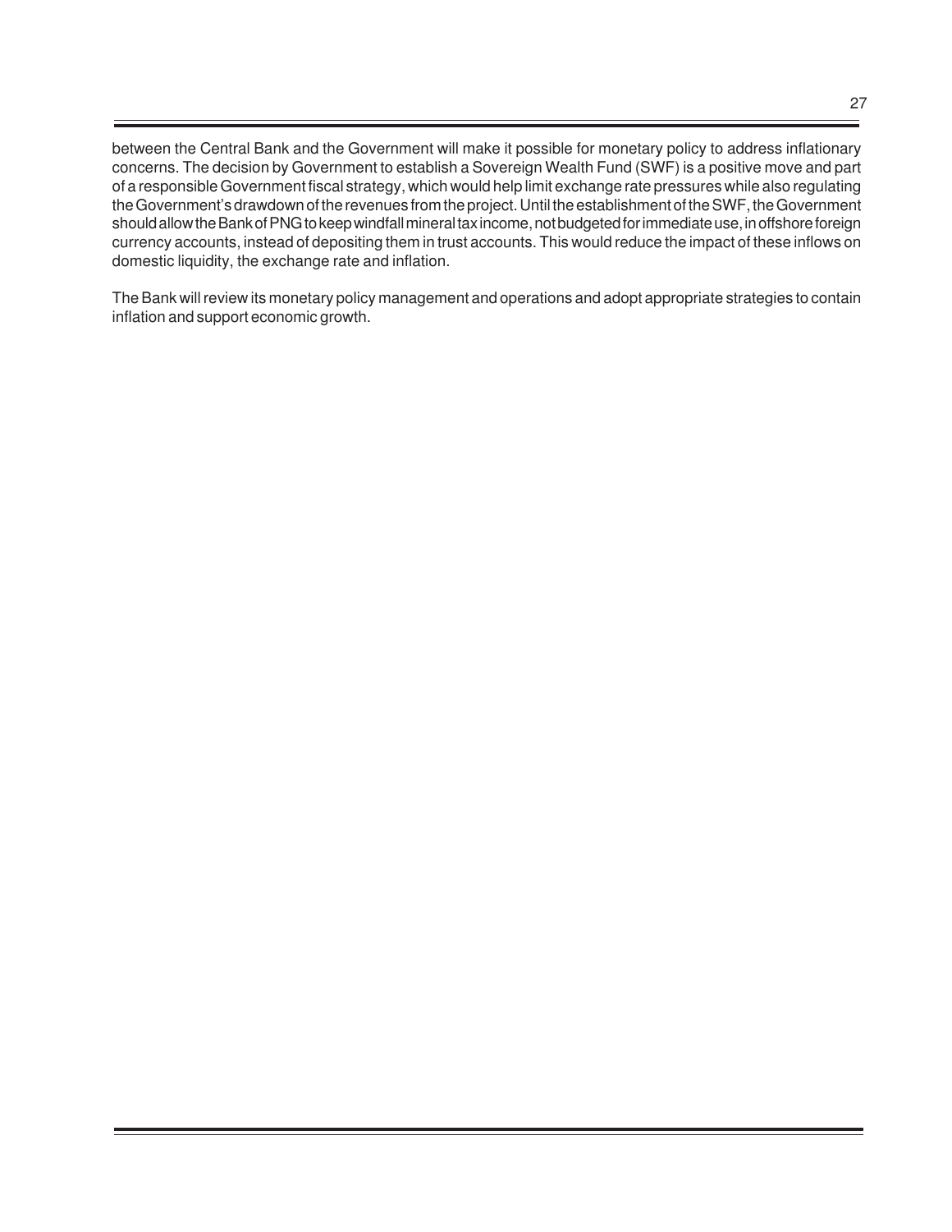between the Central Bank and the Government will make it possible for monetary policy to address inflationary concerns. The decision by Government to establish a Sovereign Wealth Fund (SWF) is a positive move and part of a responsible Government fiscal strategy, which would help limit exchange rate pressures while also regulating the Government's drawdown of the revenues from the project. Until the establishment of the SWF, the Government should allow the Bank of PNG to keep windfall mineral tax income, not budgeted for immediate use, in offshore foreign currency accounts, instead of depositing them in trust accounts. This would reduce the impact of these inflows on domestic liquidity, the exchange rate and inflation.

The Bank will review its monetary policy management and operations and adopt appropriate strategies to contain inflation and support economic growth.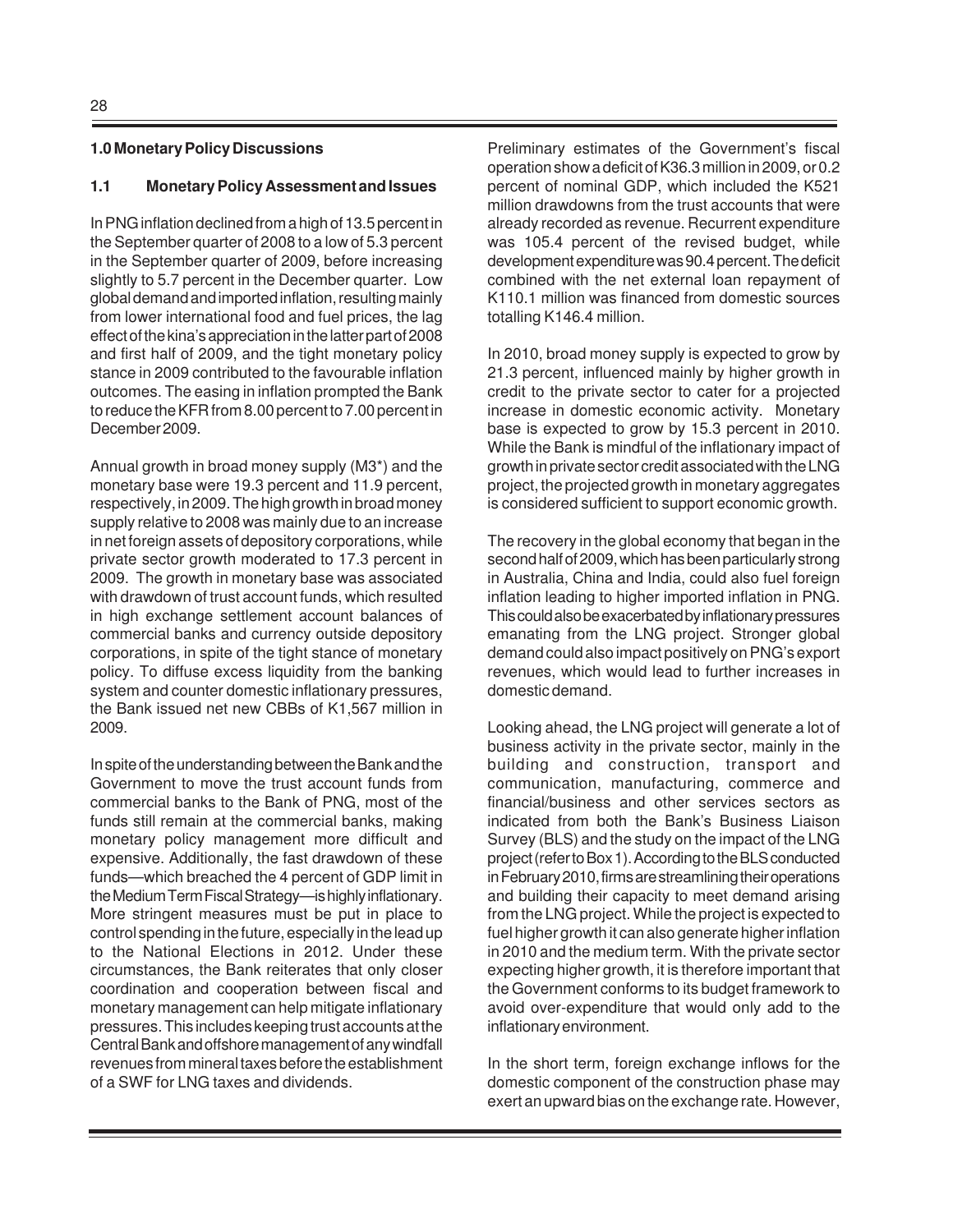## 1.0 Monetary Policy Discussions

### 1.1 Monetary Policy Assessment and Issues

In PNG inflation declined from a high of 13.5 percent in the September quarter of 2008 to a low of 5.3 percent in the September quarter of 2009, before increasing slightly to 5.7 percent in the December quarter. Low global demand and imported inflation, resulting mainly from lower international food and fuel prices, the lag effect of the kina's appreciation in the latter part of 2008 and first half of 2009, and the tight monetary policy stance in 2009 contributed to the favourable inflation outcomes. The easing in inflation prompted the Bank to reduce the KFR from 8.00 percent to 7.00 percent in December 2009.

Annual growth in broad money supply (M3*) and the monetary base were 19.3 percent and 11.9 percent, respectively, in 2009. The high growth in broad money supply relative to 2008 was mainly due to an increase in net foreign assets of depository corporations, while private sector growth moderated to 17.3 percent in 2009. The growth in monetary base was associated with drawdown of trust account funds, which resulted in high exchange settlement account balances of commercial banks and currency outside depository corporations, in spite of the tight stance of monetary policy. To diffuse excess liquidity from the banking system and counter domestic inflationary pressures, the Bank issued net new CBBs of K1,567 million in 2009.

In spite of the understanding between the Bank and the Government to move the trust account funds from commercial banks to the Bank of PNG, most of the funds still remain at the commercial banks, making monetary policy management more difficult and expensive. Additionally, the fast drawdown of these funds—which breached the 4 percent of GDP limit in the Medium Term Fiscal Strategy—is highly inflationary. More stringent measures must be put in place to control spending in the future, especially in the lead up to the National Elections in 2012. Under these circumstances, the Bank reiterates that only closer coordination and cooperation between fiscal and monetary management can help mitigate inflationary pressures. This includes keeping trust accounts at the Central Bank and offshore management of any windfall revenues from mineral taxes before the establishment of a SWF for LNG taxes and dividends.

Preliminary estimates of the Government's fiscal operation show a deficit of K36.3 million in 2009, or 0.2 percent of nominal GDP, which included the K521 million drawdowns from the trust accounts that were already recorded as revenue. Recurrent expenditure was 105.4 percent of the revised budget, while development expenditure was 90.4 percent. The deficit combined with the net external loan repayment of K110.1 million was financed from domestic sources totalling K146.4 million.

In 2010, broad money supply is expected to grow by 21.3 percent, influenced mainly by higher growth in credit to the private sector to cater for a projected increase in domestic economic activity. Monetary base is expected to grow by 15.3 percent in 2010. While the Bank is mindful of the inflationary impact of growth in private sector credit associated with the LNG project, the projected growth in monetary aggregates is considered sufficient to support economic growth.

The recovery in the global economy that began in the second half of 2009, which has been particularly strong in Australia, China and India, could also fuel foreign inflation leading to higher imported inflation in PNG. This could also be exacerbated by inflationary pressures emanating from the LNG project. Stronger global demand could also impact positively on PNG's export revenues, which would lead to further increases in domestic demand.

Looking ahead, the LNG project will generate a lot of business activity in the private sector, mainly in the building and construction, transport and communication, manufacturing, commerce and financial/business and other services sectors as indicated from both the Bank's Business Liaison Survey (BLS) and the study on the impact of the LNG project (refer to Box 1). According to the BLS conducted in February 2010, firms are streamlining their operations and building their capacity to meet demand arising from the LNG project. While the project is expected to fuel higher growth it can also generate higher inflation in 2010 and the medium term. With the private sector expecting higher growth, it is therefore important that the Government conforms to its budget framework to avoid over-expenditure that would only add to the inflationary environment.

In the short term, foreign exchange inflows for the domestic component of the construction phase may exert an upward bias on the exchange rate. However,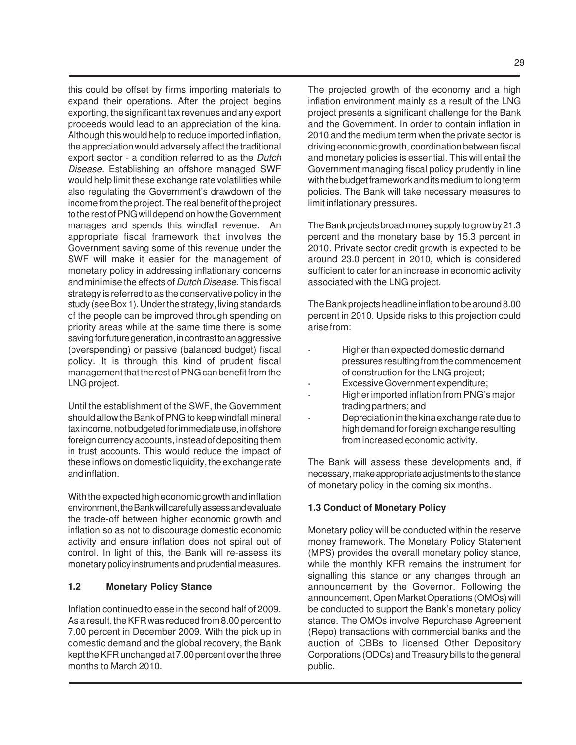this could be offset by firms importing materials to expand their operations. After the project begins exporting, the significant tax revenues and any export proceeds would lead to an appreciation of the kina. Although this would help to reduce imported inflation, the appreciation would adversely affect the traditional export sector - a condition referred to as the *Dutch Disease*. Establishing an offshore managed SWF would help limit these exchange rate volatilities while also regulating the Government's drawdown of the income from the project. The real benefit of the project to the rest of PNG will depend on how the Government manages and spends this windfall revenue. An appropriate fiscal framework that involves the Government saving some of this revenue under the SWF will make it easier for the management of monetary policy in addressing inflationary concerns and minimise the effects of *Dutch Disease*. This fiscal strategy is referred to as the conservative policy in the study (see Box 1). Under the strategy, living standards of the people can be improved through spending on priority areas while at the same time there is some saving for future generation, in contrast to an aggressive (overspending) or passive (balanced budget) fiscal policy. It is through this kind of prudent fiscal management that the rest of PNG can benefit from the LNG project.

Until the establishment of the SWF, the Government should allow the Bank of PNG to keep windfall mineral tax income, not budgeted for immediate use, in offshore foreign currency accounts, instead of depositing them in trust accounts. This would reduce the impact of these inflows on domestic liquidity, the exchange rate and inflation.

With the expected high economic growth and inflation environment, the Bank will carefully assess and evaluate the trade-off between higher economic growth and inflation so as not to discourage domestic economic activity and ensure inflation does not spiral out of control. In light of this, the Bank will re-assess its monetary policy instruments and prudential measures.

### 1.2 Monetary Policy Stance

Inflation continued to ease in the second half of 2009. As a result, the KFR was reduced from 8.00 percent to 7.00 percent in December 2009. With the pick up in domestic demand and the global recovery, the Bank kept the KFR unchanged at 7.00 percent over the three months to March 2010.

The projected growth of the economy and a high inflation environment mainly as a result of the LNG project presents a significant challenge for the Bank and the Government. In order to contain inflation in 2010 and the medium term when the private sector is driving economic growth, coordination between fiscal and monetary policies is essential. This will entail the Government managing fiscal policy prudently in line with the budget framework and its medium to long term policies. The Bank will take necessary measures to limit inflationary pressures.

The Bank projects broad money supply to grow by 21.3 percent and the monetary base by 15.3 percent in 2010. Private sector credit growth is expected to be around 23.0 percent in 2010, which is considered sufficient to cater for an increase in economic activity associated with the LNG project.

The Bank projects headline inflation to be around 8.00 percent in 2010. Upside risks to this projection could arise from:

- Higher than expected domestic demand pressures resulting from the commencement of construction for the LNG project;
- Excessive Government expenditure;
- Higher imported inflation from PNG's major trading partners; and
- Depreciation in the kina exchange rate due to high demand for foreign exchange resulting from increased economic activity.

The Bank will assess these developments and, if necessary, make appropriate adjustments to the stance of monetary policy in the coming six months.

### 1.3 Conduct of Monetary Policy

Monetary policy will be conducted within the reserve money framework. The Monetary Policy Statement (MPS) provides the overall monetary policy stance, while the monthly KFR remains the instrument for signalling this stance or any changes through an announcement by the Governor. Following the announcement, Open Market Operations (OMOs) will be conducted to support the Bank's monetary policy stance. The OMOs involve Repurchase Agreement (Repo) transactions with commercial banks and the auction of CBBs to licensed Other Depository Corporations (ODCs) and Treasury bills to the general public.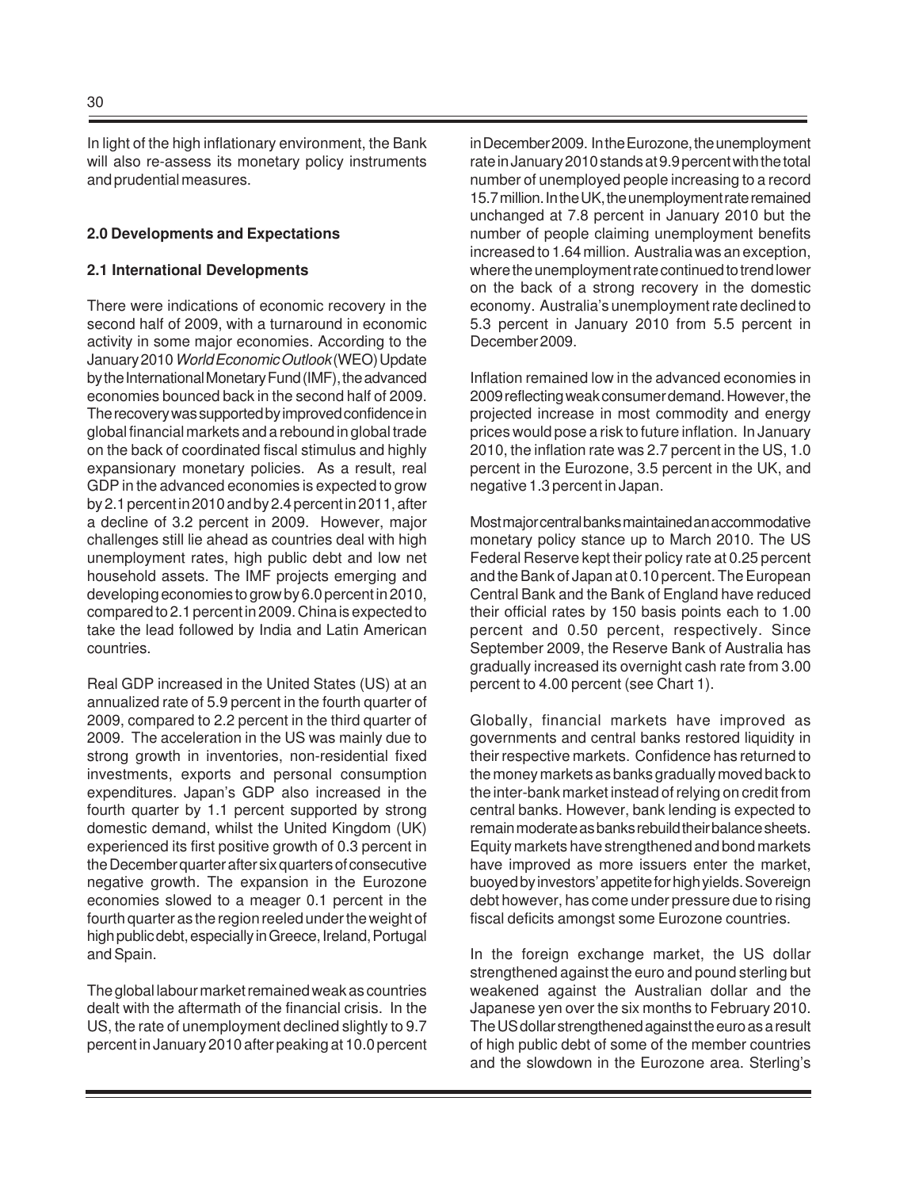In light of the high inflationary environment, the Bank will also re-assess its monetary policy instruments and prudential measures.

## 2.0 Developments and Expectations

### 2.1 International Developments

There were indications of economic recovery in the second half of 2009, with a turnaround in economic activity in some major economies. According to the January 2010 *World Economic Outlook* (WEO) Update by the International Monetary Fund (IMF), the advanced economies bounced back in the second half of 2009. The recovery was supported by improved confidence in global financial markets and a rebound in global trade on the back of coordinated fiscal stimulus and highly expansionary monetary policies. As a result, real GDP in the advanced economies is expected to grow by 2.1 percent in 2010 and by 2.4 percent in 2011, after a decline of 3.2 percent in 2009. However, major challenges still lie ahead as countries deal with high unemployment rates, high public debt and low net household assets. The IMF projects emerging and developing economies to grow by 6.0 percent in 2010, compared to 2.1 percent in 2009. China is expected to take the lead followed by India and Latin American countries.

Real GDP increased in the United States (US) at an annualized rate of 5.9 percent in the fourth quarter of 2009, compared to 2.2 percent in the third quarter of 2009. The acceleration in the US was mainly due to strong growth in inventories, non-residential fixed investments, exports and personal consumption expenditures. Japan's GDP also increased in the fourth quarter by 1.1 percent supported by strong domestic demand, whilst the United Kingdom (UK) experienced its first positive growth of 0.3 percent in the December quarter after six quarters of consecutive negative growth. The expansion in the Eurozone economies slowed to a meager 0.1 percent in the fourth quarter as the region reeled under the weight of high public debt, especially in Greece, Ireland, Portugal and Spain.

The global labour market remained weak as countries dealt with the aftermath of the financial crisis. In the US, the rate of unemployment declined slightly to 9.7 percent in January 2010 after peaking at 10.0 percent in December 2009. In the Eurozone, the unemployment rate in January 2010 stands at 9.9 percent with the total number of unemployed people increasing to a record 15.7 million. In the UK, the unemployment rate remained unchanged at 7.8 percent in January 2010 but the number of people claiming unemployment benefits increased to 1.64 million. Australia was an exception, where the unemployment rate continued to trend lower on the back of a strong recovery in the domestic economy. Australia's unemployment rate declined to 5.3 percent in January 2010 from 5.5 percent in December 2009.

Inflation remained low in the advanced economies in 2009 reflecting weak consumer demand. However, the projected increase in most commodity and energy prices would pose a risk to future inflation. In January 2010, the inflation rate was 2.7 percent in the US, 1.0 percent in the Eurozone, 3.5 percent in the UK, and negative 1.3 percent in Japan.

Most major central banks maintained an accommodative monetary policy stance up to March 2010. The US Federal Reserve kept their policy rate at 0.25 percent and the Bank of Japan at 0.10 percent. The European Central Bank and the Bank of England have reduced their official rates by 150 basis points each to 1.00 percent and 0.50 percent, respectively. Since September 2009, the Reserve Bank of Australia has gradually increased its overnight cash rate from 3.00 percent to 4.00 percent (see Chart 1).

Globally, financial markets have improved as governments and central banks restored liquidity in their respective markets. Confidence has returned to the money markets as banks gradually moved back to the inter-bank market instead of relying on credit from central banks. However, bank lending is expected to remain moderate as banks rebuild their balance sheets. Equity markets have strengthened and bond markets have improved as more issuers enter the market, buoyed by investors' appetite for high yields. Sovereign debt however, has come under pressure due to rising fiscal deficits amongst some Eurozone countries.

In the foreign exchange market, the US dollar strengthened against the euro and pound sterling but weakened against the Australian dollar and the Japanese yen over the six months to February 2010. The US dollar strengthened against the euro as a result of high public debt of some of the member countries and the slowdown in the Eurozone area. Sterling's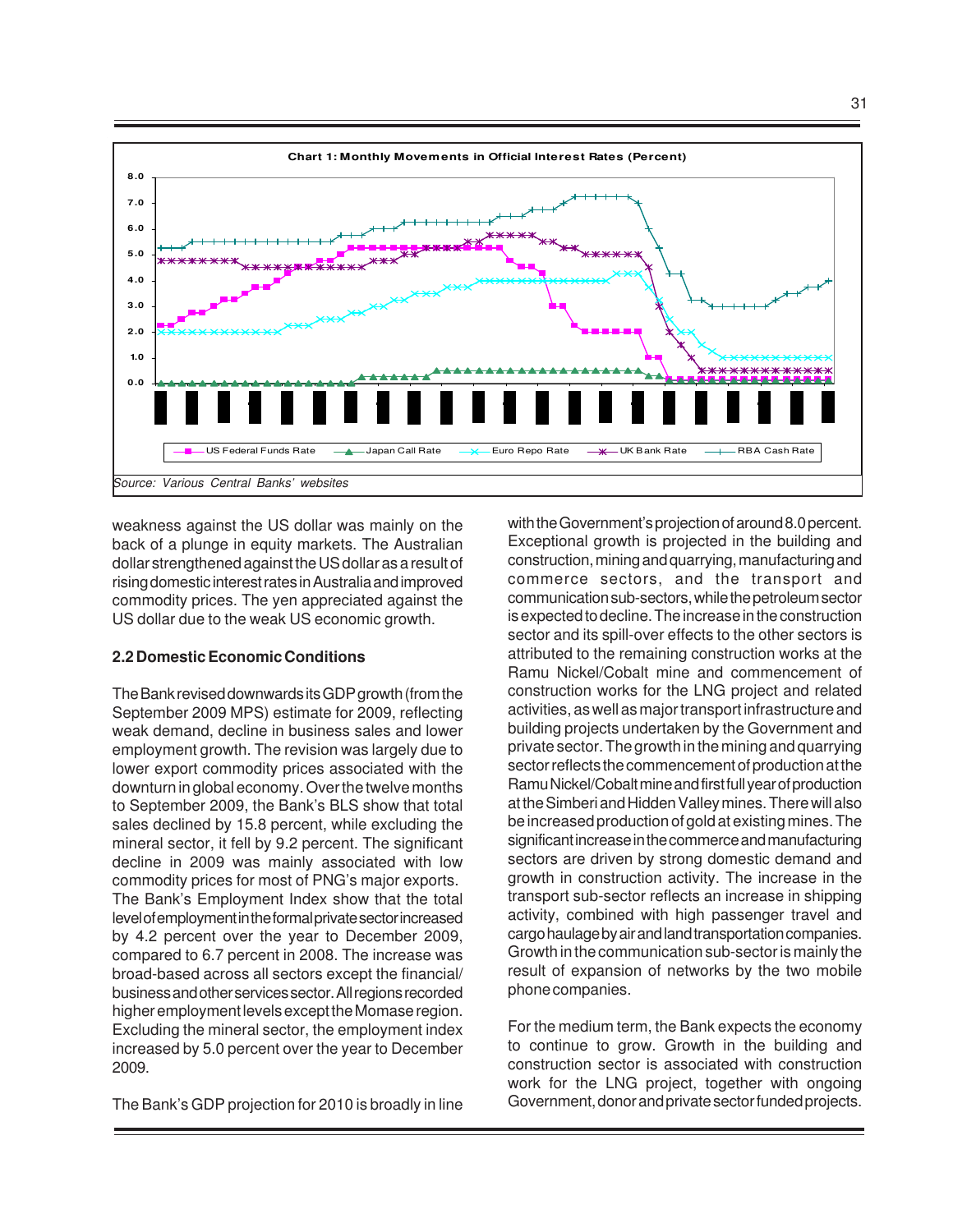**Chart 1: Monthly Movements in Official Interest Rates (Percent)**

US Federal Funds Rate — Japan Call Rate — Euro Repo Rate — UK Bank Rate — RBA Cash Rate

*Source: Various Central Banks' websites*

weakness against the US dollar was mainly on the back of a plunge in equity markets. The Australian dollar strengthened against the US dollar as a result of rising domestic interest rates in Australia and improved commodity prices. The yen appreciated against the US dollar due to the weak US economic growth.

### 2.2 Domestic Economic Conditions

The Bank revised downwards its GDP growth (from the September 2009 MPS) estimate for 2009, reflecting weak demand, decline in business sales and lower employment growth. The revision was largely due to lower export commodity prices associated with the downturn in global economy. Over the twelve months to September 2009, the Bank's BLS show that total sales declined by 15.8 percent, while excluding the mineral sector, it fell by 9.2 percent. The significant decline in 2009 was mainly associated with low commodity prices for most of PNG's major exports. The Bank's Employment Index show that the total level of employment in the formal private sector increased by 4.2 percent over the year to December 2009, compared to 6.7 percent in 2008. The increase was broad-based across all sectors except the financial/business and other services sector. All regions recorded higher employment levels except the Momase region. Excluding the mineral sector, the employment index increased by 5.0 percent over the year to December 2009.

The Bank's GDP projection for 2010 is broadly in line with the Government's projection of around 8.0 percent. Exceptional growth is projected in the building and construction, mining and quarrying, manufacturing and commerce sectors, and the transport and communication sub-sectors, while the petroleum sector is expected to decline. The increase in the construction sector and its spill-over effects to the other sectors is attributed to the remaining construction works at the Ramu Nickel/Cobalt mine and commencement of construction works for the LNG project and related activities, as well as major transport infrastructure and building projects undertaken by the Government and private sector. The growth in the mining and quarrying sector reflects the commencement of production at the Ramu Nickel/Cobalt mine and first full year of production at the Simberi and Hidden Valley mines. There will also be increased production of gold at existing mines. The significant increase in the commerce and manufacturing sectors are driven by strong domestic demand and growth in construction activity. The increase in the transport sub-sector reflects an increase in shipping activity, combined with high passenger travel and cargo haulage by air and land transportation companies. Growth in the communication sub-sector is mainly the result of expansion of networks by the two mobile phone companies.

For the medium term, the Bank expects the economy to continue to grow. Growth in the building and construction sector is associated with construction work for the LNG project, together with ongoing Government, donor and private sector funded projects.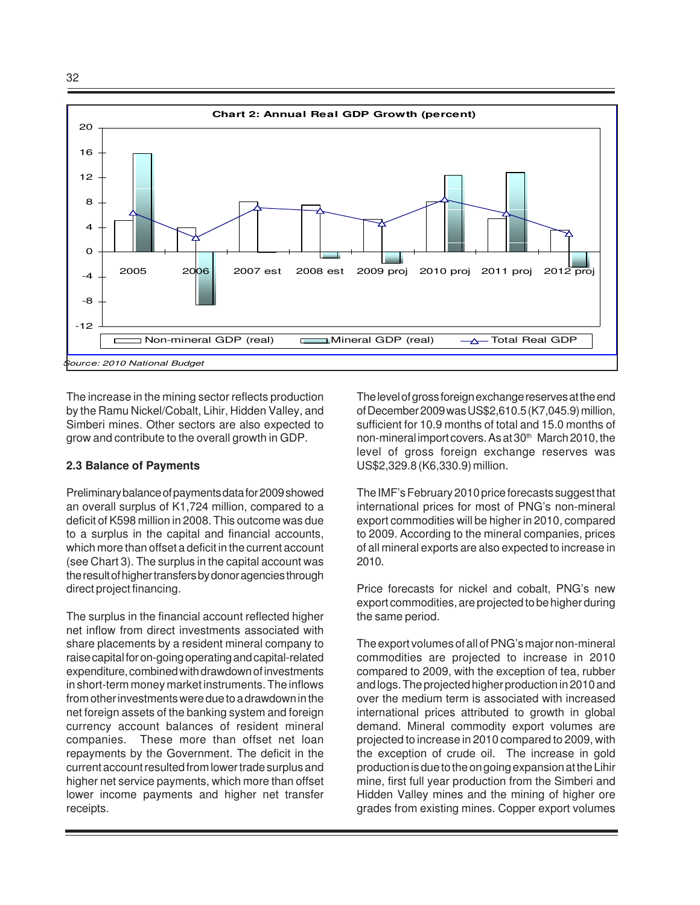**Chart 2: Annual Real GDP Growth (percent)**

*Source: 2010 National Budget*

The increase in the mining sector reflects production by the Ramu Nickel/Cobalt, Lihir, Hidden Valley, and Simberi mines. Other sectors are also expected to grow and contribute to the overall growth in GDP.

### 2.3 Balance of Payments

Preliminary balance of payments data for 2009 showed an overall surplus of K1,724 million, compared to a deficit of K598 million in 2008. This outcome was due to a surplus in the capital and financial accounts, which more than offset a deficit in the current account (see Chart 3). The surplus in the capital account was the result of higher transfers by donor agencies through direct project financing.

The surplus in the financial account reflected higher net inflow from direct investments associated with share placements by a resident mineral company to raise capital for on-going operating and capital-related expenditure, combined with drawdown of investments in short-term money market instruments. The inflows from other investments were due to a drawdown in the net foreign assets of the banking system and foreign currency account balances of resident mineral companies. These more than offset net loan repayments by the Government. The deficit in the current account resulted from lower trade surplus and higher net service payments, which more than offset lower income payments and higher net transfer receipts.

The level of gross foreign exchange reserves at the end of December 2009 was US$2,610.5 (K7,045.9) million, sufficient for 10.9 months of total and 15.0 months of non-mineral import covers. As at 30th March 2010, the level of gross foreign exchange reserves was US$2,329.8 (K6,330.9) million.

The IMF's February 2010 price forecasts suggest that international prices for most of PNG's non-mineral export commodities will be higher in 2010, compared to 2009. According to the mineral companies, prices of all mineral exports are also expected to increase in 2010.

Price forecasts for nickel and cobalt, PNG's new export commodities, are projected to be higher during the same period.

The export volumes of all of PNG's major non-mineral commodities are projected to increase in 2010 compared to 2009, with the exception of tea, rubber and logs. The projected higher production in 2010 and over the medium term is associated with increased international prices attributed to growth in global demand. Mineral commodity export volumes are projected to increase in 2010 compared to 2009, with the exception of crude oil. The increase in gold production is due to the ongoing expansion at the Lihir mine, first full year production from the Simberi and Hidden Valley mines and the mining of higher ore grades from existing mines. Copper export volumes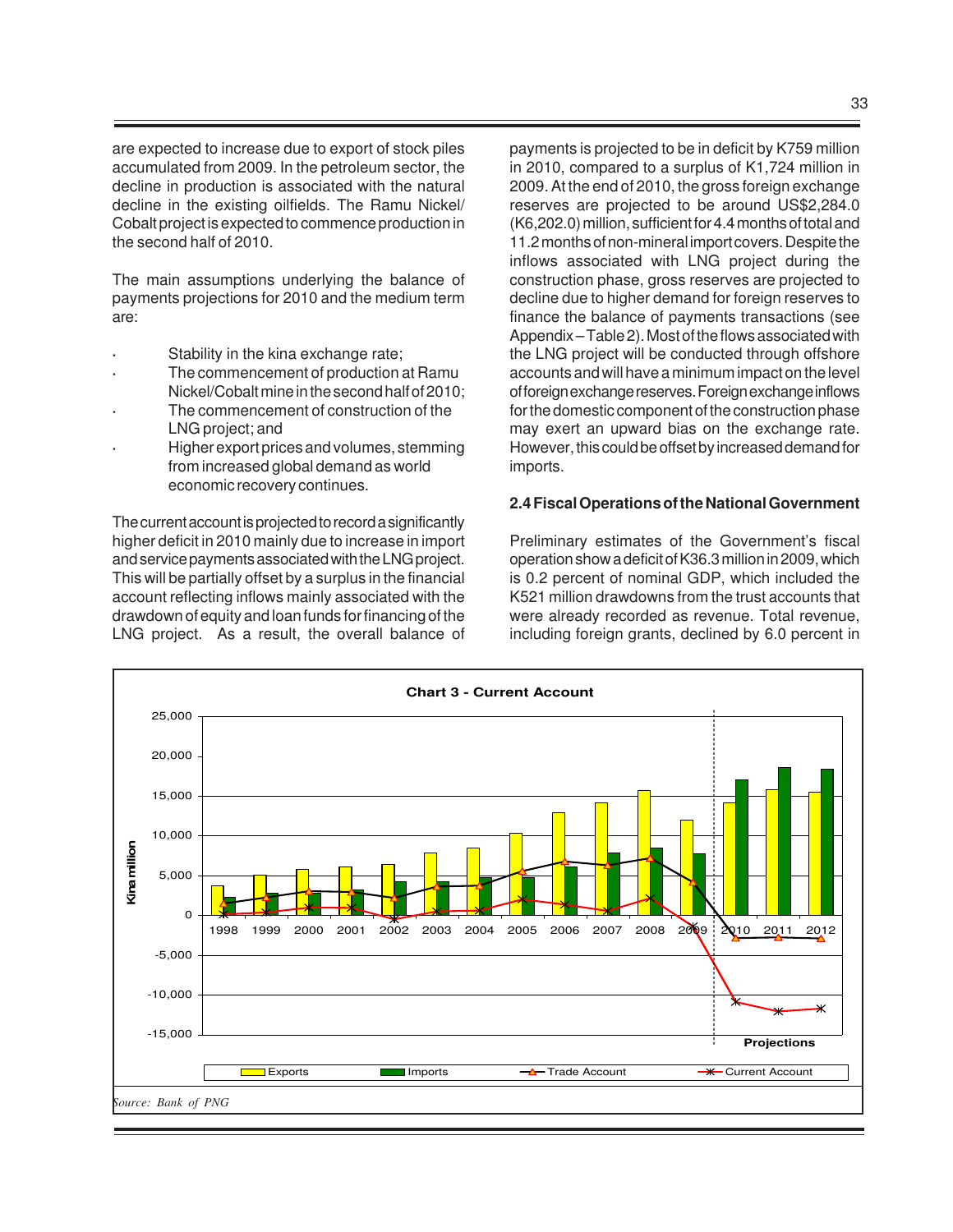are expected to increase due to export of stock piles accumulated from 2009. In the petroleum sector, the decline in production is associated with the natural decline in the existing oilfields. The Ramu Nickel/Cobalt project is expected to commence production in the second half of 2010.

The main assumptions underlying the balance of payments projections for 2010 and the medium term are:

- Stability in the kina exchange rate;
- The commencement of production at Ramu Nickel/Cobalt mine in the second half of 2010;
- The commencement of construction of the LNG project; and
- Higher export prices and volumes, stemming from increased global demand as world economic recovery continues.

The current account is projected to record a significantly higher deficit in 2010 mainly due to increase in import and service payments associated with the LNG project. This will be partially offset by a surplus in the financial account reflecting inflows mainly associated with the drawdown of equity and loan funds for financing of the LNG project. As a result, the overall balance of payments is projected to be in deficit by K759 million in 2010, compared to a surplus of K1,724 million in 2009. At the end of 2010, the gross foreign exchange reserves are projected to be around US$2,284.0 (K6,202.0) million, sufficient for 4.4 months of total and 11.2 months of non-mineral import covers. Despite the inflows associated with LNG project during the construction phase, gross reserves are projected to decline due to higher demand for foreign reserves to finance the balance of payments transactions (see Appendix – Table 2). Most of the flows associated with the LNG project will be conducted through offshore accounts and will have a minimum impact on the level of foreign exchange reserves. Foreign exchange inflows for the domestic component of the construction phase may exert an upward bias on the exchange rate. However, this could be offset by increased demand for imports.

## 2.4 Fiscal Operations of the National Government

Preliminary estimates of the Government's fiscal operation show a deficit of K36.3 million in 2009, which is 0.2 percent of nominal GDP, which included the K521 million drawdowns from the trust accounts that were already recorded as revenue. Total revenue, including foreign grants, declined by 6.0 percent in

**Chart 3 - Current Account**

*Source: Bank of PNG*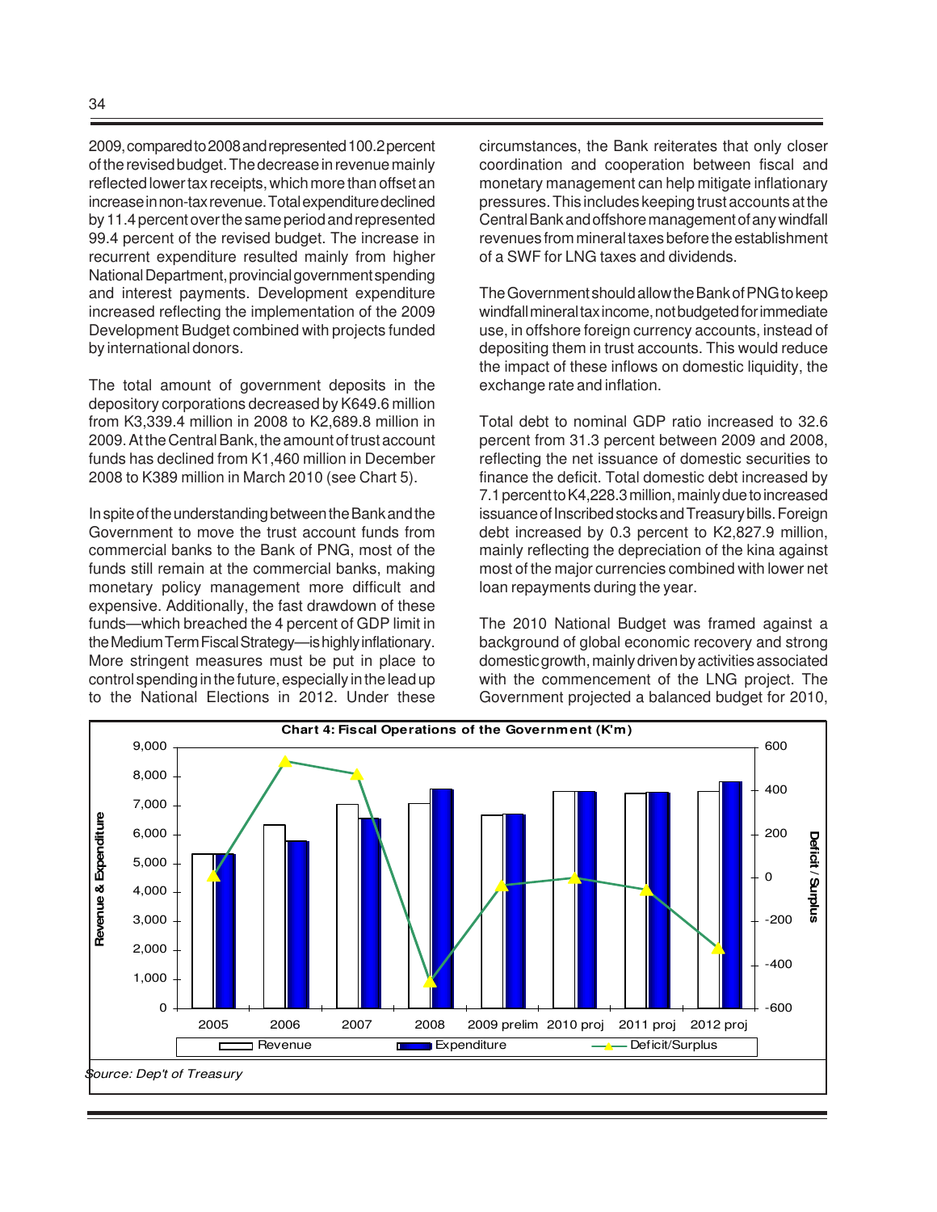2009, compared to 2008 and represented 100.2 percent of the revised budget. The decrease in revenue mainly reflected lower tax receipts, which more than offset an increase in non-tax revenue. Total expenditure declined by 11.4 percent over the same period and represented 99.4 percent of the revised budget. The increase in recurrent expenditure resulted mainly from higher National Department, provincial government spending and interest payments. Development expenditure increased reflecting the implementation of the 2009 Development Budget combined with projects funded by international donors.

The total amount of government deposits in the depository corporations decreased by K649.6 million from K3,339.4 million in 2008 to K2,689.8 million in 2009. At the Central Bank, the amount of trust account funds has declined from K1,460 million in December 2008 to K389 million in March 2010 (see Chart 5).

In spite of the understanding between the Bank and the Government to move the trust account funds from commercial banks to the Bank of PNG, most of the funds still remain at the commercial banks, making monetary policy management more difficult and expensive. Additionally, the fast drawdown of these funds—which breached the 4 percent of GDP limit in the Medium Term Fiscal Strategy—is highly inflationary. More stringent measures must be put in place to control spending in the future, especially in the lead up to the National Elections in 2012. Under these circumstances, the Bank reiterates that only closer coordination and cooperation between fiscal and monetary management can help mitigate inflationary pressures. This includes keeping trust accounts at the Central Bank and offshore management of any windfall revenues from mineral taxes before the establishment of a SWF for LNG taxes and dividends.

The Government should allow the Bank of PNG to keep windfall mineral tax income, not budgeted for immediate use, in offshore foreign currency accounts, instead of depositing them in trust accounts. This would reduce the impact of these inflows on domestic liquidity, the exchange rate and inflation.

Total debt to nominal GDP ratio increased to 32.6 percent from 31.3 percent between 2009 and 2008, reflecting the net issuance of domestic securities to finance the deficit. Total domestic debt increased by 7.1 percent to K4,228.3 million, mainly due to increased issuance of Inscribed stocks and Treasury bills. Foreign debt increased by 0.3 percent to K2,827.9 million, mainly reflecting the depreciation of the kina against most of the major currencies combined with lower net loan repayments during the year.

The 2010 National Budget was framed against a background of global economic recovery and strong domestic growth, mainly driven by activities associated with the commencement of the LNG project. The Government projected a balanced budget for 2010,

**Chart 4: Fiscal Operations of the Government (K'm)**

*Source: Dep't of Treasury*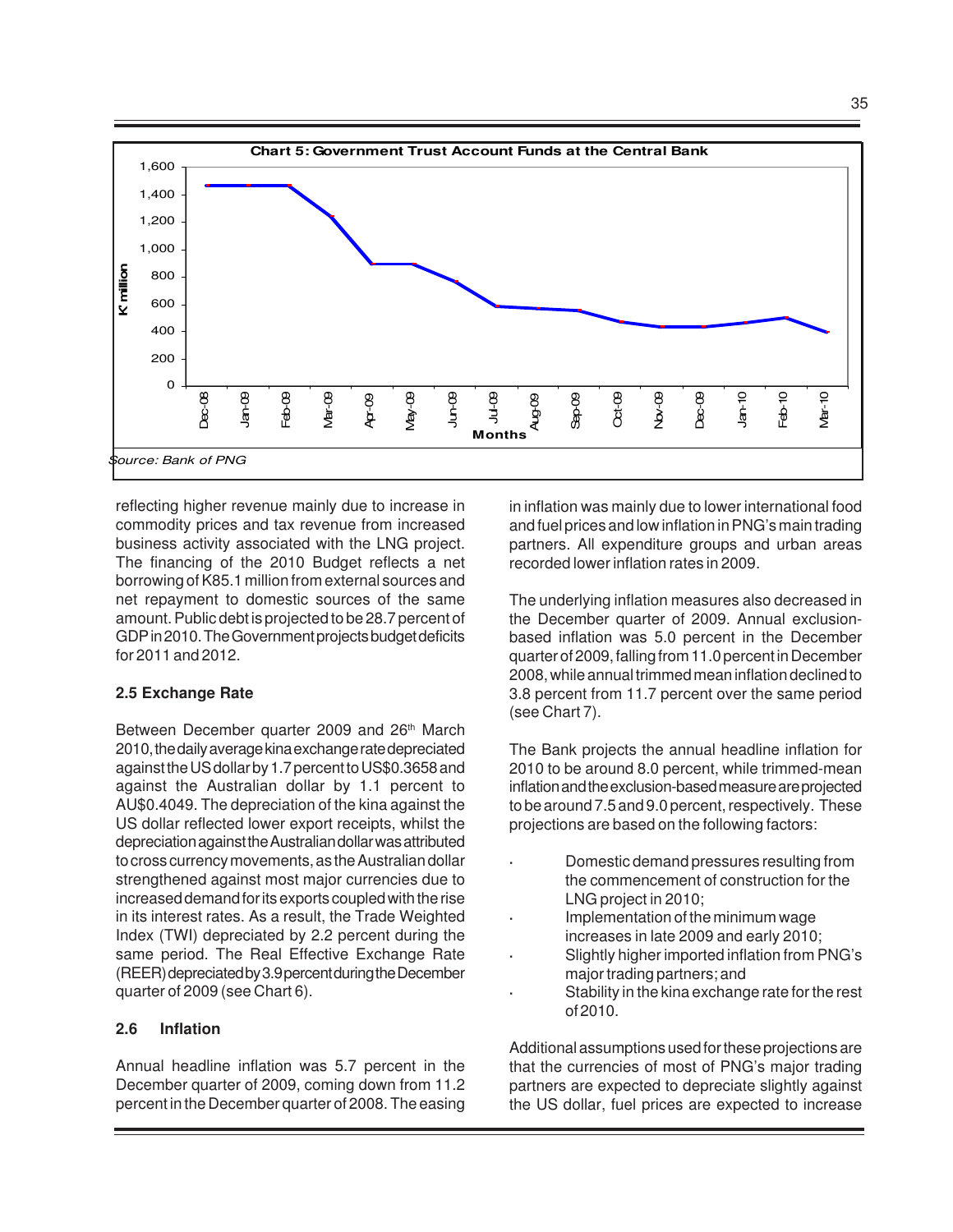**Chart 5: Government Trust Account Funds at the Central Bank**

*Source: Bank of PNG*

reflecting higher revenue mainly due to increase in commodity prices and tax revenue from increased business activity associated with the LNG project. The financing of the 2010 Budget reflects a net borrowing of K85.1 million from external sources and net repayment to domestic sources of the same amount. Public debt is projected to be 28.7 percent of GDP in 2010. The Government projects budget deficits for 2011 and 2012.

### 2.5 Exchange Rate

Between December quarter 2009 and 26th March 2010, the daily average kina exchange rate depreciated against the US dollar by 1.7 percent to US$0.3658 and against the Australian dollar by 1.1 percent to AU$0.4049. The depreciation of the kina against the US dollar reflected lower export receipts, whilst the depreciation against the Australian dollar was attributed to cross currency movements, as the Australian dollar strengthened against most major currencies due to increased demand for its exports coupled with the rise in its interest rates. As a result, the Trade Weighted Index (TWI) depreciated by 2.2 percent during the same period. The Real Effective Exchange Rate (REER) depreciated by 3.9 percent during the December quarter of 2009 (see Chart 6).

### 2.6 Inflation

Annual headline inflation was 5.7 percent in the December quarter of 2009, coming down from 11.2 percent in the December quarter of 2008. The easing in inflation was mainly due to lower international food and fuel prices and low inflation in PNG's main trading partners. All expenditure groups and urban areas recorded lower inflation rates in 2009.

The underlying inflation measures also decreased in the December quarter of 2009. Annual exclusion-based inflation was 5.0 percent in the December quarter of 2009, falling from 11.0 percent in December 2008, while annual trimmed mean inflation declined to 3.8 percent from 11.7 percent over the same period (see Chart 7).

The Bank projects the annual headline inflation for 2010 to be around 8.0 percent, while trimmed-mean inflation and the exclusion-based measure are projected to be around 7.5 and 9.0 percent, respectively. These projections are based on the following factors:

- Domestic demand pressures resulting from the commencement of construction for the LNG project in 2010;
- Implementation of the minimum wage increases in late 2009 and early 2010;
- Slightly higher imported inflation from PNG's major trading partners; and
- Stability in the kina exchange rate for the rest of 2010.

Additional assumptions used for these projections are that the currencies of most of PNG's major trading partners are expected to depreciate slightly against the US dollar, fuel prices are expected to increase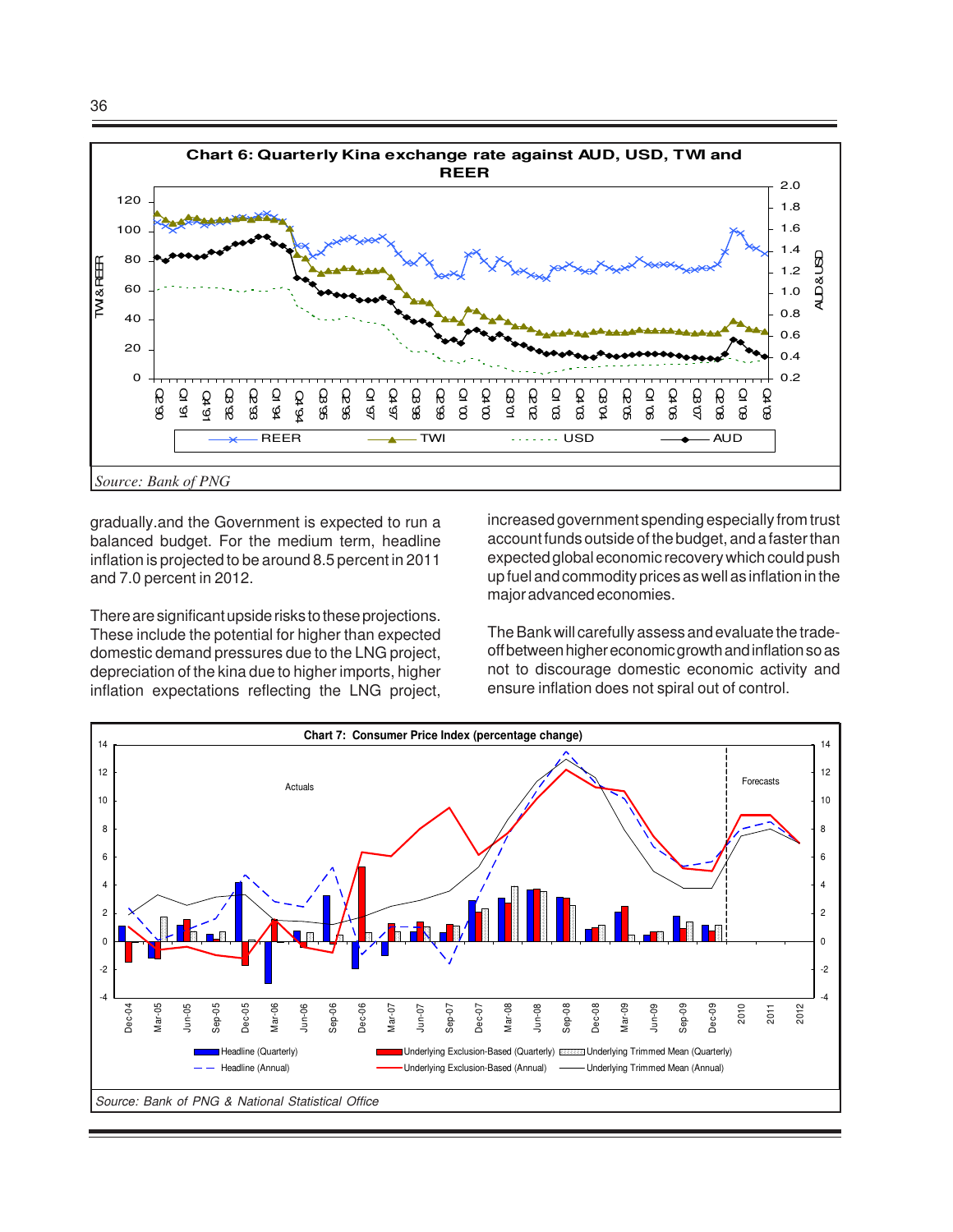**Chart 6: Quarterly Kina exchange rate against AUD, USD, TWI and REER**

*Source: Bank of PNG*

gradually.and the Government is expected to run a balanced budget. For the medium term, headline inflation is projected to be around 8.5 percent in 2011 and 7.0 percent in 2012.

There are significant upside risks to these projections. These include the potential for higher than expected domestic demand pressures due to the LNG project, depreciation of the kina due to higher imports, higher inflation expectations reflecting the LNG project, increased government spending especially from trust account funds outside of the budget, and a faster than expected global economic recovery which could push up fuel and commodity prices as well as inflation in the major advanced economies.

The Bank will carefully assess and evaluate the trade-off between higher economic growth and inflation so as not to discourage domestic economic activity and ensure inflation does not spiral out of control.

**Chart 7: Consumer Price Index (percentage change)**

*Source: Bank of PNG & National Statistical Office*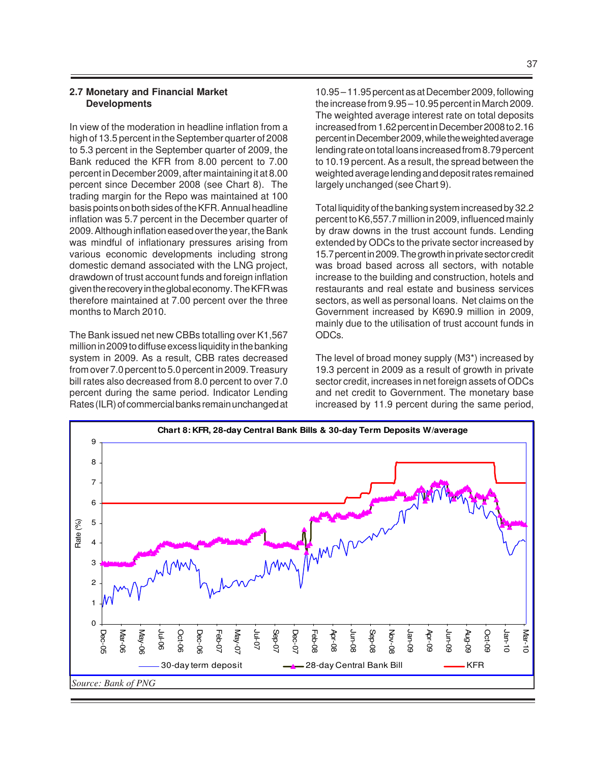## 2.7 Monetary and Financial Market Developments

In view of the moderation in headline inflation from a high of 13.5 percent in the September quarter of 2008 to 5.3 percent in the September quarter of 2009, the Bank reduced the KFR from 8.00 percent to 7.00 percent in December 2009, after maintaining it at 8.00 percent since December 2008 (see Chart 8). The trading margin for the Repo was maintained at 100 basis points on both sides of the KFR. Annual headline inflation was 5.7 percent in the December quarter of 2009. Although inflation eased over the year, the Bank was mindful of inflationary pressures arising from various economic developments including strong domestic demand associated with the LNG project, drawdown of trust account funds and foreign inflation given the recovery in the global economy. The KFR was therefore maintained at 7.00 percent over the three months to March 2010.

The Bank issued net new CBBs totalling over K1,567 million in 2009 to diffuse excess liquidity in the banking system in 2009. As a result, CBB rates decreased from over 7.0 percent to 5.0 percent in 2009. Treasury bill rates also decreased from 8.0 percent to over 7.0 percent during the same period. Indicator Lending Rates (ILR) of commercial banks remain unchanged at 10.95 – 11.95 percent as at December 2009, following the increase from 9.95 – 10.95 percent in March 2009. The weighted average interest rate on total deposits increased from 1.62 percent in December 2008 to 2.16 percent in December 2009, while the weighted average lending rate on total loans increased from 8.79 percent to 10.19 percent. As a result, the spread between the weighted average lending and deposit rates remained largely unchanged (see Chart 9).

Total liquidity of the banking system increased by 32.2 percent to K6,557.7 million in 2009, influenced mainly by draw downs in the trust account funds. Lending extended by ODCs to the private sector increased by 15.7 percent in 2009. The growth in private sector credit was broad based across all sectors, with notable increase to the building and construction, hotels and restaurants and real estate and business services sectors, as well as personal loans. Net claims on the Government increased by K690.9 million in 2009, mainly due to the utilisation of trust account funds in ODCs.

The level of broad money supply (M3*) increased by 19.3 percent in 2009 as a result of growth in private sector credit, increases in net foreign assets of ODCs and net credit to Government. The monetary base increased by 11.9 percent during the same period,

**Chart 8: KFR, 28-day Central Bank Bills & 30-day Term Deposits W/average**

*Source: Bank of PNG*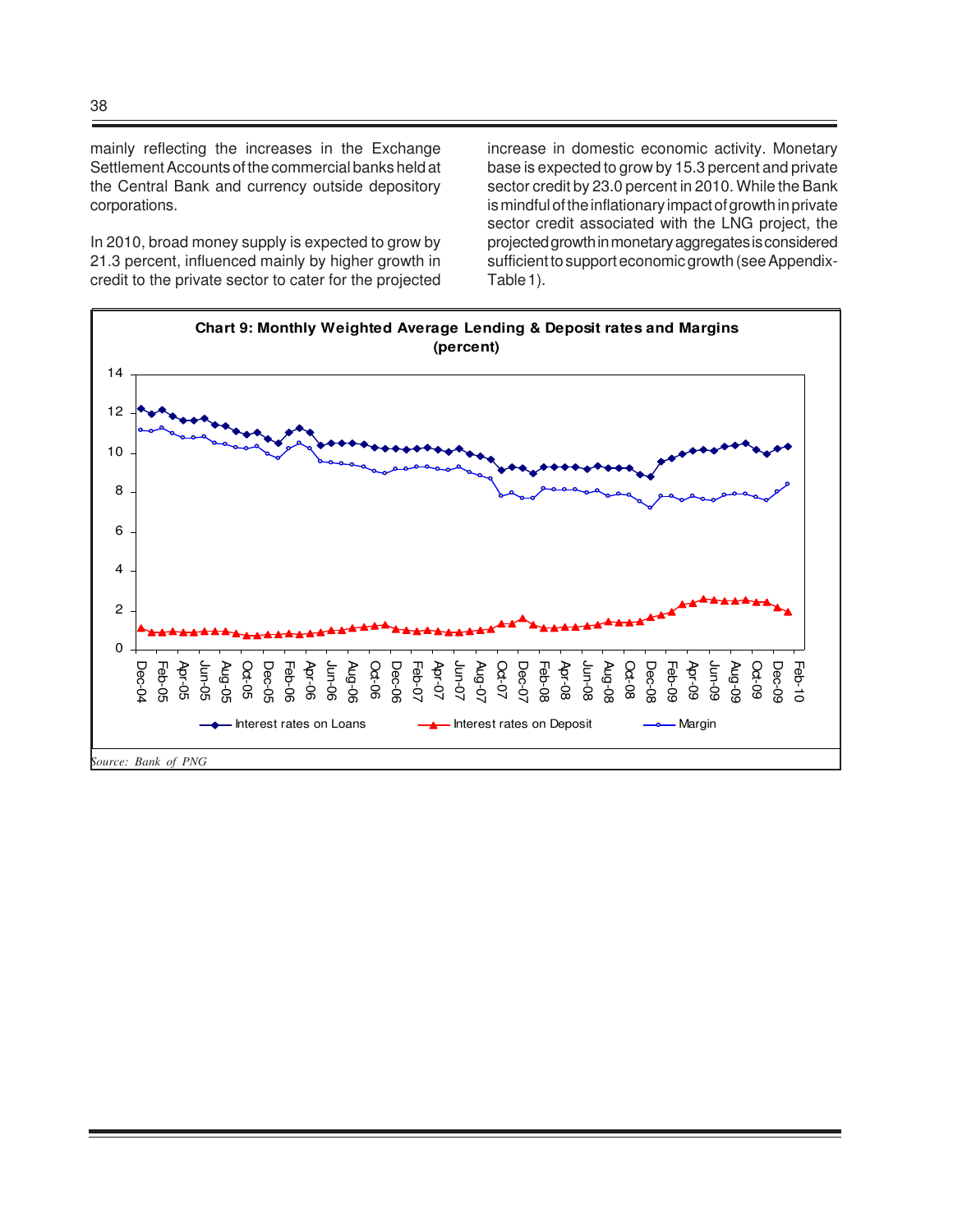mainly reflecting the increases in the Exchange Settlement Accounts of the commercial banks held at the Central Bank and currency outside depository corporations.

In 2010, broad money supply is expected to grow by 21.3 percent, influenced mainly by higher growth in credit to the private sector to cater for the projected increase in domestic economic activity. Monetary base is expected to grow by 15.3 percent and private sector credit by 23.0 percent in 2010. While the Bank is mindful of the inflationary impact of growth in private sector credit associated with the LNG project, the projected growth in monetary aggregates is considered sufficient to support economic growth (see Appendix-Table 1).

**Chart 9: Monthly Weighted Average Lending & Deposit rates and Margins (percent)**

*Source: Bank of PNG*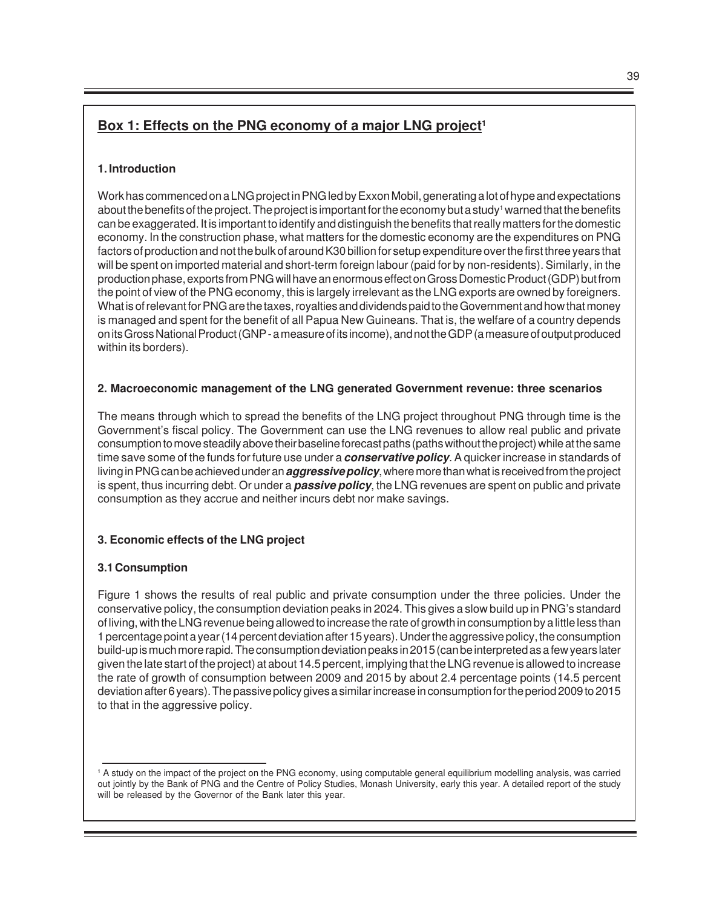## Box 1: Effects on the PNG economy of a major LNG project[1]

### 1. Introduction

Work has commenced on a LNG project in PNG led by Exxon Mobil, generating a lot of hype and expectations about the benefits of the project. The project is important for the economy but a study[1] warned that the benefits can be exaggerated. It is important to identify and distinguish the benefits that really matters for the domestic economy. In the construction phase, what matters for the domestic economy are the expenditures on PNG factors of production and not the bulk of around K30 billion for setup expenditure over the first three years that will be spent on imported material and short-term foreign labour (paid for by non-residents). Similarly, in the production phase, exports from PNG will have an enormous effect on Gross Domestic Product (GDP) but from the point of view of the PNG economy, this is largely irrelevant as the LNG exports are owned by foreigners. What is of relevant for PNG are the taxes, royalties and dividends paid to the Government and how that money is managed and spent for the benefit of all Papua New Guineans. That is, the welfare of a country depends on its Gross National Product (GNP - a measure of its income), and not the GDP (a measure of output produced within its borders).

### 2. Macroeconomic management of the LNG generated Government revenue: three scenarios

The means through which to spread the benefits of the LNG project throughout PNG through time is the Government's fiscal policy. The Government can use the LNG revenues to allow real public and private consumption to move steadily above their baseline forecast paths (paths without the project) while at the same time save some of the funds for future use under a ***conservative policy***. A quicker increase in standards of living in PNG can be achieved under an ***aggressive policy***, where more than what is received from the project is spent, thus incurring debt. Or under a ***passive policy***, the LNG revenues are spent on public and private consumption as they accrue and neither incurs debt nor make savings.

### 3. Economic effects of the LNG project

#### 3.1 Consumption

Figure 1 shows the results of real public and private consumption under the three policies. Under the conservative policy, the consumption deviation peaks in 2024. This gives a slow build up in PNG's standard of living, with the LNG revenue being allowed to increase the rate of growth in consumption by a little less than 1 percentage point a year (14 percent deviation after 15 years). Under the aggressive policy, the consumption build-up is much more rapid. The consumption deviation peaks in 2015 (can be interpreted as a few years later given the late start of the project) at about 14.5 percent, implying that the LNG revenue is allowed to increase the rate of growth of consumption between 2009 and 2015 by about 2.4 percentage points (14.5 percent deviation after 6 years). The passive policy gives a similar increase in consumption for the period 2009 to 2015 to that in the aggressive policy.

---

[1] A study on the impact of the project on the PNG economy, using computable general equilibrium modelling analysis, was carried out jointly by the Bank of PNG and the Centre of Policy Studies, Monash University, early this year. A detailed report of the study will be released by the Governor of the Bank later this year.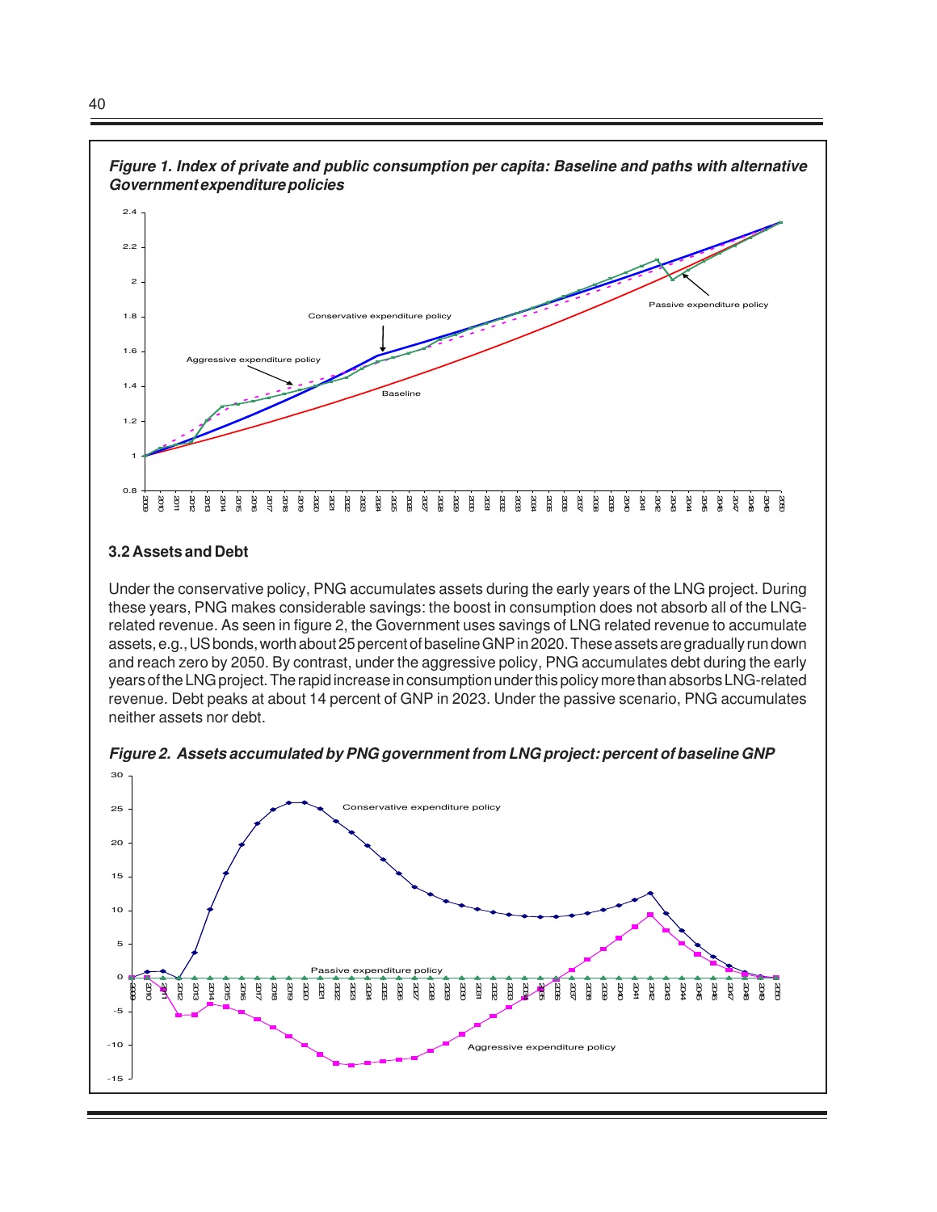***Figure 1. Index of private and public consumption per capita: Baseline and paths with alternative Government expenditure policies***

## 3.2 Assets and Debt

Under the conservative policy, PNG accumulates assets during the early years of the LNG project. During these years, PNG makes considerable savings: the boost in consumption does not absorb all of the LNG-related revenue. As seen in figure 2, the Government uses savings of LNG related revenue to accumulate assets, e.g., US bonds, worth about 25 percent of baseline GNP in 2020. These assets are gradually run down and reach zero by 2050. By contrast, under the aggressive policy, PNG accumulates debt during the early years of the LNG project. The rapid increase in consumption under this policy more than absorbs LNG-related revenue. Debt peaks at about 14 percent of GNP in 2023. Under the passive scenario, PNG accumulates neither assets nor debt.

***Figure 2. Assets accumulated by PNG government from LNG project: percent of baseline GNP***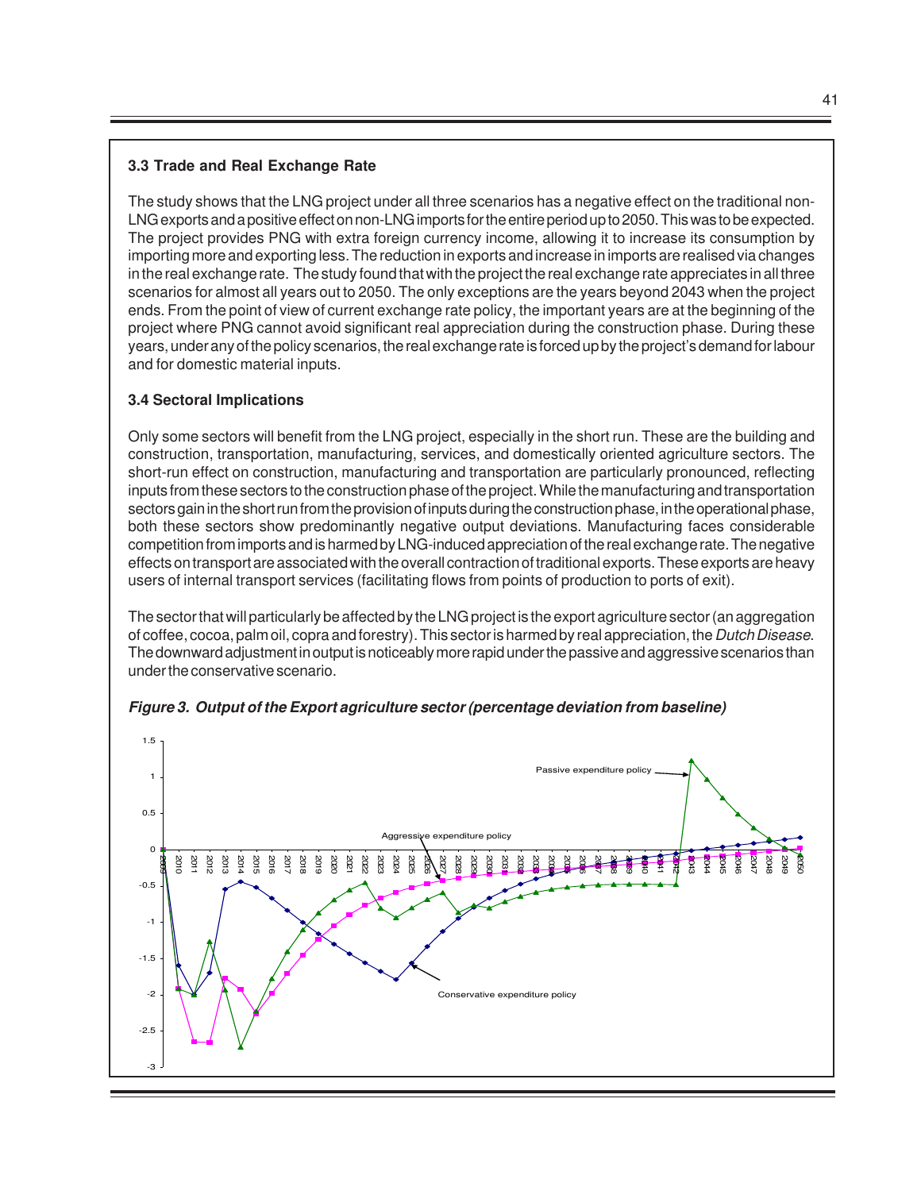### 3.3 Trade and Real Exchange Rate

The study shows that the LNG project under all three scenarios has a negative effect on the traditional non-LNG exports and a positive effect on non-LNG imports for the entire period up to 2050. This was to be expected. The project provides PNG with extra foreign currency income, allowing it to increase its consumption by importing more and exporting less. The reduction in exports and increase in imports are realised via changes in the real exchange rate. The study found that with the project the real exchange rate appreciates in all three scenarios for almost all years out to 2050. The only exceptions are the years beyond 2043 when the project ends. From the point of view of current exchange rate policy, the important years are at the beginning of the project where PNG cannot avoid significant real appreciation during the construction phase. During these years, under any of the policy scenarios, the real exchange rate is forced up by the project's demand for labour and for domestic material inputs.

### 3.4 Sectoral Implications

Only some sectors will benefit from the LNG project, especially in the short run. These are the building and construction, transportation, manufacturing, services, and domestically oriented agriculture sectors. The short-run effect on construction, manufacturing and transportation are particularly pronounced, reflecting inputs from these sectors to the construction phase of the project. While the manufacturing and transportation sectors gain in the short run from the provision of inputs during the construction phase, in the operational phase, both these sectors show predominantly negative output deviations. Manufacturing faces considerable competition from imports and is harmed by LNG-induced appreciation of the real exchange rate. The negative effects on transport are associated with the overall contraction of traditional exports. These exports are heavy users of internal transport services (facilitating flows from points of production to ports of exit).

The sector that will particularly be affected by the LNG project is the export agriculture sector (an aggregation of coffee, cocoa, palm oil, copra and forestry). This sector is harmed by real appreciation, the *Dutch Disease*. The downward adjustment in output is noticeably more rapid under the passive and aggressive scenarios than under the conservative scenario.

***Figure 3. Output of the Export agriculture sector (percentage deviation from baseline)***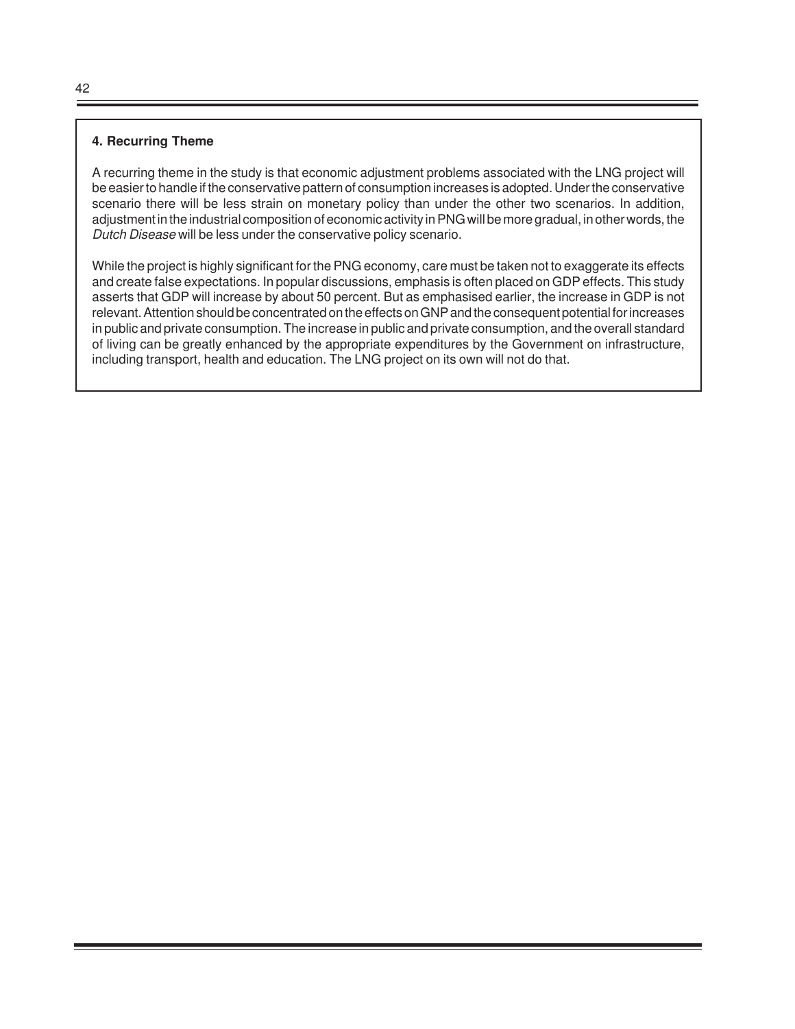### 4. Recurring Theme

A recurring theme in the study is that economic adjustment problems associated with the LNG project will be easier to handle if the conservative pattern of consumption increases is adopted. Under the conservative scenario there will be less strain on monetary policy than under the other two scenarios. In addition, adjustment in the industrial composition of economic activity in PNG will be more gradual, in other words, the *Dutch Disease* will be less under the conservative policy scenario.

While the project is highly significant for the PNG economy, care must be taken not to exaggerate its effects and create false expectations. In popular discussions, emphasis is often placed on GDP effects. This study asserts that GDP will increase by about 50 percent. But as emphasised earlier, the increase in GDP is not relevant. Attention should be concentrated on the effects on GNP and the consequent potential for increases in public and private consumption. The increase in public and private consumption, and the overall standard of living can be greatly enhanced by the appropriate expenditures by the Government on infrastructure, including transport, health and education. The LNG project on its own will not do that.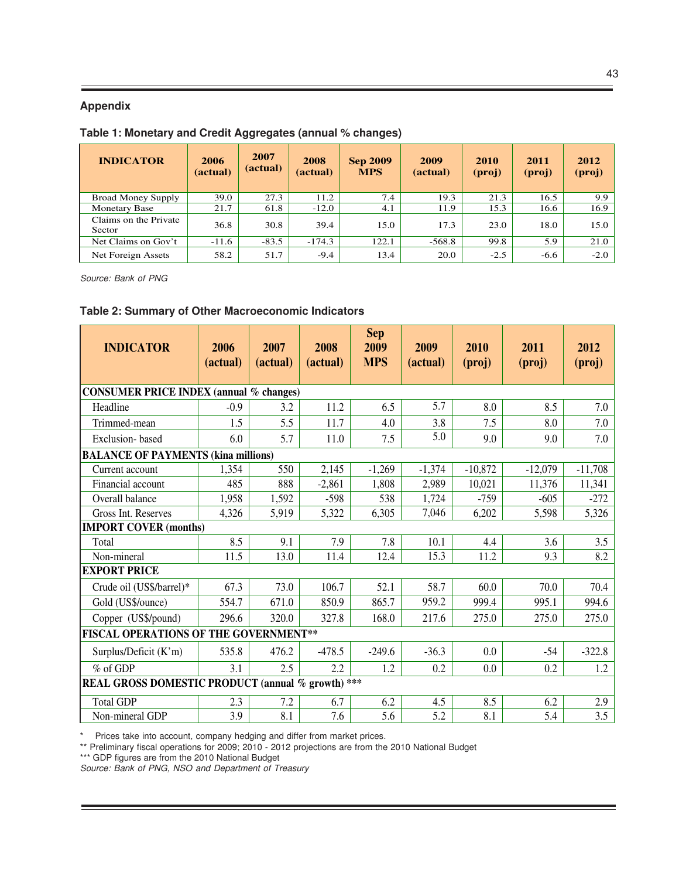## Appendix

### Table 1: Monetary and Credit Aggregates (annual % changes)

| INDICATOR | 2006 (actual) | 2007 (actual) | 2008 (actual) | Sep 2009 MPS | 2009 (actual) | 2010 (proj) | 2011 (proj) | 2012 (proj) |
|---|---|---|---|---|---|---|---|---|
| Broad Money Supply | 39.0 | 27.3 | 11.2 | 7.4 | 19.3 | 21.3 | 16.5 | 9.9 |
| Monetary Base | 21.7 | 61.8 | -12.0 | 4.1 | 11.9 | 15.3 | 16.6 | 16.9 |
| Claims on the Private Sector | 36.8 | 30.8 | 39.4 | 15.0 | 17.3 | 23.0 | 18.0 | 15.0 |
| Net Claims on Gov't | -11.6 | -83.5 | -174.3 | 122.1 | -568.8 | 99.8 | 5.9 | 21.0 |
| Net Foreign Assets | 58.2 | 51.7 | -9.4 | 13.4 | 20.0 | -2.5 | -6.6 | -2.0 |

*Source: Bank of PNG*

### Table 2: Summary of Other Macroeconomic Indicators

| INDICATOR | 2006 (actual) | 2007 (actual) | 2008 (actual) | Sep 2009 MPS | 2009 (actual) | 2010 (proj) | 2011 (proj) | 2012 (proj) |
|---|---|---|---|---|---|---|---|---|
| **CONSUMER PRICE INDEX (annual % changes)** | | | | | | | | |
| Headline | -0.9 | 3.2 | 11.2 | 6.5 | 5.7 | 8.0 | 8.5 | 7.0 |
| Trimmed-mean | 1.5 | 5.5 | 11.7 | 4.0 | 3.8 | 7.5 | 8.0 | 7.0 |
| Exclusion- based | 6.0 | 5.7 | 11.0 | 7.5 | 5.0 | 9.0 | 9.0 | 7.0 |
| **BALANCE OF PAYMENTS (kina millions)** | | | | | | | | |
| Current account | 1,354 | 550 | 2,145 | -1,269 | -1,374 | -10,872 | -12,079 | -11,708 |
| Financial account | 485 | 888 | -2,861 | 1,808 | 2,989 | 10,021 | 11,376 | 11,341 |
| Overall balance | 1,958 | 1,592 | -598 | 538 | 1,724 | -759 | -605 | -272 |
| Gross Int. Reserves | 4,326 | 5,919 | 5,322 | 6,305 | 7,046 | 6,202 | 5,598 | 5,326 |
| **IMPORT COVER (months)** | | | | | | | | |
| Total | 8.5 | 9.1 | 7.9 | 7.8 | 10.1 | 4.4 | 3.6 | 3.5 |
| Non-mineral | 11.5 | 13.0 | 11.4 | 12.4 | 15.3 | 11.2 | 9.3 | 8.2 |
| **EXPORT PRICE** | | | | | | | | |
| Crude oil (US$/barrel)* | 67.3 | 73.0 | 106.7 | 52.1 | 58.7 | 60.0 | 70.0 | 70.4 |
| Gold (US$/ounce) | 554.7 | 671.0 | 850.9 | 865.7 | 959.2 | 999.4 | 995.1 | 994.6 |
| Copper (US$/pound) | 296.6 | 320.0 | 327.8 | 168.0 | 217.6 | 275.0 | 275.0 | 275.0 |
| **FISCAL OPERATIONS OF THE GOVERNMENT**** | | | | | | | | |
| Surplus/Deficit (K'm) | 535.8 | 476.2 | -478.5 | -249.6 | -36.3 | 0.0 | -54 | -322.8 |
| % of GDP | 3.1 | 2.5 | 2.2 | 1.2 | 0.2 | 0.0 | 0.2 | 1.2 |
| **REAL GROSS DOMESTIC PRODUCT (annual % growth) ***** | | | | | | | | |
| Total GDP | 2.3 | 7.2 | 6.7 | 6.2 | 4.5 | 8.5 | 6.2 | 2.9 |
| Non-mineral GDP | 3.9 | 8.1 | 7.6 | 5.6 | 5.2 | 8.1 | 5.4 | 3.5 |

\* Prices take into account, company hedging and differ from market prices.
** Preliminary fiscal operations for 2009; 2010 - 2012 projections are from the 2010 National Budget
*** GDP figures are from the 2010 National Budget
*Source: Bank of PNG, NSO and Department of Treasury*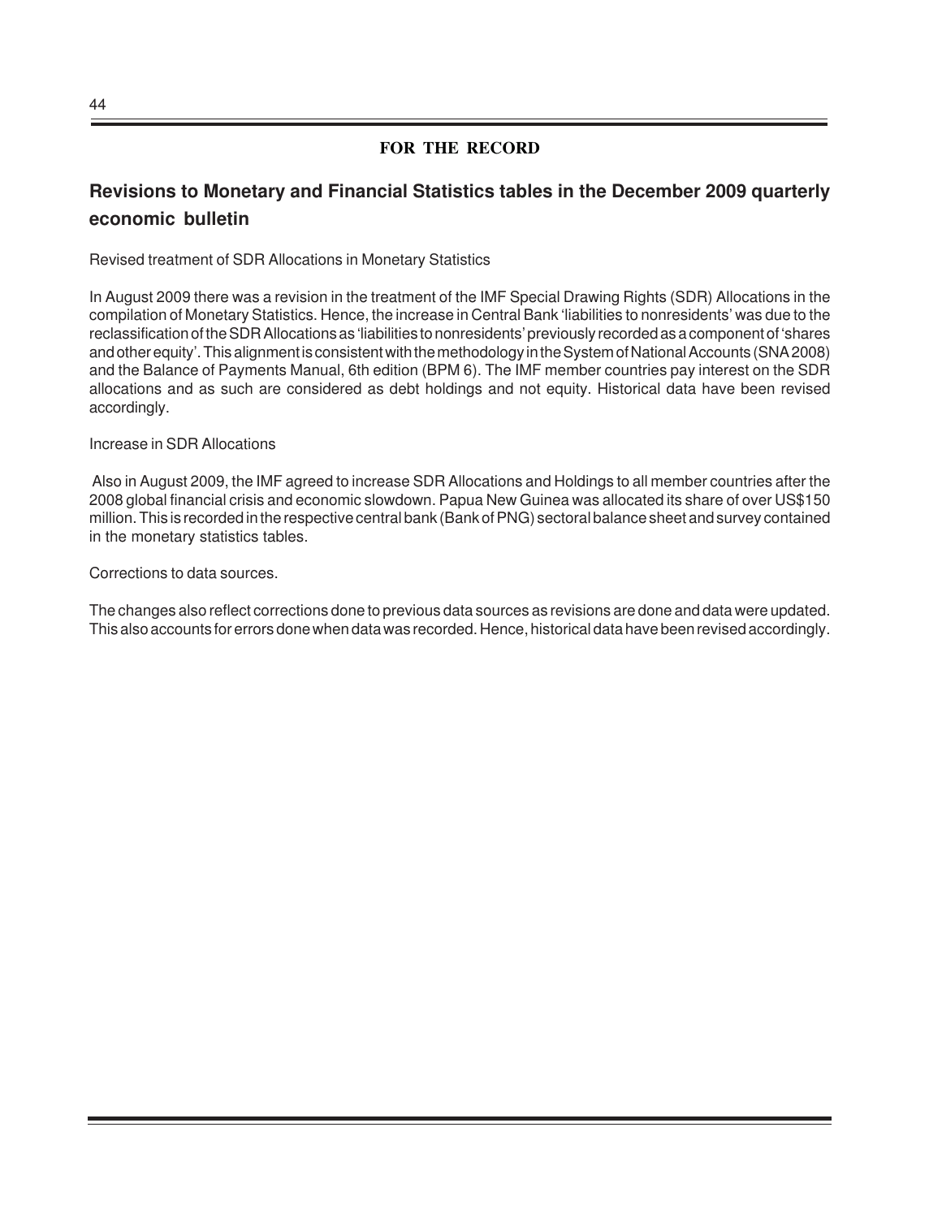**FOR THE RECORD**

## Revisions to Monetary and Financial Statistics tables in the December 2009 quarterly economic bulletin

Revised treatment of SDR Allocations in Monetary Statistics

In August 2009 there was a revision in the treatment of the IMF Special Drawing Rights (SDR) Allocations in the compilation of Monetary Statistics. Hence, the increase in Central Bank 'liabilities to nonresidents' was due to the reclassification of the SDR Allocations as 'liabilities to nonresidents' previously recorded as a component of 'shares and other equity'. This alignment is consistent with the methodology in the System of National Accounts (SNA 2008) and the Balance of Payments Manual, 6th edition (BPM 6). The IMF member countries pay interest on the SDR allocations and as such are considered as debt holdings and not equity. Historical data have been revised accordingly.

Increase in SDR Allocations

Also in August 2009, the IMF agreed to increase SDR Allocations and Holdings to all member countries after the 2008 global financial crisis and economic slowdown. Papua New Guinea was allocated its share of over US$150 million. This is recorded in the respective central bank (Bank of PNG) sectoral balance sheet and survey contained in the monetary statistics tables.

Corrections to data sources.

The changes also reflect corrections done to previous data sources as revisions are done and data were updated. This also accounts for errors done when data was recorded. Hence, historical data have been revised accordingly.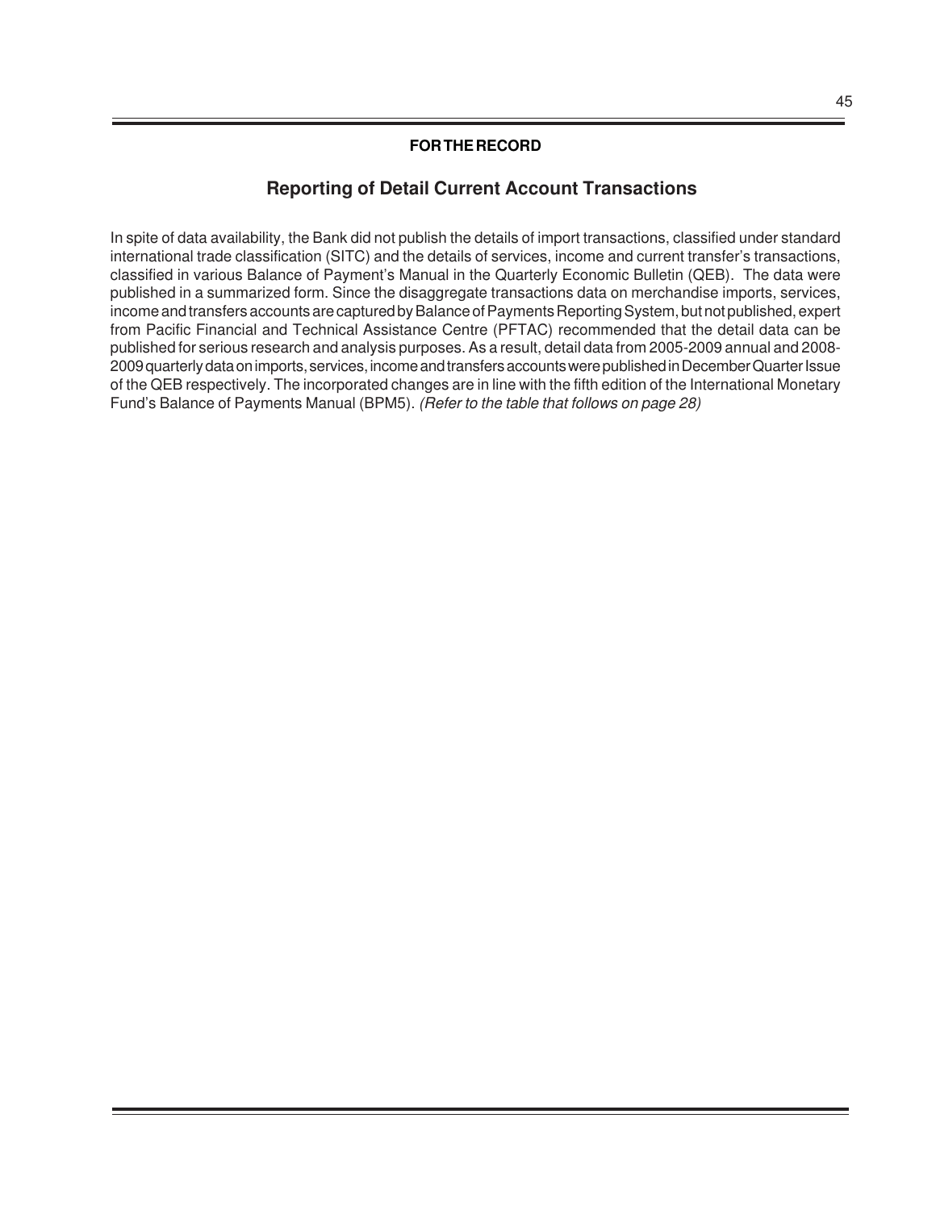**FOR THE RECORD**

## Reporting of Detail Current Account Transactions

In spite of data availability, the Bank did not publish the details of import transactions, classified under standard international trade classification (SITC) and the details of services, income and current transfer's transactions, classified in various Balance of Payment's Manual in the Quarterly Economic Bulletin (QEB). The data were published in a summarized form. Since the disaggregate transactions data on merchandise imports, services, income and transfers accounts are captured by Balance of Payments Reporting System, but not published, expert from Pacific Financial and Technical Assistance Centre (PFTAC) recommended that the detail data can be published for serious research and analysis purposes. As a result, detail data from 2005-2009 annual and 2008-2009 quarterly data on imports, services, income and transfers accounts were published in December Quarter Issue of the QEB respectively. The incorporated changes are in line with the fifth edition of the International Monetary Fund's Balance of Payments Manual (BPM5). *(Refer to the table that follows on page 28)*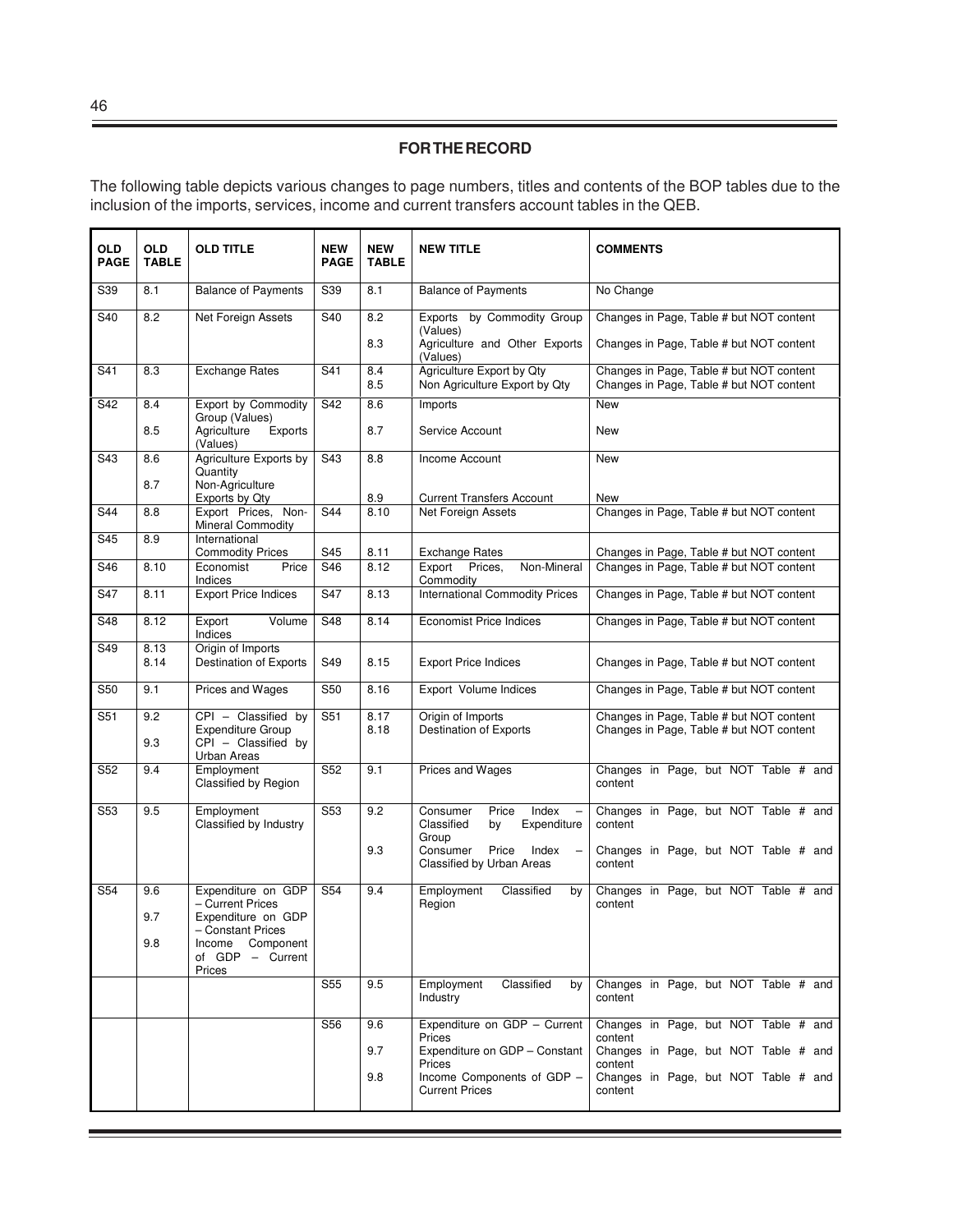## FOR THE RECORD

The following table depicts various changes to page numbers, titles and contents of the BOP tables due to the inclusion of the imports, services, income and current transfers account tables in the QEB.

| OLD PAGE | OLD TABLE | OLD TITLE | NEW PAGE | NEW TABLE | NEW TITLE | COMMENTS |
|---|---|---|---|---|---|---|
| S39 | 8.1 | Balance of Payments | S39 | 8.1 | Balance of Payments | No Change |
| S40 | 8.2 | Net Foreign Assets | S40 | 8.2 | Exports by Commodity Group (Values) | Changes in Page, Table # but NOT content |
| | | | | 8.3 | Agriculture and Other Exports (Values) | Changes in Page, Table # but NOT content |
| S41 | 8.3 | Exchange Rates | S41 | 8.4 | Agriculture Export by Qty | Changes in Page, Table # but NOT content |
| | | | | 8.5 | Non Agriculture Export by Qty | Changes in Page, Table # but NOT content |
| S42 | 8.4 | Export by Commodity Group (Values) | S42 | 8.6 | Imports | New |
| | 8.5 | Agriculture Exports (Values) | | 8.7 | Service Account | New |
| S43 | 8.6 | Agriculture Exports by Quantity | S43 | 8.8 | Income Account | New |
| | 8.7 | Non-Agriculture Exports by Qty | | 8.9 | Current Transfers Account | New |
| S44 | 8.8 | Export Prices, Non-Mineral Commodity | S44 | 8.10 | Net Foreign Assets | Changes in Page, Table # but NOT content |
| S45 | 8.9 | International Commodity Prices | S45 | 8.11 | Exchange Rates | Changes in Page, Table # but NOT content |
| S46 | 8.10 | Economist Price Indices | S46 | 8.12 | Export Prices, Non-Mineral Commodity | Changes in Page, Table # but NOT content |
| S47 | 8.11 | Export Price Indices | S47 | 8.13 | International Commodity Prices | Changes in Page, Table # but NOT content |
| S48 | 8.12 | Export Volume Indices | S48 | 8.14 | Economist Price Indices | Changes in Page, Table # but NOT content |
| S49 | 8.13 | Origin of Imports | | | | |
| | 8.14 | Destination of Exports | S49 | 8.15 | Export Price Indices | Changes in Page, Table # but NOT content |
| S50 | 9.1 | Prices and Wages | S50 | 8.16 | Export Volume Indices | Changes in Page, Table # but NOT content |
| S51 | 9.2 | CPI – Classified by Expenditure Group | S51 | 8.17 | Origin of Imports | Changes in Page, Table # but NOT content |
| | 9.3 | CPI – Classified by Urban Areas | | 8.18 | Destination of Exports | Changes in Page, Table # but NOT content |
| S52 | 9.4 | Employment Classified by Region | S52 | 9.1 | Prices and Wages | Changes in Page, but NOT Table # and content |
| S53 | 9.5 | Employment Classified by Industry | S53 | 9.2 | Consumer Price Index – Classified by Expenditure Group | Changes in Page, but NOT Table # and content |
| | | | | 9.3 | Consumer Price Index – Classified by Urban Areas | Changes in Page, but NOT Table # and content |
| S54 | 9.6 | Expenditure on GDP – Current Prices | S54 | 9.4 | Employment Classified by Region | Changes in Page, but NOT Table # and content |
| | 9.7 | Expenditure on GDP – Constant Prices | | | | |
| | 9.8 | Income Component of GDP – Current Prices | | | | |
| | | | S55 | 9.5 | Employment Classified by Industry | Changes in Page, but NOT Table # and content |
| | | | S56 | 9.6 | Expenditure on GDP – Current Prices | Changes in Page, but NOT Table # and content |
| | | | | 9.7 | Expenditure on GDP – Constant Prices | Changes in Page, but NOT Table # and content |
| | | | | 9.8 | Income Components of GDP – Current Prices | Changes in Page, but NOT Table # and content |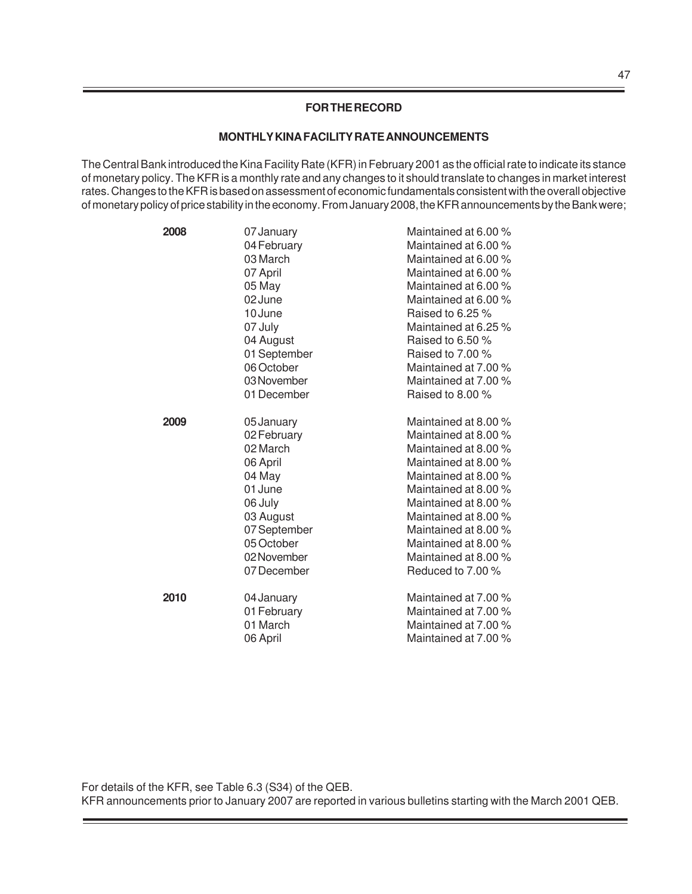## FOR THE RECORD

### MONTHLY KINA FACILITY RATE ANNOUNCEMENTS

The Central Bank introduced the Kina Facility Rate (KFR) in February 2001 as the official rate to indicate its stance of monetary policy. The KFR is a monthly rate and any changes to it should translate to changes in market interest rates. Changes to the KFR is based on assessment of economic fundamentals consistent with the overall objective of monetary policy of price stability in the economy. From January 2008, the KFR announcements by the Bank were;

| | | |
|---|---|---|
| **2008** | 07 January | Maintained at 6.00 % |
| | 04 February | Maintained at 6.00 % |
| | 03 March | Maintained at 6.00 % |
| | 07 April | Maintained at 6.00 % |
| | 05 May | Maintained at 6.00 % |
| | 02 June | Maintained at 6.00 % |
| | 10 June | Raised to 6.25 % |
| | 07 July | Maintained at 6.25 % |
| | 04 August | Raised to 6.50 % |
| | 01 September | Raised to 7.00 % |
| | 06 October | Maintained at 7.00 % |
| | 03 November | Maintained at 7.00 % |
| | 01 December | Raised to 8.00 % |
| **2009** | 05 January | Maintained at 8.00 % |
| | 02 February | Maintained at 8.00 % |
| | 02 March | Maintained at 8.00 % |
| | 06 April | Maintained at 8.00 % |
| | 04 May | Maintained at 8.00 % |
| | 01 June | Maintained at 8.00 % |
| | 06 July | Maintained at 8.00 % |
| | 03 August | Maintained at 8.00 % |
| | 07 September | Maintained at 8.00 % |
| | 05 October | Maintained at 8.00 % |
| | 02 November | Maintained at 8.00 % |
| | 07 December | Reduced to 7.00 % |
| **2010** | 04 January | Maintained at 7.00 % |
| | 01 February | Maintained at 7.00 % |
| | 01 March | Maintained at 7.00 % |
| | 06 April | Maintained at 7.00 % |

For details of the KFR, see Table 6.3 (S34) of the QEB.
KFR announcements prior to January 2007 are reported in various bulletins starting with the March 2001 QEB.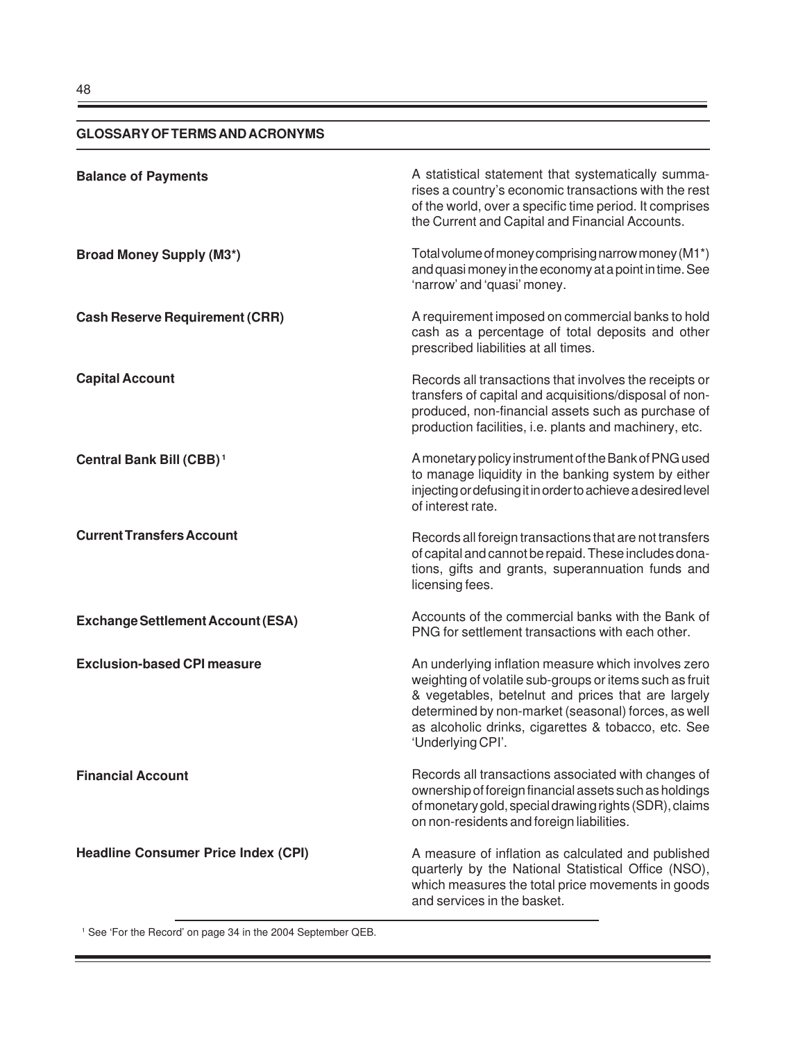## GLOSSARY OF TERMS AND ACRONYMS

**Balance of Payments**

A statistical statement that systematically summarises a country's economic transactions with the rest of the world, over a specific time period. It comprises the Current and Capital and Financial Accounts.

**Broad Money Supply (M3*)**

Total volume of money comprising narrow money (M1*) and quasi money in the economy at a point in time. See 'narrow' and 'quasi' money.

**Cash Reserve Requirement (CRR)**

A requirement imposed on commercial banks to hold cash as a percentage of total deposits and other prescribed liabilities at all times.

**Capital Account**

Records all transactions that involves the receipts or transfers of capital and acquisitions/disposal of non-produced, non-financial assets such as purchase of production facilities, i.e. plants and machinery, etc.

**Central Bank Bill (CBB)**[1]

A monetary policy instrument of the Bank of PNG used to manage liquidity in the banking system by either injecting or defusing it in order to achieve a desired level of interest rate.

**Current Transfers Account**

Records all foreign transactions that are not transfers of capital and cannot be repaid. These includes donations, gifts and grants, superannuation funds and licensing fees.

**Exchange Settlement Account (ESA)**

Accounts of the commercial banks with the Bank of PNG for settlement transactions with each other.

**Exclusion-based CPI measure**

An underlying inflation measure which involves zero weighting of volatile sub-groups or items such as fruit & vegetables, betelnut and prices that are largely determined by non-market (seasonal) forces, as well as alcoholic drinks, cigarettes & tobacco, etc. See 'Underlying CPI'.

**Financial Account**

Records all transactions associated with changes of ownership of foreign financial assets such as holdings of monetary gold, special drawing rights (SDR), claims on non-residents and foreign liabilities.

**Headline Consumer Price Index (CPI)**

A measure of inflation as calculated and published quarterly by the National Statistical Office (NSO), which measures the total price movements in goods and services in the basket.

---

[1] See 'For the Record' on page 34 in the 2004 September QEB.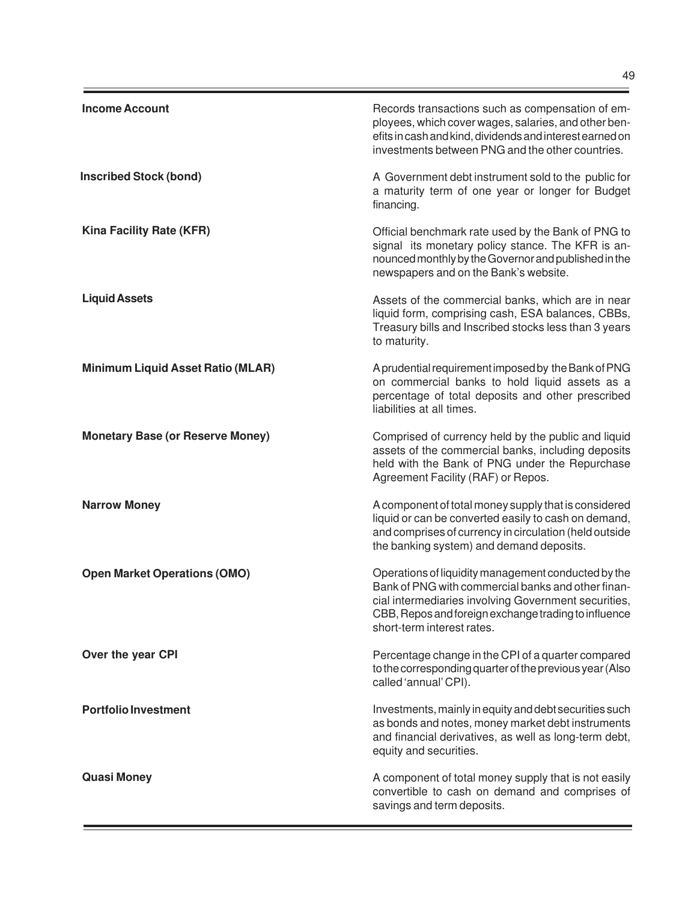| | |
|---|---|
| **Income Account** | Records transactions such as compensation of employees, which cover wages, salaries, and other benefits in cash and kind, dividends and interest earned on investments between PNG and the other countries. |
| **Inscribed Stock (bond)** | A Government debt instrument sold to the public for a maturity term of one year or longer for Budget financing. |
| **Kina Facility Rate (KFR)** | Official benchmark rate used by the Bank of PNG to signal its monetary policy stance. The KFR is announced monthly by the Governor and published in the newspapers and on the Bank's website. |
| **Liquid Assets** | Assets of the commercial banks, which are in near liquid form, comprising cash, ESA balances, CBBs, Treasury bills and Inscribed stocks less than 3 years to maturity. |
| **Minimum Liquid Asset Ratio (MLAR)** | A prudential requirement imposed by the Bank of PNG on commercial banks to hold liquid assets as a percentage of total deposits and other prescribed liabilities at all times. |
| **Monetary Base (or Reserve Money)** | Comprised of currency held by the public and liquid assets of the commercial banks, including deposits held with the Bank of PNG under the Repurchase Agreement Facility (RAF) or Repos. |
| **Narrow Money** | A component of total money supply that is considered liquid or can be converted easily to cash on demand, and comprises of currency in circulation (held outside the banking system) and demand deposits. |
| **Open Market Operations (OMO)** | Operations of liquidity management conducted by the Bank of PNG with commercial banks and other financial intermediaries involving Government securities, CBB, Repos and foreign exchange trading to influence short-term interest rates. |
| **Over the year CPI** | Percentage change in the CPI of a quarter compared to the corresponding quarter of the previous year (Also called 'annual' CPI). |
| **Portfolio Investment** | Investments, mainly in equity and debt securities such as bonds and notes, money market debt instruments and financial derivatives, as well as long-term debt, equity and securities. |
| **Quasi Money** | A component of total money supply that is not easily convertible to cash on demand and comprises of savings and term deposits. |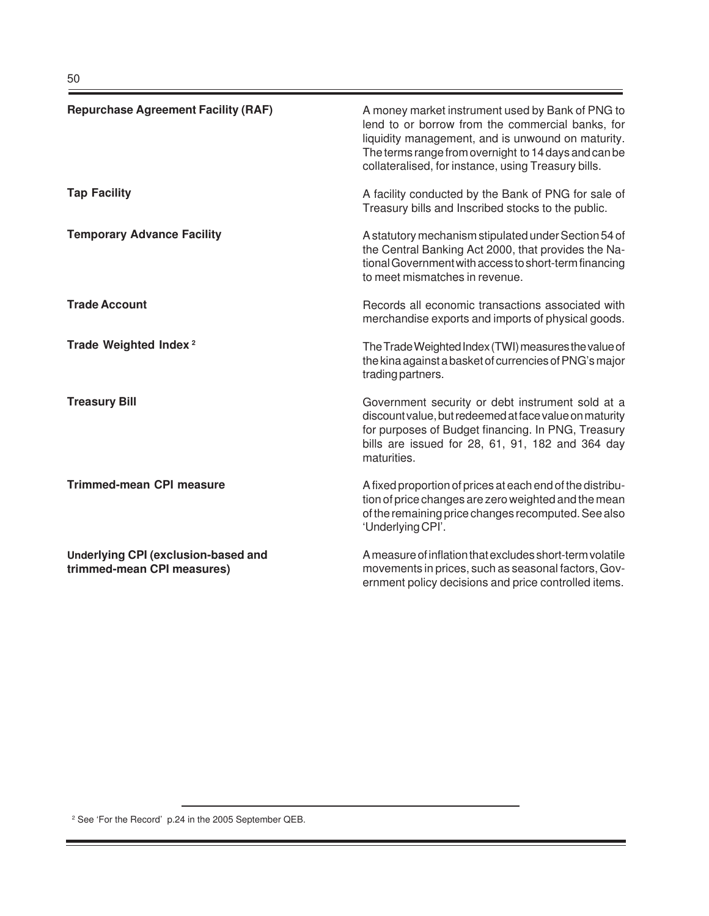**Repurchase Agreement Facility (RAF)**

A money market instrument used by Bank of PNG to lend to or borrow from the commercial banks, for liquidity management, and is unwound on maturity. The terms range from overnight to 14 days and can be collateralised, for instance, using Treasury bills.

**Tap Facility**

A facility conducted by the Bank of PNG for sale of Treasury bills and Inscribed stocks to the public.

**Temporary Advance Facility**

A statutory mechanism stipulated under Section 54 of the Central Banking Act 2000, that provides the National Government with access to short-term financing to meet mismatches in revenue.

**Trade Account**

Records all economic transactions associated with merchandise exports and imports of physical goods.

**Trade Weighted Index [2]**

The Trade Weighted Index (TWI) measures the value of the kina against a basket of currencies of PNG's major trading partners.

**Treasury Bill**

Government security or debt instrument sold at a discount value, but redeemed at face value on maturity for purposes of Budget financing. In PNG, Treasury bills are issued for 28, 61, 91, 182 and 364 day maturities.

**Trimmed-mean CPI measure**

A fixed proportion of prices at each end of the distribution of price changes are zero weighted and the mean of the remaining price changes recomputed. See also 'Underlying CPI'.

**Underlying CPI (exclusion-based and trimmed-mean CPI measures)**

A measure of inflation that excludes short-term volatile movements in prices, such as seasonal factors, Government policy decisions and price controlled items.

---

[2] See 'For the Record' p.24 in the 2005 September QEB.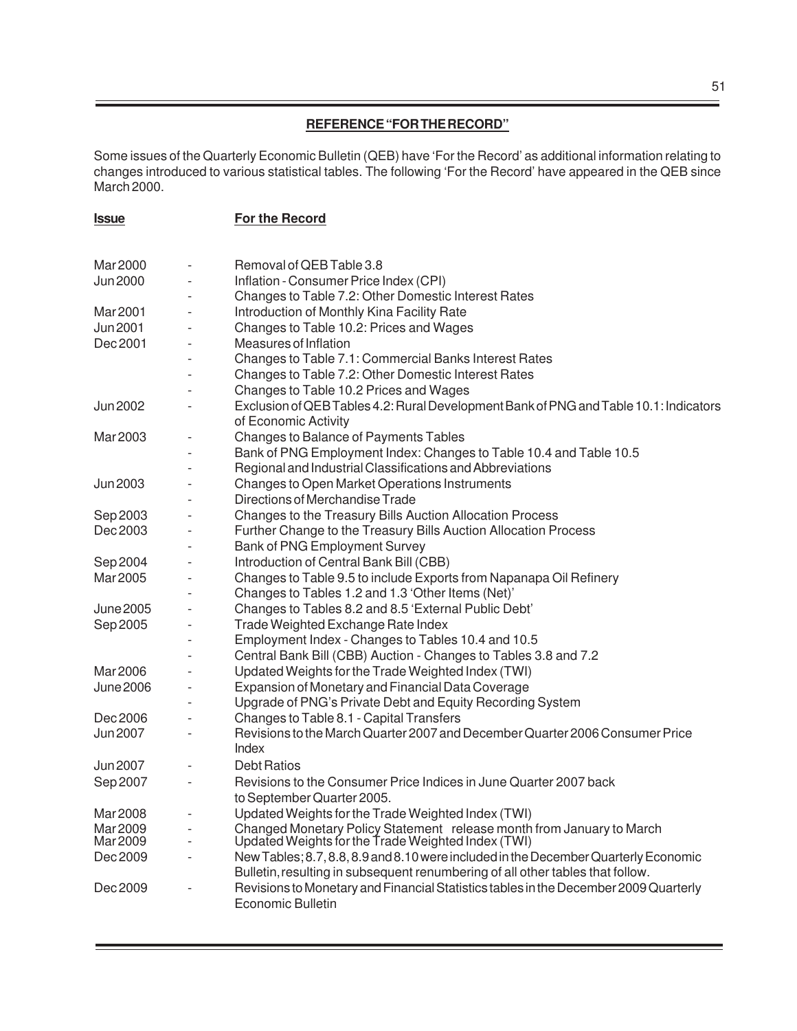## REFERENCE "FOR THE RECORD"

Some issues of the Quarterly Economic Bulletin (QEB) have 'For the Record' as additional information relating to changes introduced to various statistical tables. The following 'For the Record' have appeared in the QEB since March 2000.

| Issue | | For the Record |
|---|---|---|
| Mar 2000 | - | Removal of QEB Table 3.8 |
| Jun 2000 | - | Inflation - Consumer Price Index (CPI) |
| | - | Changes to Table 7.2: Other Domestic Interest Rates |
| Mar 2001 | - | Introduction of Monthly Kina Facility Rate |
| Jun 2001 | - | Changes to Table 10.2: Prices and Wages |
| Dec 2001 | - | Measures of Inflation |
| | - | Changes to Table 7.1: Commercial Banks Interest Rates |
| | - | Changes to Table 7.2: Other Domestic Interest Rates |
| | - | Changes to Table 10.2 Prices and Wages |
| Jun 2002 | - | Exclusion of QEB Tables 4.2: Rural Development Bank of PNG and Table 10.1: Indicators of Economic Activity |
| Mar 2003 | - | Changes to Balance of Payments Tables |
| | - | Bank of PNG Employment Index: Changes to Table 10.4 and Table 10.5 |
| | - | Regional and Industrial Classifications and Abbreviations |
| Jun 2003 | - | Changes to Open Market Operations Instruments |
| | - | Directions of Merchandise Trade |
| Sep 2003 | - | Changes to the Treasury Bills Auction Allocation Process |
| Dec 2003 | - | Further Change to the Treasury Bills Auction Allocation Process |
| | - | Bank of PNG Employment Survey |
| Sep 2004 | - | Introduction of Central Bank Bill (CBB) |
| Mar 2005 | - | Changes to Table 9.5 to include Exports from Napanapa Oil Refinery |
| | - | Changes to Tables 1.2 and 1.3 'Other Items (Net)' |
| June 2005 | - | Changes to Tables 8.2 and 8.5 'External Public Debt' |
| Sep 2005 | - | Trade Weighted Exchange Rate Index |
| | - | Employment Index - Changes to Tables 10.4 and 10.5 |
| | - | Central Bank Bill (CBB) Auction - Changes to Tables 3.8 and 7.2 |
| Mar 2006 | - | Updated Weights for the Trade Weighted Index (TWI) |
| June 2006 | - | Expansion of Monetary and Financial Data Coverage |
| | - | Upgrade of PNG's Private Debt and Equity Recording System |
| Dec 2006 | - | Changes to Table 8.1 - Capital Transfers |
| Jun 2007 | - | Revisions to the March Quarter 2007 and December Quarter 2006 Consumer Price Index |
| Jun 2007 | - | Debt Ratios |
| Sep 2007 | - | Revisions to the Consumer Price Indices in June Quarter 2007 back to September Quarter 2005. |
| Mar 2008 | - | Updated Weights for the Trade Weighted Index (TWI) |
| Mar 2009 | - | Changed Monetary Policy Statement release month from January to March |
| Mar 2009 | - | Updated Weights for the Trade Weighted Index (TWI) |
| Dec 2009 | - | New Tables; 8.7, 8.8, 8.9 and 8.10 were included in the December Quarterly Economic Bulletin, resulting in subsequent renumbering of all other tables that follow. |
| Dec 2009 | - | Revisions to Monetary and Financial Statistics tables in the December 2009 Quarterly Economic Bulletin |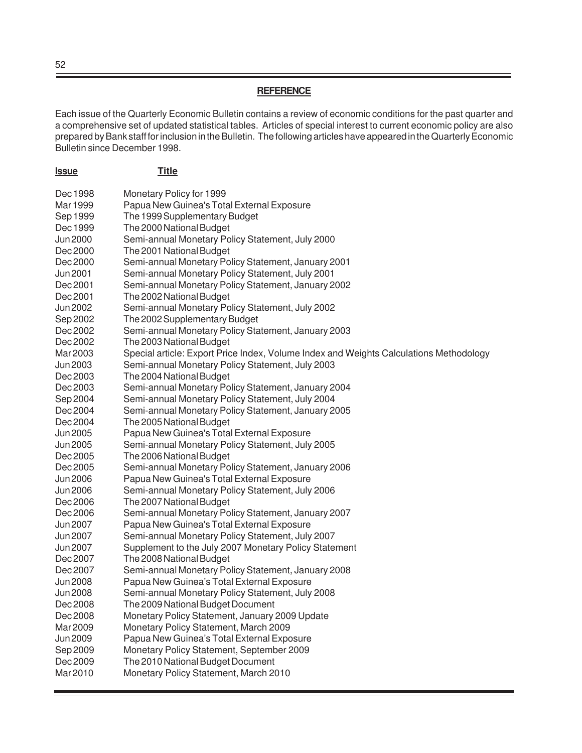## REFERENCE

Each issue of the Quarterly Economic Bulletin contains a review of economic conditions for the past quarter and a comprehensive set of updated statistical tables. Articles of special interest to current economic policy are also prepared by Bank staff for inclusion in the Bulletin. The following articles have appeared in the Quarterly Economic Bulletin since December 1998.

| Issue | Title |
|---|---|
| Dec 1998 | Monetary Policy for 1999 |
| Mar 1999 | Papua New Guinea's Total External Exposure |
| Sep 1999 | The 1999 Supplementary Budget |
| Dec 1999 | The 2000 National Budget |
| Jun 2000 | Semi-annual Monetary Policy Statement, July 2000 |
| Dec 2000 | The 2001 National Budget |
| Dec 2000 | Semi-annual Monetary Policy Statement, January 2001 |
| Jun 2001 | Semi-annual Monetary Policy Statement, July 2001 |
| Dec 2001 | Semi-annual Monetary Policy Statement, January 2002 |
| Dec 2001 | The 2002 National Budget |
| Jun 2002 | Semi-annual Monetary Policy Statement, July 2002 |
| Sep 2002 | The 2002 Supplementary Budget |
| Dec 2002 | Semi-annual Monetary Policy Statement, January 2003 |
| Dec 2002 | The 2003 National Budget |
| Mar 2003 | Special article: Export Price Index, Volume Index and Weights Calculations Methodology |
| Jun 2003 | Semi-annual Monetary Policy Statement, July 2003 |
| Dec 2003 | The 2004 National Budget |
| Dec 2003 | Semi-annual Monetary Policy Statement, January 2004 |
| Sep 2004 | Semi-annual Monetary Policy Statement, July 2004 |
| Dec 2004 | Semi-annual Monetary Policy Statement, January 2005 |
| Dec 2004 | The 2005 National Budget |
| Jun 2005 | Papua New Guinea's Total External Exposure |
| Jun 2005 | Semi-annual Monetary Policy Statement, July 2005 |
| Dec 2005 | The 2006 National Budget |
| Dec 2005 | Semi-annual Monetary Policy Statement, January 2006 |
| Jun 2006 | Papua New Guinea's Total External Exposure |
| Jun 2006 | Semi-annual Monetary Policy Statement, July 2006 |
| Dec 2006 | The 2007 National Budget |
| Dec 2006 | Semi-annual Monetary Policy Statement, January 2007 |
| Jun 2007 | Papua New Guinea's Total External Exposure |
| Jun 2007 | Semi-annual Monetary Policy Statement, July 2007 |
| Jun 2007 | Supplement to the July 2007 Monetary Policy Statement |
| Dec 2007 | The 2008 National Budget |
| Dec 2007 | Semi-annual Monetary Policy Statement, January 2008 |
| Jun 2008 | Papua New Guinea's Total External Exposure |
| Jun 2008 | Semi-annual Monetary Policy Statement, July 2008 |
| Dec 2008 | The 2009 National Budget Document |
| Dec 2008 | Monetary Policy Statement, January 2009 Update |
| Mar 2009 | Monetary Policy Statement, March 2009 |
| Jun 2009 | Papua New Guinea's Total External Exposure |
| Sep 2009 | Monetary Policy Statement, September 2009 |
| Dec 2009 | The 2010 National Budget Document |
| Mar 2010 | Monetary Policy Statement, March 2010 |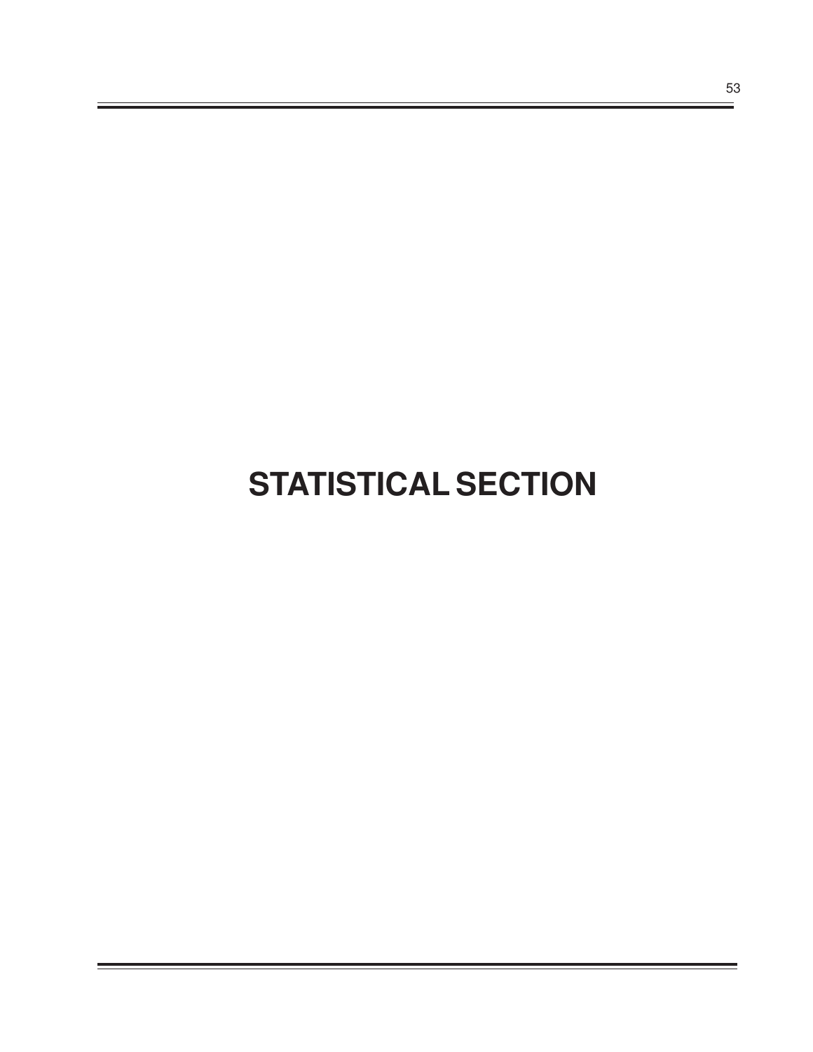# STATISTICAL SECTION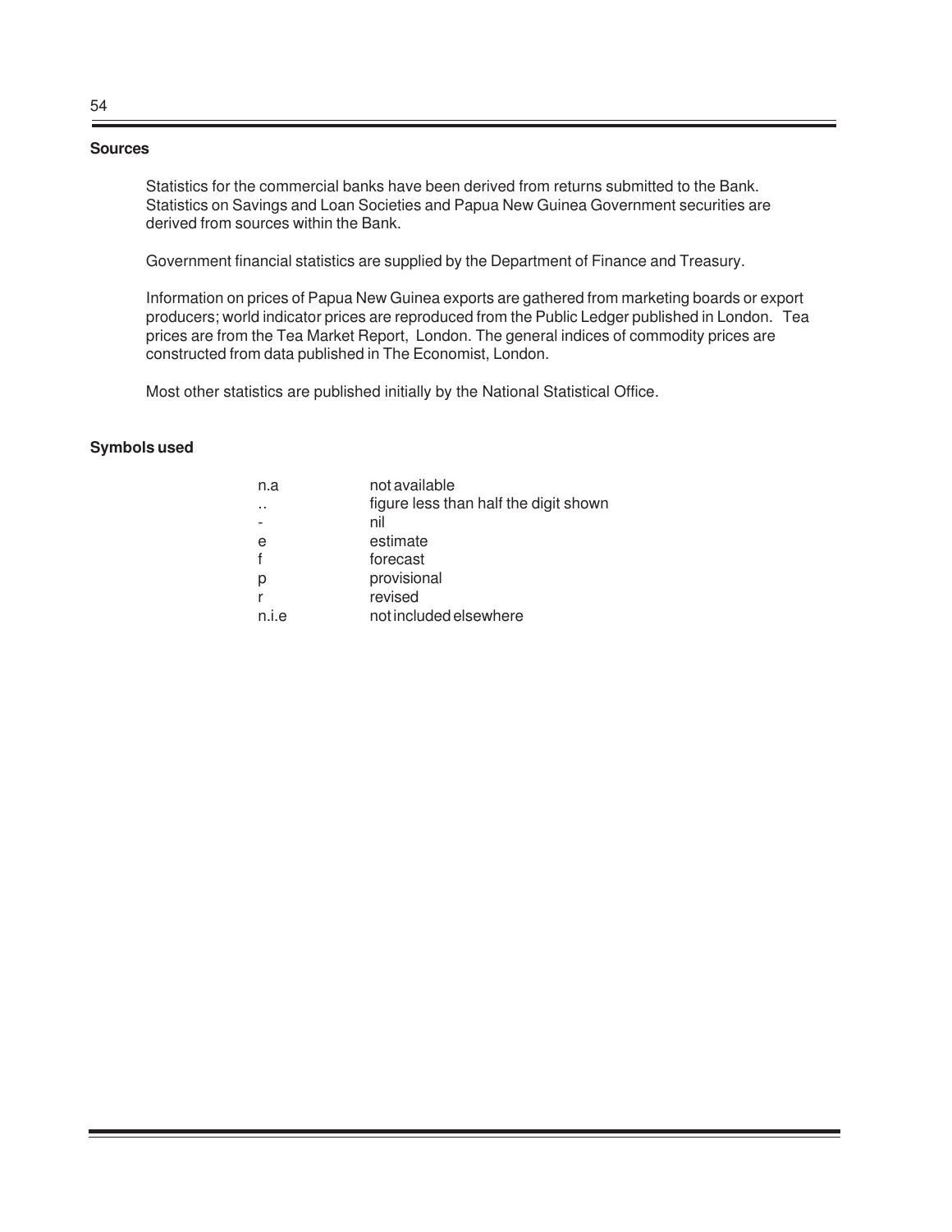## Sources

Statistics for the commercial banks have been derived from returns submitted to the Bank. Statistics on Savings and Loan Societies and Papua New Guinea Government securities are derived from sources within the Bank.

Government financial statistics are supplied by the Department of Finance and Treasury.

Information on prices of Papua New Guinea exports are gathered from marketing boards or export producers; world indicator prices are reproduced from the Public Ledger published in London. Tea prices are from the Tea Market Report, London. The general indices of commodity prices are constructed from data published in The Economist, London.

Most other statistics are published initially by the National Statistical Office.

## Symbols used

| | |
|---|---|
| n.a | not available |
| .. | figure less than half the digit shown |
| - | nil |
| e | estimate |
| f | forecast |
| p | provisional |
| r | revised |
| n.i.e | not included elsewhere |